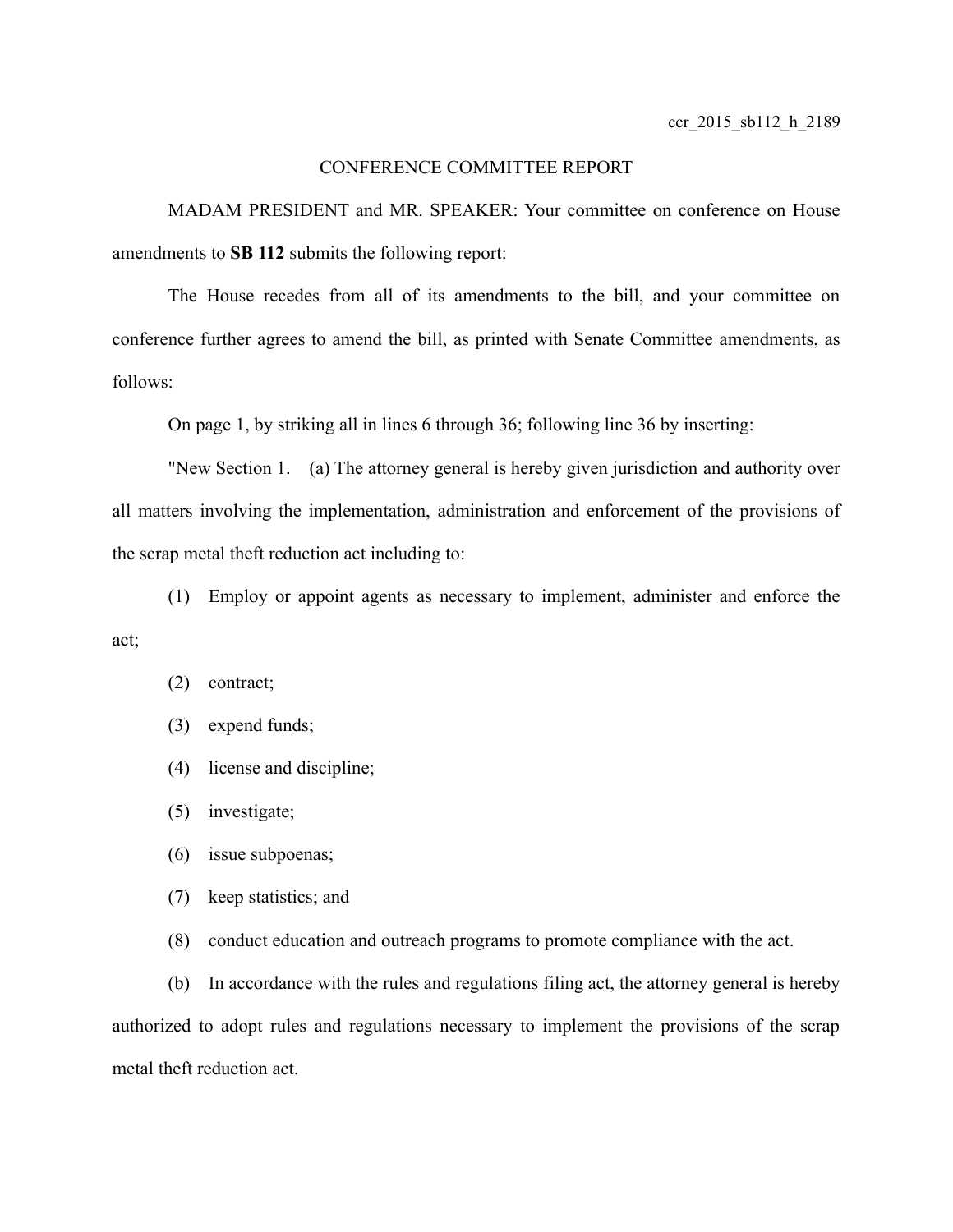ccr_2015_sb112_h_2189

CONFERENCE COMMITTEE REPORT

MADAM PRESIDENT and MR. SPEAKER: Your committee on conference on House amendments to **SB 112** submits the following report:

The House recedes from all of its amendments to the bill, and your committee on conference further agrees to amend the bill, as printed with Senate Committee amendments, as follows:

On page 1, by striking all in lines 6 through 36; following line 36 by inserting:

"New Section 1. (a) The attorney general is hereby given jurisdiction and authority over all matters involving the implementation, administration and enforcement of the provisions of the scrap metal theft reduction act including to:

(1) Employ or appoint agents as necessary to implement, administer and enforce the act;

(2) contract;

(3) expend funds;

(4) license and discipline;

(5) investigate;

(6) issue subpoenas;

(7) keep statistics; and

(8) conduct education and outreach programs to promote compliance with the act.

(b) In accordance with the rules and regulations filing act, the attorney general is hereby authorized to adopt rules and regulations necessary to implement the provisions of the scrap metal theft reduction act.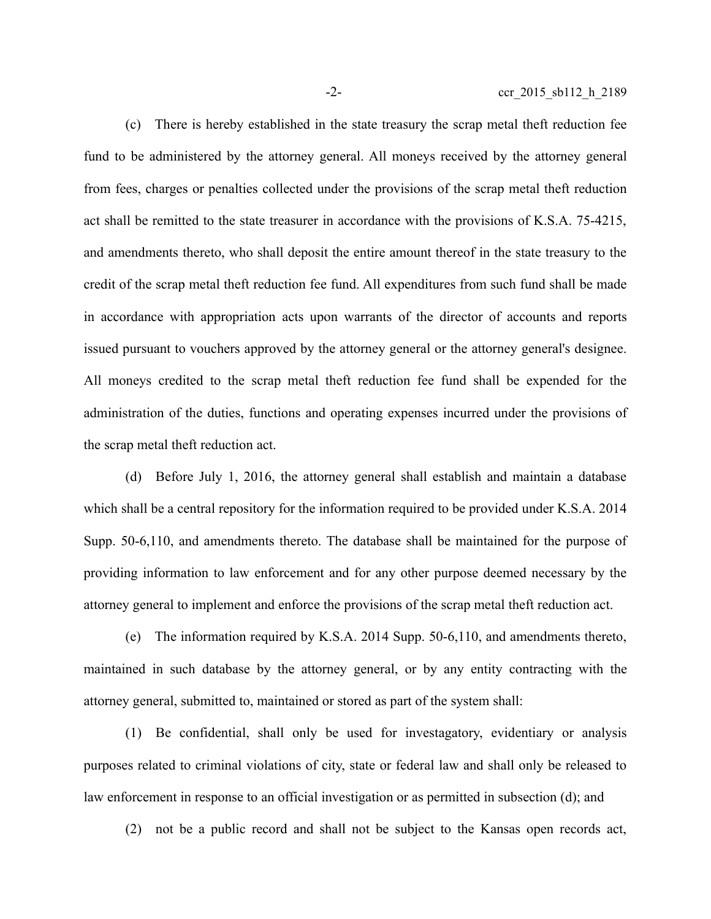(c) There is hereby established in the state treasury the scrap metal theft reduction fee fund to be administered by the attorney general. All moneys received by the attorney general from fees, charges or penalties collected under the provisions of the scrap metal theft reduction act shall be remitted to the state treasurer in accordance with the provisions of K.S.A. 75-4215, and amendments thereto, who shall deposit the entire amount thereof in the state treasury to the credit of the scrap metal theft reduction fee fund. All expenditures from such fund shall be made in accordance with appropriation acts upon warrants of the director of accounts and reports issued pursuant to vouchers approved by the attorney general or the attorney general's designee. All moneys credited to the scrap metal theft reduction fee fund shall be expended for the administration of the duties, functions and operating expenses incurred under the provisions of the scrap metal theft reduction act.

(d) Before July 1, 2016, the attorney general shall establish and maintain a database which shall be a central repository for the information required to be provided under K.S.A. 2014 Supp. 50-6,110, and amendments thereto. The database shall be maintained for the purpose of providing information to law enforcement and for any other purpose deemed necessary by the attorney general to implement and enforce the provisions of the scrap metal theft reduction act.

(e) The information required by K.S.A. 2014 Supp. 50-6,110, and amendments thereto, maintained in such database by the attorney general, or by any entity contracting with the attorney general, submitted to, maintained or stored as part of the system shall:

(1) Be confidential, shall only be used for investagatory, evidentiary or analysis purposes related to criminal violations of city, state or federal law and shall only be released to law enforcement in response to an official investigation or as permitted in subsection (d); and

(2) not be a public record and shall not be subject to the Kansas open records act,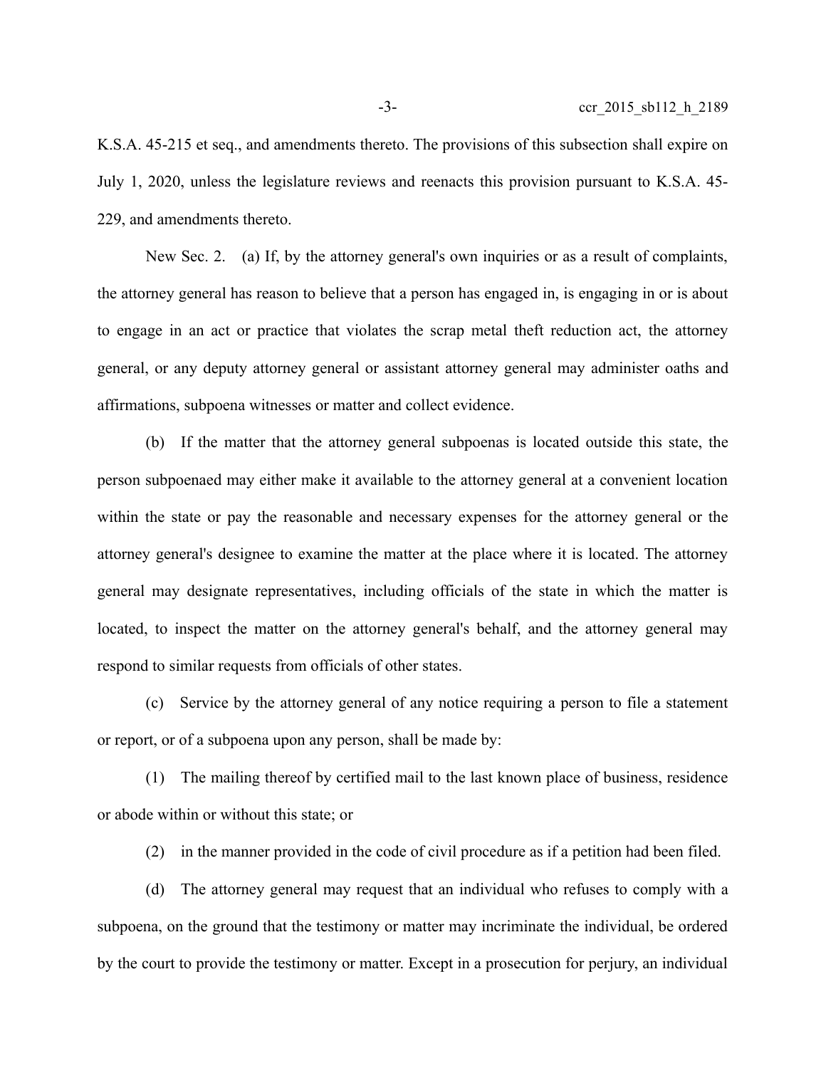K.S.A. 45-215 et seq., and amendments thereto. The provisions of this subsection shall expire on July 1, 2020, unless the legislature reviews and reenacts this provision pursuant to K.S.A. 45-229, and amendments thereto.

New Sec. 2. (a) If, by the attorney general's own inquiries or as a result of complaints, the attorney general has reason to believe that a person has engaged in, is engaging in or is about to engage in an act or practice that violates the scrap metal theft reduction act, the attorney general, or any deputy attorney general or assistant attorney general may administer oaths and affirmations, subpoena witnesses or matter and collect evidence.

(b) If the matter that the attorney general subpoenas is located outside this state, the person subpoenaed may either make it available to the attorney general at a convenient location within the state or pay the reasonable and necessary expenses for the attorney general or the attorney general's designee to examine the matter at the place where it is located. The attorney general may designate representatives, including officials of the state in which the matter is located, to inspect the matter on the attorney general's behalf, and the attorney general may respond to similar requests from officials of other states.

(c) Service by the attorney general of any notice requiring a person to file a statement or report, or of a subpoena upon any person, shall be made by:

(1) The mailing thereof by certified mail to the last known place of business, residence or abode within or without this state; or

(2) in the manner provided in the code of civil procedure as if a petition had been filed.

(d) The attorney general may request that an individual who refuses to comply with a subpoena, on the ground that the testimony or matter may incriminate the individual, be ordered by the court to provide the testimony or matter. Except in a prosecution for perjury, an individual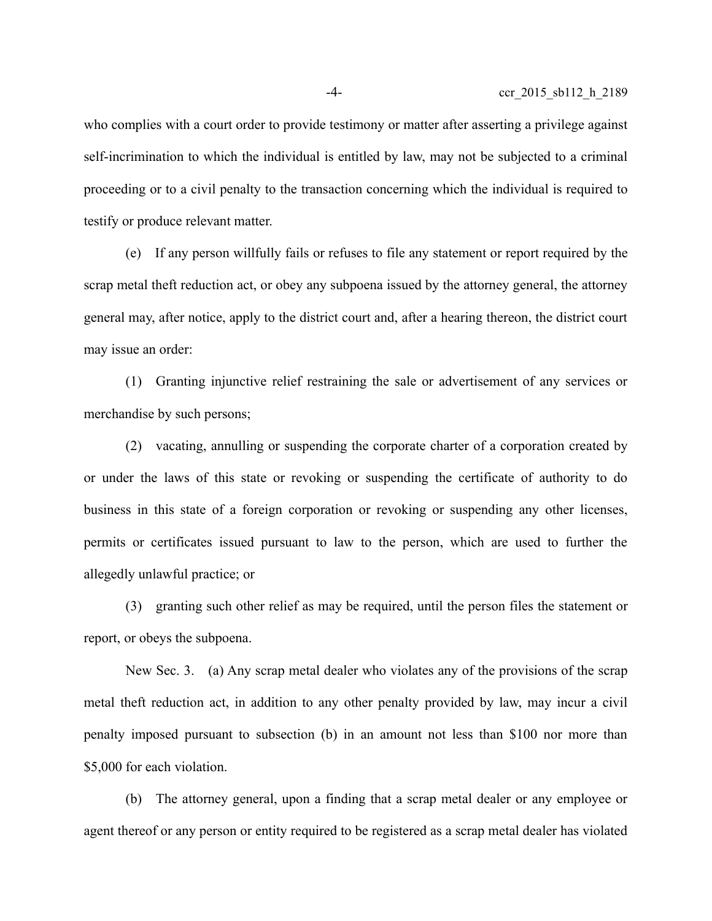who complies with a court order to provide testimony or matter after asserting a privilege against self-incrimination to which the individual is entitled by law, may not be subjected to a criminal proceeding or to a civil penalty to the transaction concerning which the individual is required to testify or produce relevant matter.

(e) If any person willfully fails or refuses to file any statement or report required by the scrap metal theft reduction act, or obey any subpoena issued by the attorney general, the attorney general may, after notice, apply to the district court and, after a hearing thereon, the district court may issue an order:

(1) Granting injunctive relief restraining the sale or advertisement of any services or merchandise by such persons;

(2) vacating, annulling or suspending the corporate charter of a corporation created by or under the laws of this state or revoking or suspending the certificate of authority to do business in this state of a foreign corporation or revoking or suspending any other licenses, permits or certificates issued pursuant to law to the person, which are used to further the allegedly unlawful practice; or

(3) granting such other relief as may be required, until the person files the statement or report, or obeys the subpoena.

New Sec. 3. (a) Any scrap metal dealer who violates any of the provisions of the scrap metal theft reduction act, in addition to any other penalty provided by law, may incur a civil penalty imposed pursuant to subsection (b) in an amount not less than $100 nor more than $5,000 for each violation.

(b) The attorney general, upon a finding that a scrap metal dealer or any employee or agent thereof or any person or entity required to be registered as a scrap metal dealer has violated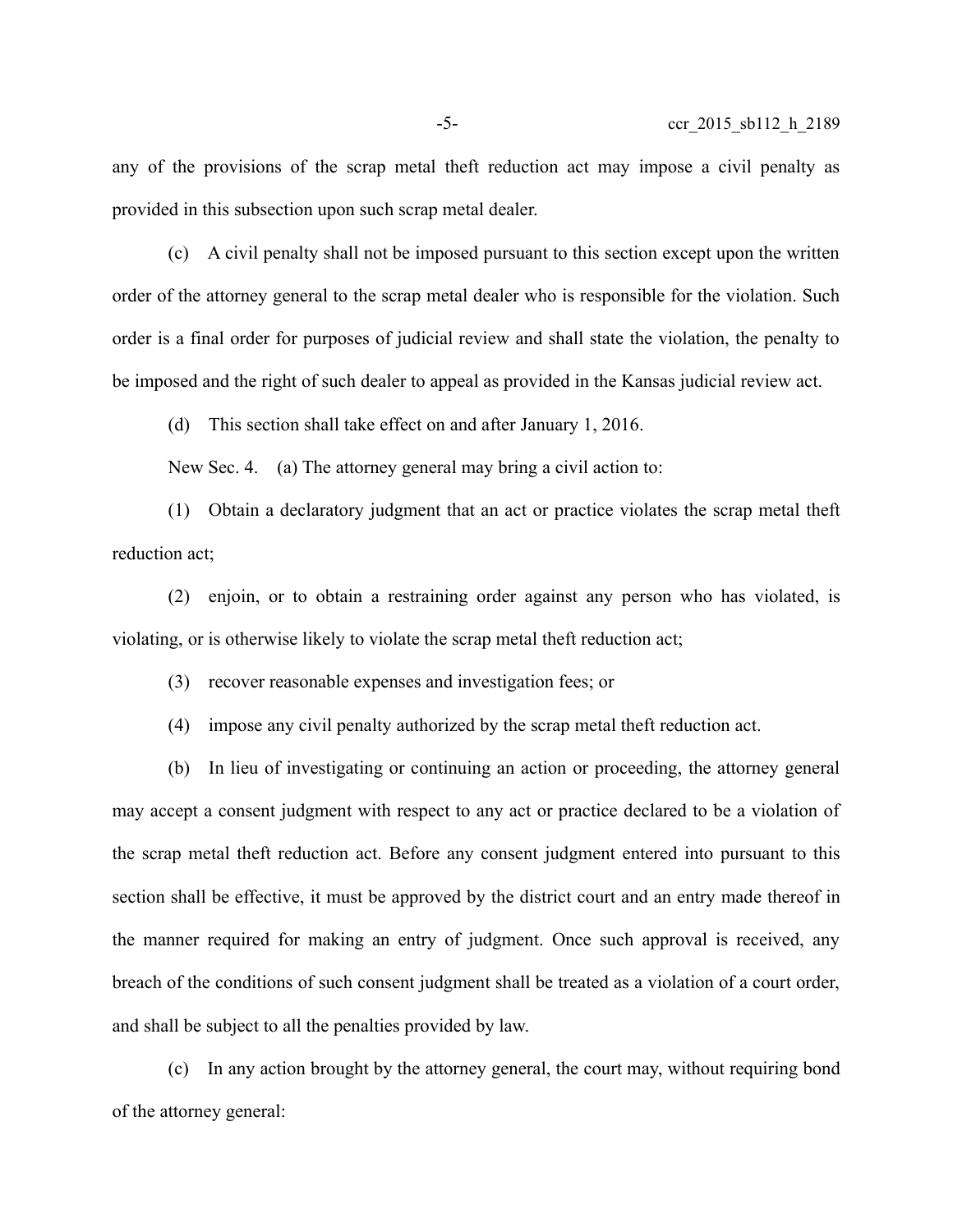any of the provisions of the scrap metal theft reduction act may impose a civil penalty as provided in this subsection upon such scrap metal dealer.

(c) A civil penalty shall not be imposed pursuant to this section except upon the written order of the attorney general to the scrap metal dealer who is responsible for the violation. Such order is a final order for purposes of judicial review and shall state the violation, the penalty to be imposed and the right of such dealer to appeal as provided in the Kansas judicial review act.

(d) This section shall take effect on and after January 1, 2016.

New Sec. 4. (a) The attorney general may bring a civil action to:

(1) Obtain a declaratory judgment that an act or practice violates the scrap metal theft reduction act;

(2) enjoin, or to obtain a restraining order against any person who has violated, is violating, or is otherwise likely to violate the scrap metal theft reduction act;

(3) recover reasonable expenses and investigation fees; or

(4) impose any civil penalty authorized by the scrap metal theft reduction act.

(b) In lieu of investigating or continuing an action or proceeding, the attorney general may accept a consent judgment with respect to any act or practice declared to be a violation of the scrap metal theft reduction act. Before any consent judgment entered into pursuant to this section shall be effective, it must be approved by the district court and an entry made thereof in the manner required for making an entry of judgment. Once such approval is received, any breach of the conditions of such consent judgment shall be treated as a violation of a court order, and shall be subject to all the penalties provided by law.

(c) In any action brought by the attorney general, the court may, without requiring bond of the attorney general: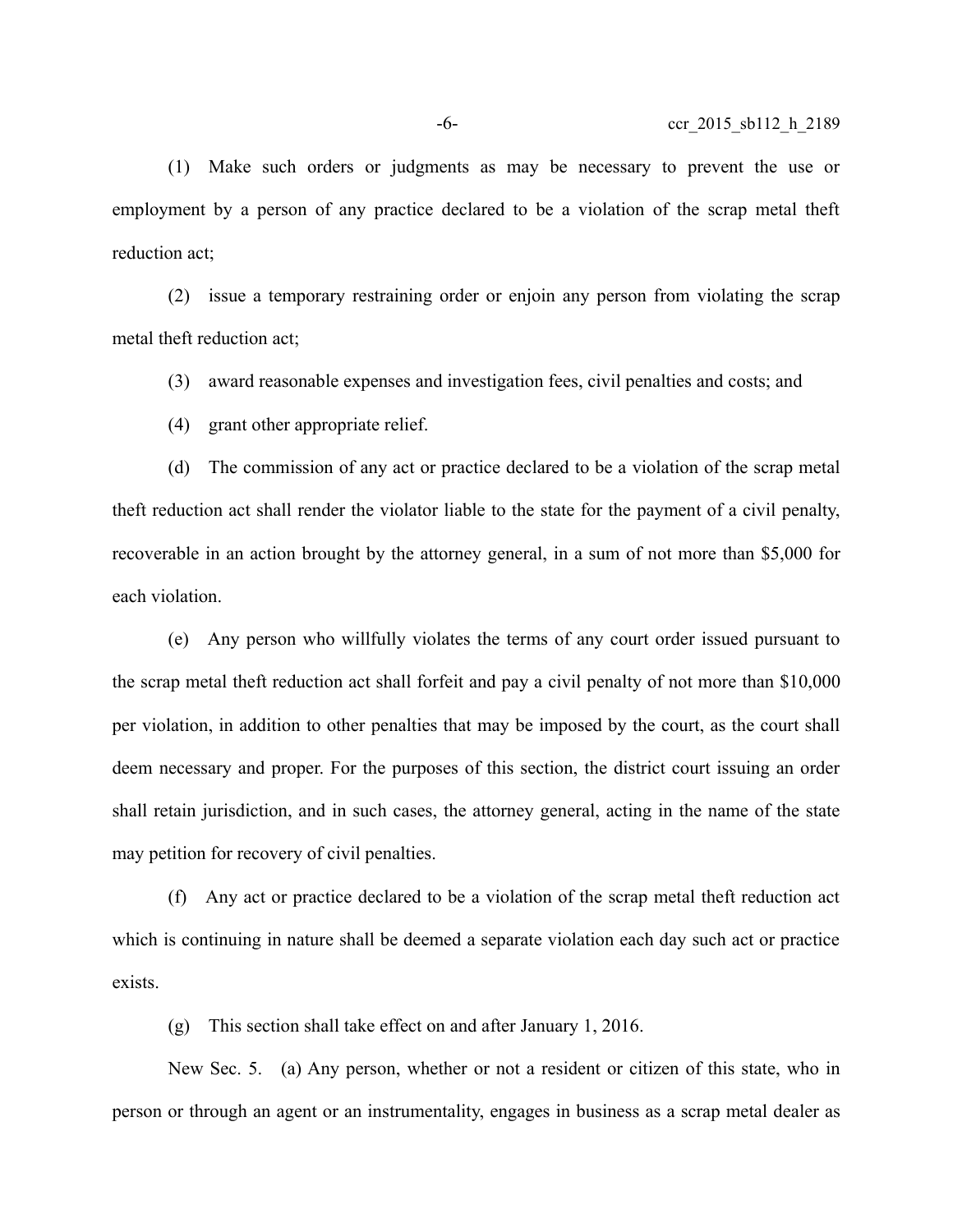(1) Make such orders or judgments as may be necessary to prevent the use or employment by a person of any practice declared to be a violation of the scrap metal theft reduction act;

(2) issue a temporary restraining order or enjoin any person from violating the scrap metal theft reduction act;

(3) award reasonable expenses and investigation fees, civil penalties and costs; and

(4) grant other appropriate relief.

(d) The commission of any act or practice declared to be a violation of the scrap metal theft reduction act shall render the violator liable to the state for the payment of a civil penalty, recoverable in an action brought by the attorney general, in a sum of not more than $5,000 for each violation.

(e) Any person who willfully violates the terms of any court order issued pursuant to the scrap metal theft reduction act shall forfeit and pay a civil penalty of not more than $10,000 per violation, in addition to other penalties that may be imposed by the court, as the court shall deem necessary and proper. For the purposes of this section, the district court issuing an order shall retain jurisdiction, and in such cases, the attorney general, acting in the name of the state may petition for recovery of civil penalties.

(f) Any act or practice declared to be a violation of the scrap metal theft reduction act which is continuing in nature shall be deemed a separate violation each day such act or practice exists.

(g) This section shall take effect on and after January 1, 2016.

New Sec. 5. (a) Any person, whether or not a resident or citizen of this state, who in person or through an agent or an instrumentality, engages in business as a scrap metal dealer as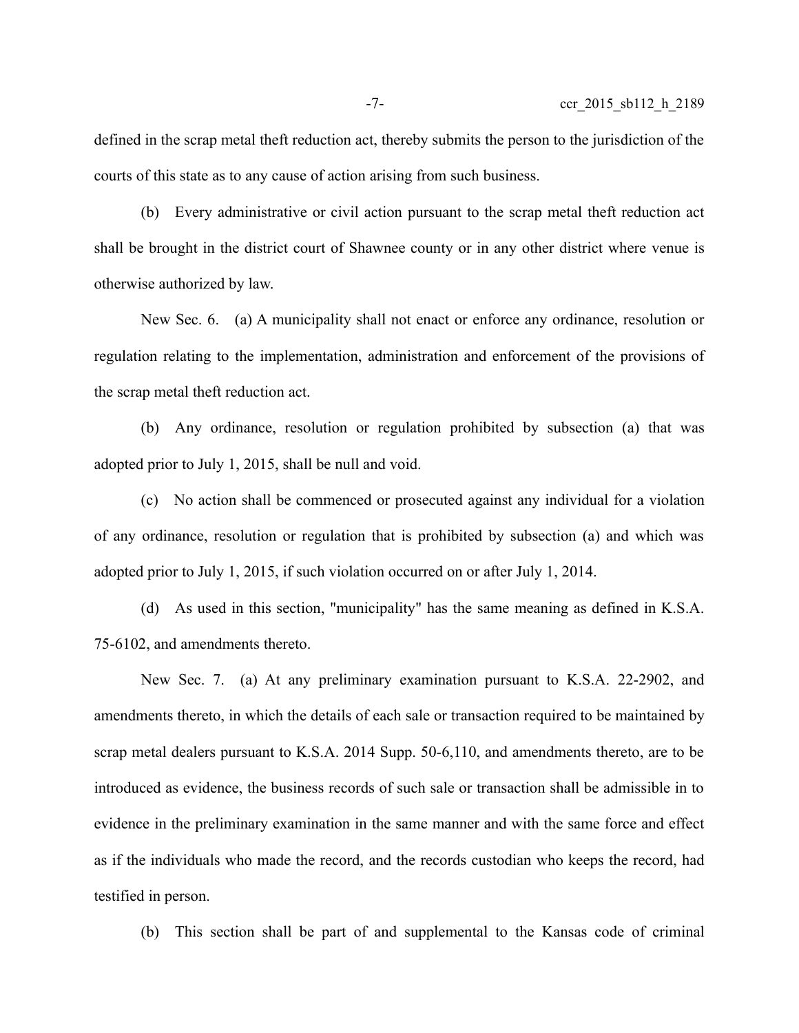defined in the scrap metal theft reduction act, thereby submits the person to the jurisdiction of the courts of this state as to any cause of action arising from such business.

(b) Every administrative or civil action pursuant to the scrap metal theft reduction act shall be brought in the district court of Shawnee county or in any other district where venue is otherwise authorized by law.

New Sec. 6. (a) A municipality shall not enact or enforce any ordinance, resolution or regulation relating to the implementation, administration and enforcement of the provisions of the scrap metal theft reduction act.

(b) Any ordinance, resolution or regulation prohibited by subsection (a) that was adopted prior to July 1, 2015, shall be null and void.

(c) No action shall be commenced or prosecuted against any individual for a violation of any ordinance, resolution or regulation that is prohibited by subsection (a) and which was adopted prior to July 1, 2015, if such violation occurred on or after July 1, 2014.

(d) As used in this section, "municipality" has the same meaning as defined in K.S.A. 75-6102, and amendments thereto.

New Sec. 7. (a) At any preliminary examination pursuant to K.S.A. 22-2902, and amendments thereto, in which the details of each sale or transaction required to be maintained by scrap metal dealers pursuant to K.S.A. 2014 Supp. 50-6,110, and amendments thereto, are to be introduced as evidence, the business records of such sale or transaction shall be admissible in to evidence in the preliminary examination in the same manner and with the same force and effect as if the individuals who made the record, and the records custodian who keeps the record, had testified in person.

(b) This section shall be part of and supplemental to the Kansas code of criminal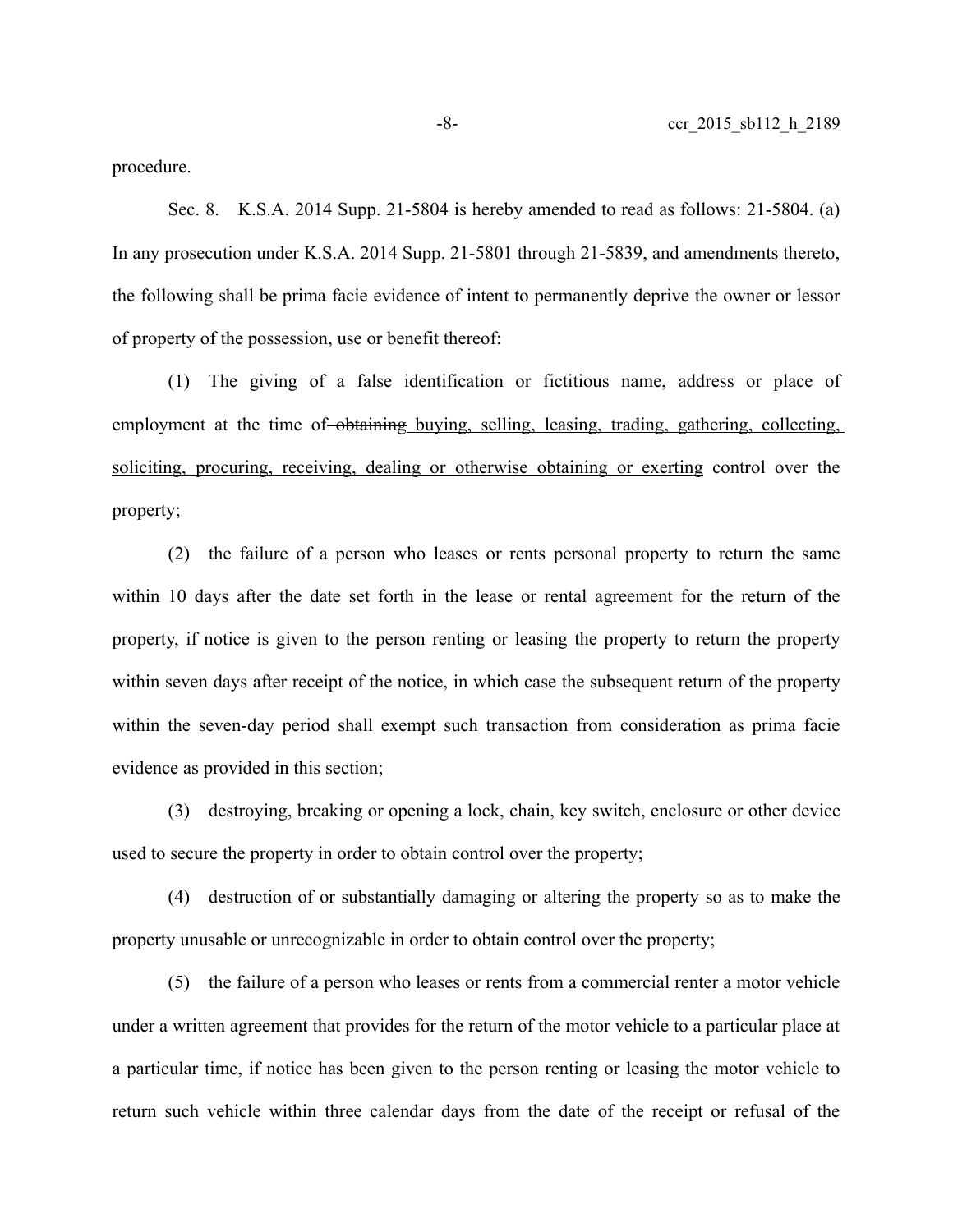procedure.

Sec. 8. K.S.A. 2014 Supp. 21-5804 is hereby amended to read as follows: 21-5804. (a) In any prosecution under K.S.A. 2014 Supp. 21-5801 through 21-5839, and amendments thereto, the following shall be prima facie evidence of intent to permanently deprive the owner or lessor of property of the possession, use or benefit thereof:

(1) The giving of a false identification or fictitious name, address or place of employment at the time of ~~obtaining~~ buying, selling, leasing, trading, gathering, collecting, soliciting, procuring, receiving, dealing or otherwise obtaining or exerting control over the property;

(2) the failure of a person who leases or rents personal property to return the same within 10 days after the date set forth in the lease or rental agreement for the return of the property, if notice is given to the person renting or leasing the property to return the property within seven days after receipt of the notice, in which case the subsequent return of the property within the seven-day period shall exempt such transaction from consideration as prima facie evidence as provided in this section;

(3) destroying, breaking or opening a lock, chain, key switch, enclosure or other device used to secure the property in order to obtain control over the property;

(4) destruction of or substantially damaging or altering the property so as to make the property unusable or unrecognizable in order to obtain control over the property;

(5) the failure of a person who leases or rents from a commercial renter a motor vehicle under a written agreement that provides for the return of the motor vehicle to a particular place at a particular time, if notice has been given to the person renting or leasing the motor vehicle to return such vehicle within three calendar days from the date of the receipt or refusal of the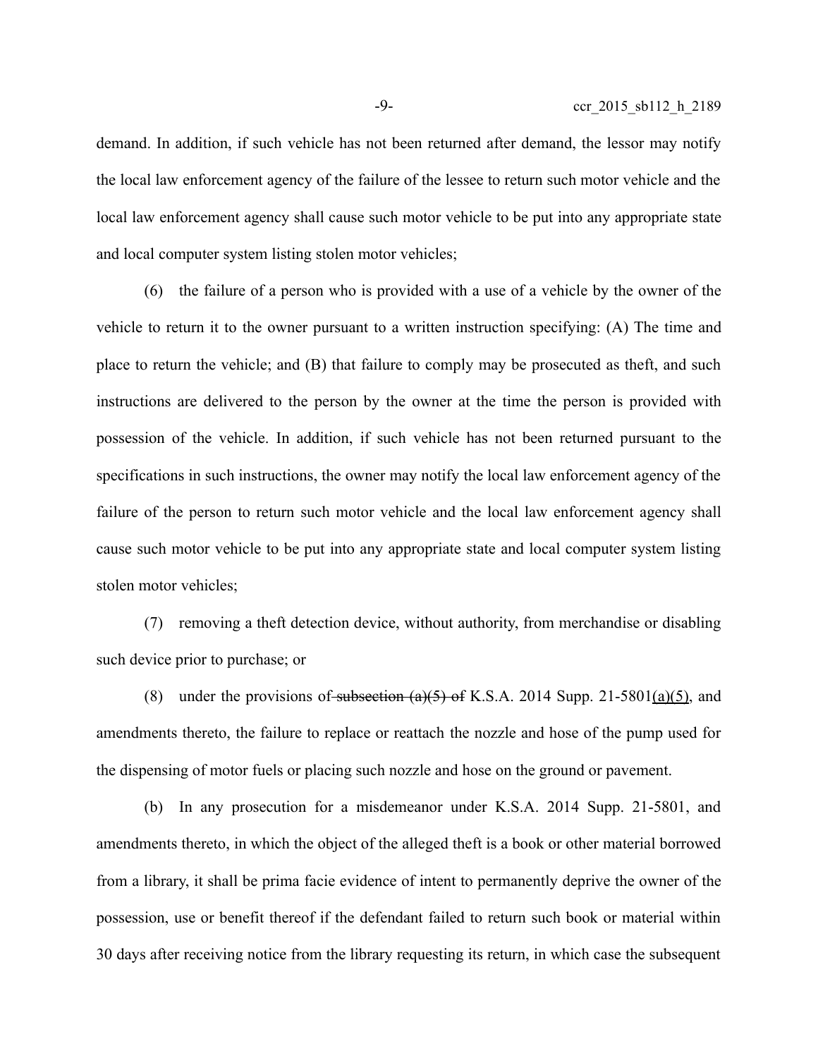demand. In addition, if such vehicle has not been returned after demand, the lessor may notify the local law enforcement agency of the failure of the lessee to return such motor vehicle and the local law enforcement agency shall cause such motor vehicle to be put into any appropriate state and local computer system listing stolen motor vehicles;

(6) the failure of a person who is provided with a use of a vehicle by the owner of the vehicle to return it to the owner pursuant to a written instruction specifying: (A) The time and place to return the vehicle; and (B) that failure to comply may be prosecuted as theft, and such instructions are delivered to the person by the owner at the time the person is provided with possession of the vehicle. In addition, if such vehicle has not been returned pursuant to the specifications in such instructions, the owner may notify the local law enforcement agency of the failure of the person to return such motor vehicle and the local law enforcement agency shall cause such motor vehicle to be put into any appropriate state and local computer system listing stolen motor vehicles;

(7) removing a theft detection device, without authority, from merchandise or disabling such device prior to purchase; or

(8) under the provisions of ~~subsection (a)(5) of~~ K.S.A. 2014 Supp. 21-5801<u>(a)(5)</u>, and amendments thereto, the failure to replace or reattach the nozzle and hose of the pump used for the dispensing of motor fuels or placing such nozzle and hose on the ground or pavement.

(b) In any prosecution for a misdemeanor under K.S.A. 2014 Supp. 21-5801, and amendments thereto, in which the object of the alleged theft is a book or other material borrowed from a library, it shall be prima facie evidence of intent to permanently deprive the owner of the possession, use or benefit thereof if the defendant failed to return such book or material within 30 days after receiving notice from the library requesting its return, in which case the subsequent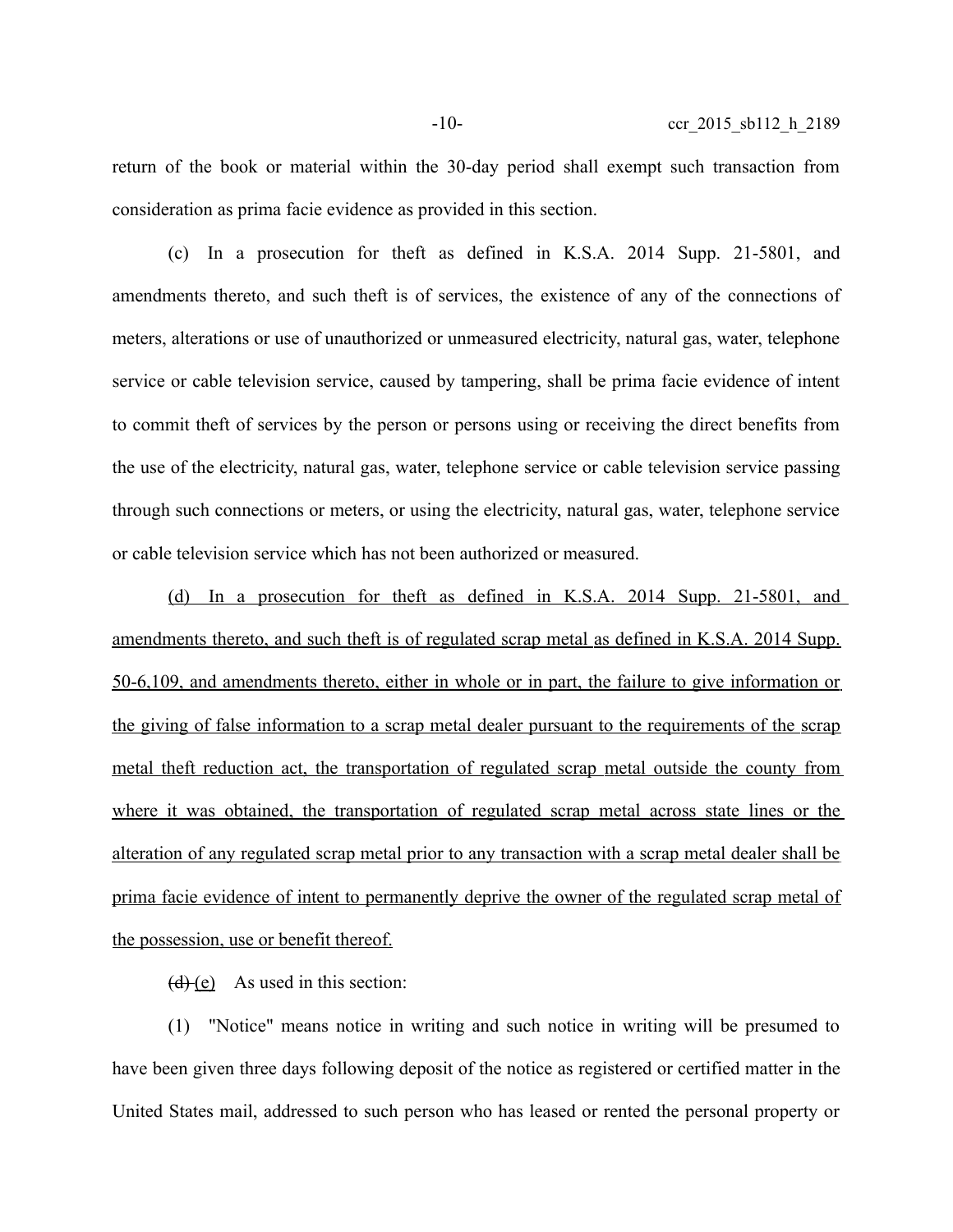return of the book or material within the 30-day period shall exempt such transaction from consideration as prima facie evidence as provided in this section.

(c) In a prosecution for theft as defined in K.S.A. 2014 Supp. 21-5801, and amendments thereto, and such theft is of services, the existence of any of the connections of meters, alterations or use of unauthorized or unmeasured electricity, natural gas, water, telephone service or cable television service, caused by tampering, shall be prima facie evidence of intent to commit theft of services by the person or persons using or receiving the direct benefits from the use of the electricity, natural gas, water, telephone service or cable television service passing through such connections or meters, or using the electricity, natural gas, water, telephone service or cable television service which has not been authorized or measured.

<u>(d) In a prosecution for theft as defined in K.S.A. 2014 Supp. 21-5801, and amendments thereto, and such theft is of regulated scrap metal as defined in K.S.A. 2014 Supp. 50-6,109, and amendments thereto, either in whole or in part, the failure to give information or the giving of false information to a scrap metal dealer pursuant to the requirements of the scrap metal theft reduction act, the transportation of regulated scrap metal outside the county from where it was obtained, the transportation of regulated scrap metal across state lines or the alteration of any regulated scrap metal prior to any transaction with a scrap metal dealer shall be prima facie evidence of intent to permanently deprive the owner of the regulated scrap metal of the possession, use or benefit thereof.</u>

~~(d)~~ <u>(e)</u> As used in this section:

(1) "Notice" means notice in writing and such notice in writing will be presumed to have been given three days following deposit of the notice as registered or certified matter in the United States mail, addressed to such person who has leased or rented the personal property or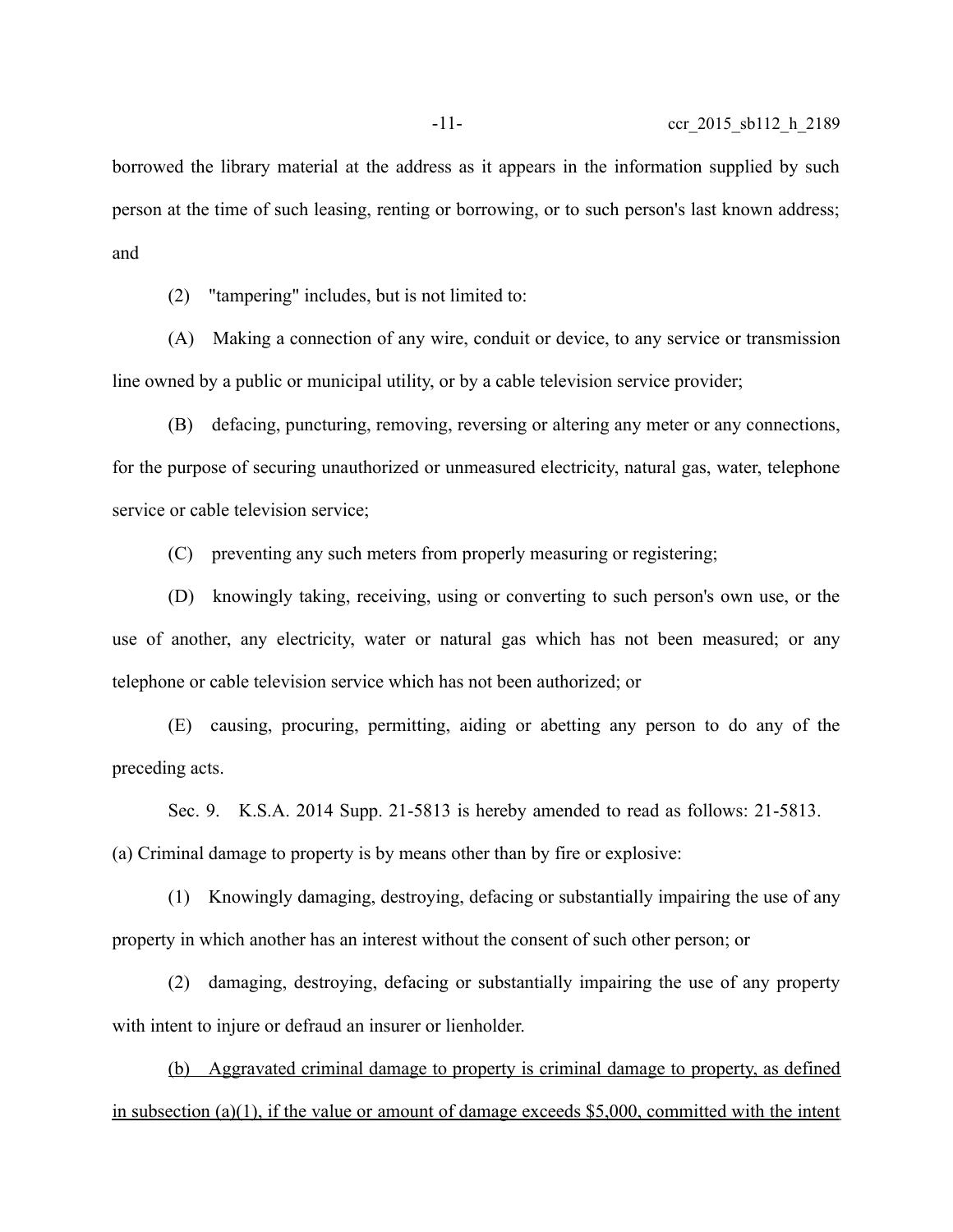borrowed the library material at the address as it appears in the information supplied by such person at the time of such leasing, renting or borrowing, or to such person's last known address; and

(2) "tampering" includes, but is not limited to:

(A) Making a connection of any wire, conduit or device, to any service or transmission line owned by a public or municipal utility, or by a cable television service provider;

(B) defacing, puncturing, removing, reversing or altering any meter or any connections, for the purpose of securing unauthorized or unmeasured electricity, natural gas, water, telephone service or cable television service;

(C) preventing any such meters from properly measuring or registering;

(D) knowingly taking, receiving, using or converting to such person's own use, or the use of another, any electricity, water or natural gas which has not been measured; or any telephone or cable television service which has not been authorized; or

(E) causing, procuring, permitting, aiding or abetting any person to do any of the preceding acts.

Sec. 9. K.S.A. 2014 Supp. 21-5813 is hereby amended to read as follows: 21-5813. (a) Criminal damage to property is by means other than by fire or explosive:

(1) Knowingly damaging, destroying, defacing or substantially impairing the use of any property in which another has an interest without the consent of such other person; or

(2) damaging, destroying, defacing or substantially impairing the use of any property with intent to injure or defraud an insurer or lienholder.

<u>(b) Aggravated criminal damage to property is criminal damage to property, as defined in subsection (a)(1), if the value or amount of damage exceeds $5,000, committed with the intent</u>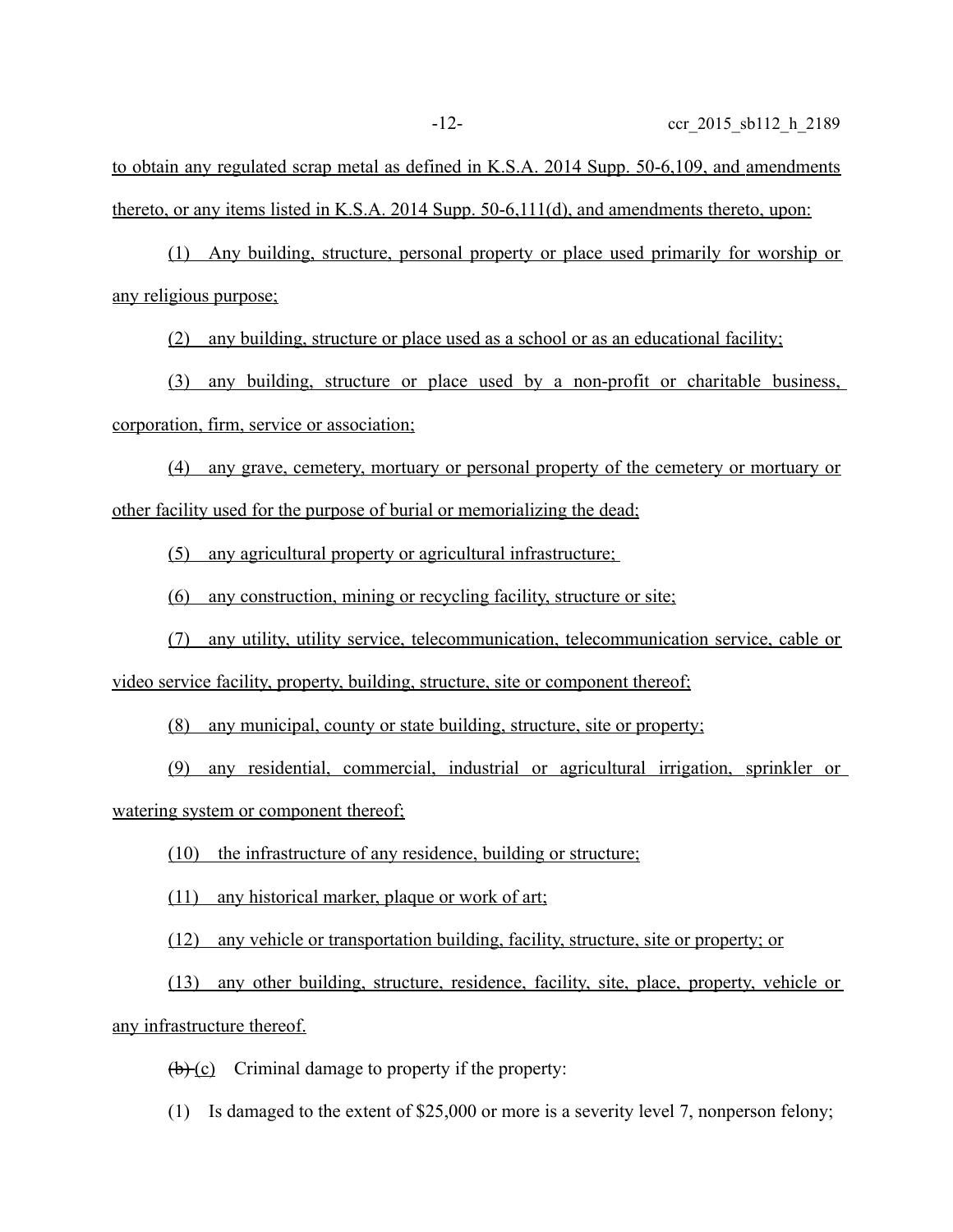to obtain any regulated scrap metal as defined in K.S.A. 2014 Supp. 50-6,109, and amendments thereto, or any items listed in K.S.A. 2014 Supp. 50-6,111(d), and amendments thereto, upon:

(1) Any building, structure, personal property or place used primarily for worship or any religious purpose;

(2) any building, structure or place used as a school or as an educational facility;

(3) any building, structure or place used by a non-profit or charitable business, corporation, firm, service or association;

(4) any grave, cemetery, mortuary or personal property of the cemetery or mortuary or other facility used for the purpose of burial or memorializing the dead;

(5) any agricultural property or agricultural infrastructure;

(6) any construction, mining or recycling facility, structure or site;

(7) any utility, utility service, telecommunication, telecommunication service, cable or video service facility, property, building, structure, site or component thereof;

(8) any municipal, county or state building, structure, site or property;

(9) any residential, commercial, industrial or agricultural irrigation, sprinkler or watering system or component thereof;

(10) the infrastructure of any residence, building or structure;

(11) any historical marker, plaque or work of art;

(12) any vehicle or transportation building, facility, structure, site or property; or

(13) any other building, structure, residence, facility, site, place, property, vehicle or any infrastructure thereof.

~~(b)~~ (c) Criminal damage to property if the property:

(1) Is damaged to the extent of $25,000 or more is a severity level 7, nonperson felony;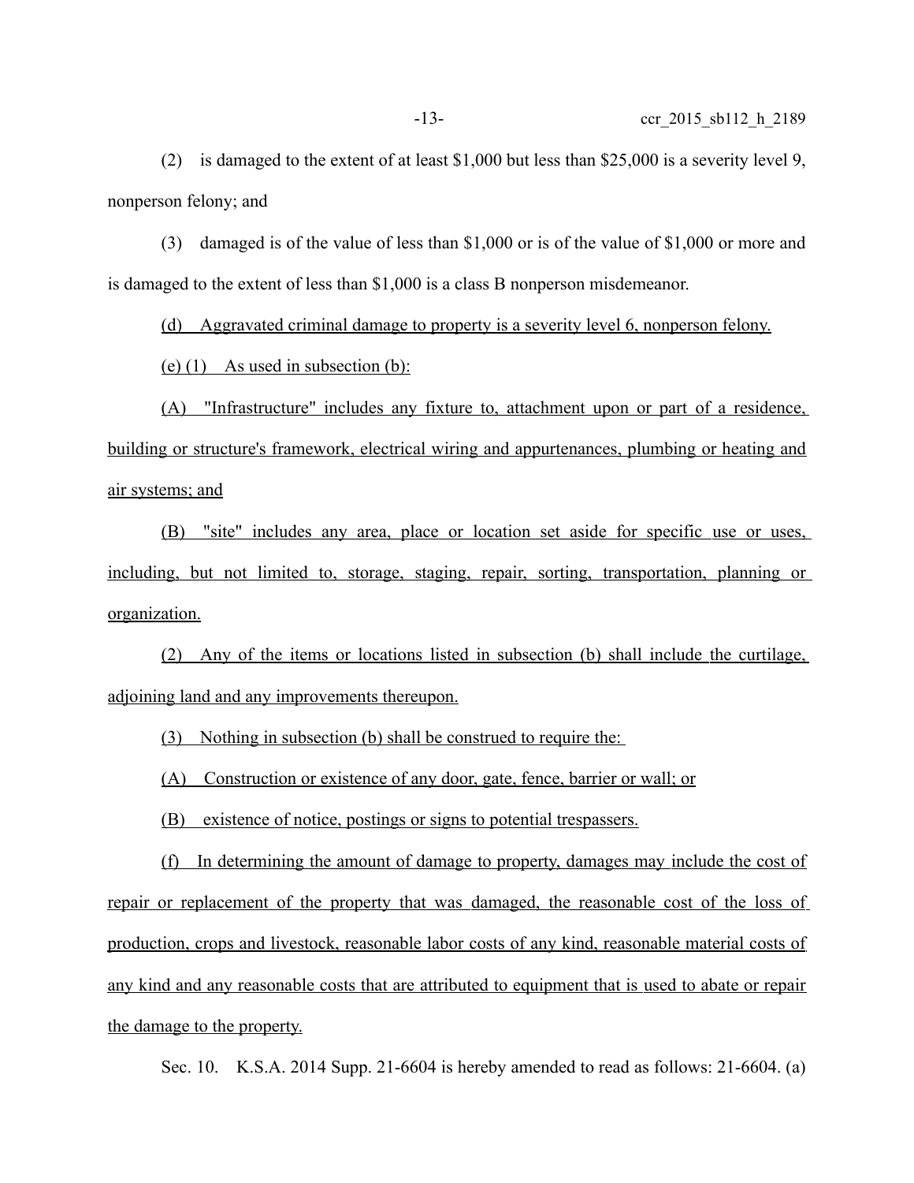(2) is damaged to the extent of at least $1,000 but less than $25,000 is a severity level 9, nonperson felony; and

(3) damaged is of the value of less than $1,000 or is of the value of $1,000 or more and is damaged to the extent of less than $1,000 is a class B nonperson misdemeanor.

(d) Aggravated criminal damage to property is a severity level 6, nonperson felony.

(e) (1) As used in subsection (b):

(A) "Infrastructure" includes any fixture to, attachment upon or part of a residence, building or structure's framework, electrical wiring and appurtenances, plumbing or heating and air systems; and

(B) "site" includes any area, place or location set aside for specific use or uses, including, but not limited to, storage, staging, repair, sorting, transportation, planning or organization.

(2) Any of the items or locations listed in subsection (b) shall include the curtilage, adjoining land and any improvements thereupon.

(3) Nothing in subsection (b) shall be construed to require the:

(A) Construction or existence of any door, gate, fence, barrier or wall; or

(B) existence of notice, postings or signs to potential trespassers.

(f) In determining the amount of damage to property, damages may include the cost of repair or replacement of the property that was damaged, the reasonable cost of the loss of production, crops and livestock, reasonable labor costs of any kind, reasonable material costs of any kind and any reasonable costs that are attributed to equipment that is used to abate or repair the damage to the property.

Sec. 10. K.S.A. 2014 Supp. 21-6604 is hereby amended to read as follows: 21-6604. (a)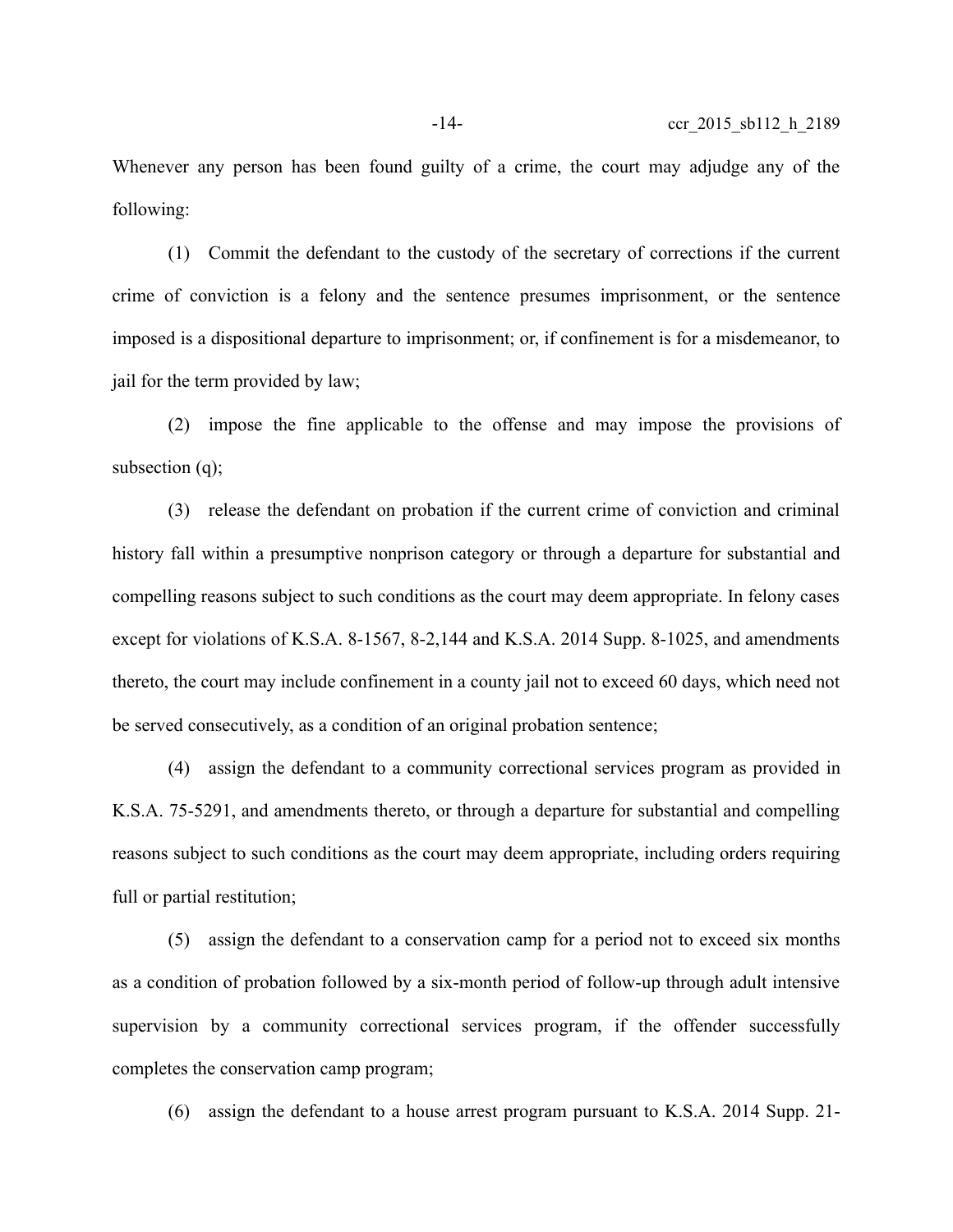Whenever any person has been found guilty of a crime, the court may adjudge any of the following:

(1) Commit the defendant to the custody of the secretary of corrections if the current crime of conviction is a felony and the sentence presumes imprisonment, or the sentence imposed is a dispositional departure to imprisonment; or, if confinement is for a misdemeanor, to jail for the term provided by law;

(2) impose the fine applicable to the offense and may impose the provisions of subsection (q);

(3) release the defendant on probation if the current crime of conviction and criminal history fall within a presumptive nonprison category or through a departure for substantial and compelling reasons subject to such conditions as the court may deem appropriate. In felony cases except for violations of K.S.A. 8-1567, 8-2,144 and K.S.A. 2014 Supp. 8-1025, and amendments thereto, the court may include confinement in a county jail not to exceed 60 days, which need not be served consecutively, as a condition of an original probation sentence;

(4) assign the defendant to a community correctional services program as provided in K.S.A. 75-5291, and amendments thereto, or through a departure for substantial and compelling reasons subject to such conditions as the court may deem appropriate, including orders requiring full or partial restitution;

(5) assign the defendant to a conservation camp for a period not to exceed six months as a condition of probation followed by a six-month period of follow-up through adult intensive supervision by a community correctional services program, if the offender successfully completes the conservation camp program;

(6) assign the defendant to a house arrest program pursuant to K.S.A. 2014 Supp. 21-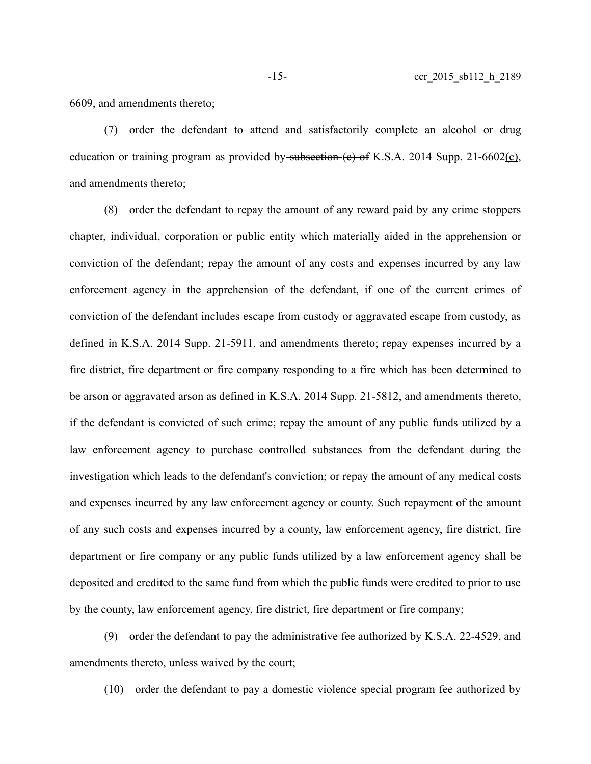6609, and amendments thereto;

(7) order the defendant to attend and satisfactorily complete an alcohol or drug education or training program as provided by ~~subsection (c) of~~ K.S.A. 2014 Supp. 21-6602(c), and amendments thereto;

(8) order the defendant to repay the amount of any reward paid by any crime stoppers chapter, individual, corporation or public entity which materially aided in the apprehension or conviction of the defendant; repay the amount of any costs and expenses incurred by any law enforcement agency in the apprehension of the defendant, if one of the current crimes of conviction of the defendant includes escape from custody or aggravated escape from custody, as defined in K.S.A. 2014 Supp. 21-5911, and amendments thereto; repay expenses incurred by a fire district, fire department or fire company responding to a fire which has been determined to be arson or aggravated arson as defined in K.S.A. 2014 Supp. 21-5812, and amendments thereto, if the defendant is convicted of such crime; repay the amount of any public funds utilized by a law enforcement agency to purchase controlled substances from the defendant during the investigation which leads to the defendant's conviction; or repay the amount of any medical costs and expenses incurred by any law enforcement agency or county. Such repayment of the amount of any such costs and expenses incurred by a county, law enforcement agency, fire district, fire department or fire company or any public funds utilized by a law enforcement agency shall be deposited and credited to the same fund from which the public funds were credited to prior to use by the county, law enforcement agency, fire district, fire department or fire company;

(9) order the defendant to pay the administrative fee authorized by K.S.A. 22-4529, and amendments thereto, unless waived by the court;

(10) order the defendant to pay a domestic violence special program fee authorized by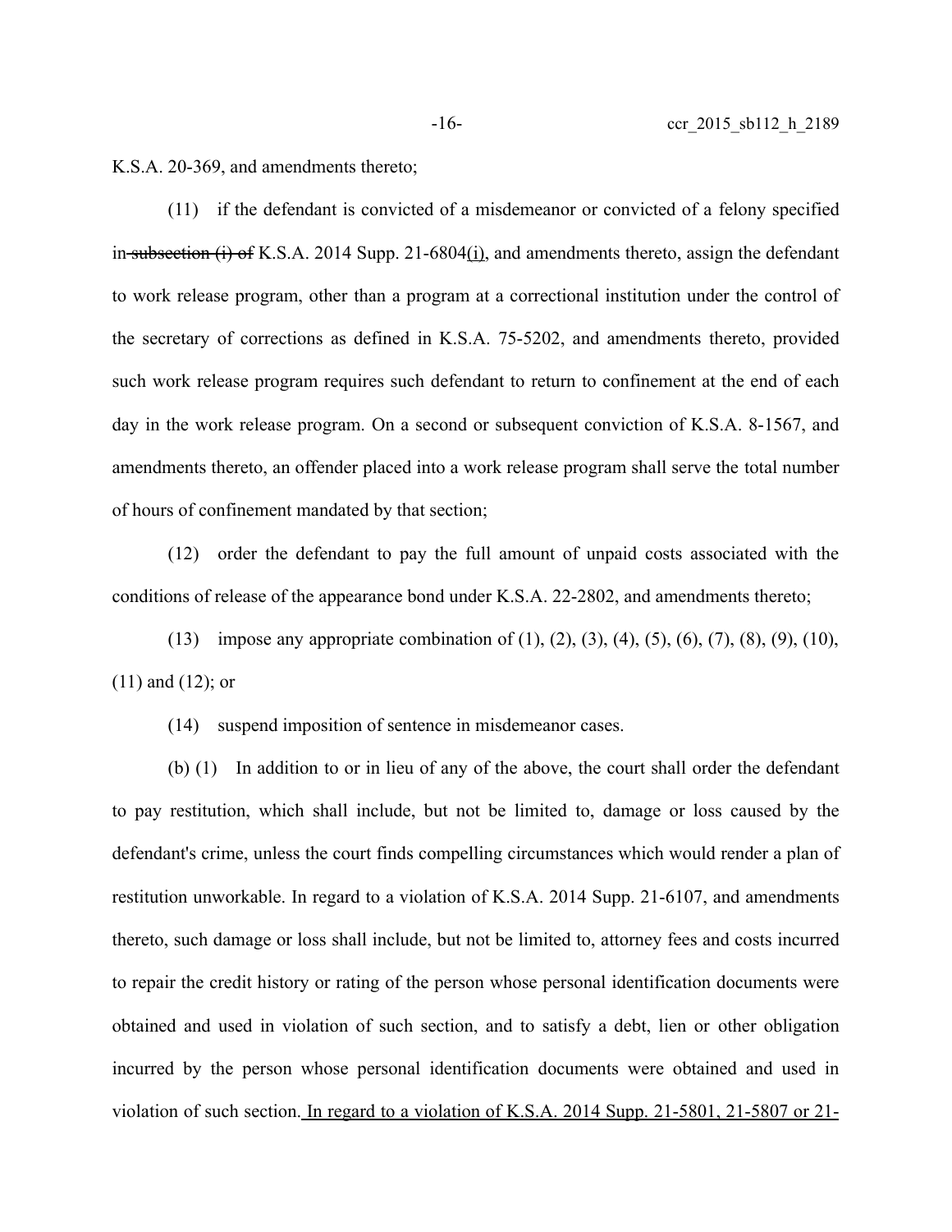K.S.A. 20-369, and amendments thereto;

(11) if the defendant is convicted of a misdemeanor or convicted of a felony specified in ~~subsection (i) of~~ K.S.A. 2014 Supp. 21-6804(i), and amendments thereto, assign the defendant to work release program, other than a program at a correctional institution under the control of the secretary of corrections as defined in K.S.A. 75-5202, and amendments thereto, provided such work release program requires such defendant to return to confinement at the end of each day in the work release program. On a second or subsequent conviction of K.S.A. 8-1567, and amendments thereto, an offender placed into a work release program shall serve the total number of hours of confinement mandated by that section;

(12) order the defendant to pay the full amount of unpaid costs associated with the conditions of release of the appearance bond under K.S.A. 22-2802, and amendments thereto;

(13) impose any appropriate combination of (1), (2), (3), (4), (5), (6), (7), (8), (9), (10), (11) and (12); or

(14) suspend imposition of sentence in misdemeanor cases.

(b) (1) In addition to or in lieu of any of the above, the court shall order the defendant to pay restitution, which shall include, but not be limited to, damage or loss caused by the defendant's crime, unless the court finds compelling circumstances which would render a plan of restitution unworkable. In regard to a violation of K.S.A. 2014 Supp. 21-6107, and amendments thereto, such damage or loss shall include, but not be limited to, attorney fees and costs incurred to repair the credit history or rating of the person whose personal identification documents were obtained and used in violation of such section, and to satisfy a debt, lien or other obligation incurred by the person whose personal identification documents were obtained and used in violation of such section. In regard to a violation of K.S.A. 2014 Supp. 21-5801, 21-5807 or 21-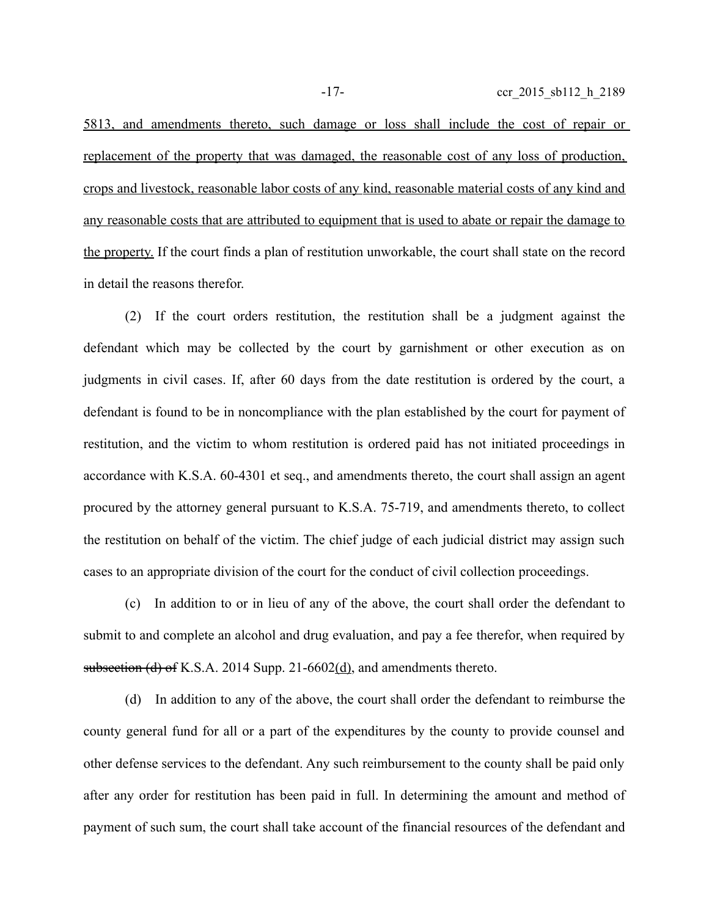5813, and amendments thereto, such damage or loss shall include the cost of repair or replacement of the property that was damaged, the reasonable cost of any loss of production, crops and livestock, reasonable labor costs of any kind, reasonable material costs of any kind and any reasonable costs that are attributed to equipment that is used to abate or repair the damage to the property. If the court finds a plan of restitution unworkable, the court shall state on the record in detail the reasons therefor.

(2) If the court orders restitution, the restitution shall be a judgment against the defendant which may be collected by the court by garnishment or other execution as on judgments in civil cases. If, after 60 days from the date restitution is ordered by the court, a defendant is found to be in noncompliance with the plan established by the court for payment of restitution, and the victim to whom restitution is ordered paid has not initiated proceedings in accordance with K.S.A. 60-4301 et seq., and amendments thereto, the court shall assign an agent procured by the attorney general pursuant to K.S.A. 75-719, and amendments thereto, to collect the restitution on behalf of the victim. The chief judge of each judicial district may assign such cases to an appropriate division of the court for the conduct of civil collection proceedings.

(c) In addition to or in lieu of any of the above, the court shall order the defendant to submit to and complete an alcohol and drug evaluation, and pay a fee therefor, when required by ~~subsection (d) of~~ K.S.A. 2014 Supp. 21-6602(d), and amendments thereto.

(d) In addition to any of the above, the court shall order the defendant to reimburse the county general fund for all or a part of the expenditures by the county to provide counsel and other defense services to the defendant. Any such reimbursement to the county shall be paid only after any order for restitution has been paid in full. In determining the amount and method of payment of such sum, the court shall take account of the financial resources of the defendant and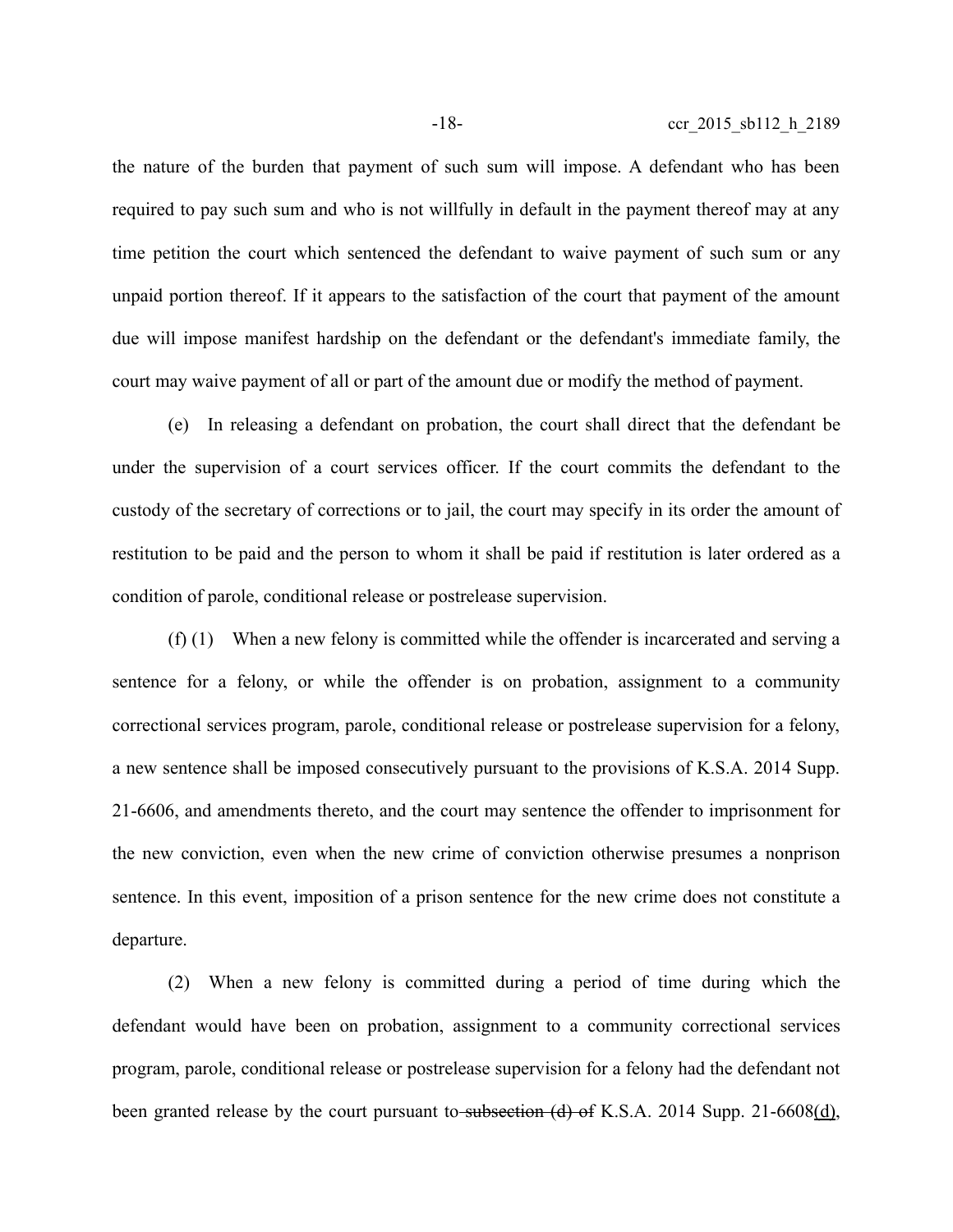the nature of the burden that payment of such sum will impose. A defendant who has been required to pay such sum and who is not willfully in default in the payment thereof may at any time petition the court which sentenced the defendant to waive payment of such sum or any unpaid portion thereof. If it appears to the satisfaction of the court that payment of the amount due will impose manifest hardship on the defendant or the defendant's immediate family, the court may waive payment of all or part of the amount due or modify the method of payment.

(e) In releasing a defendant on probation, the court shall direct that the defendant be under the supervision of a court services officer. If the court commits the defendant to the custody of the secretary of corrections or to jail, the court may specify in its order the amount of restitution to be paid and the person to whom it shall be paid if restitution is later ordered as a condition of parole, conditional release or postrelease supervision.

(f) (1) When a new felony is committed while the offender is incarcerated and serving a sentence for a felony, or while the offender is on probation, assignment to a community correctional services program, parole, conditional release or postrelease supervision for a felony, a new sentence shall be imposed consecutively pursuant to the provisions of K.S.A. 2014 Supp. 21-6606, and amendments thereto, and the court may sentence the offender to imprisonment for the new conviction, even when the new crime of conviction otherwise presumes a nonprison sentence. In this event, imposition of a prison sentence for the new crime does not constitute a departure.

(2) When a new felony is committed during a period of time during which the defendant would have been on probation, assignment to a community correctional services program, parole, conditional release or postrelease supervision for a felony had the defendant not been granted release by the court pursuant to ~~subsection (d) of~~ K.S.A. 2014 Supp. 21-6608(d),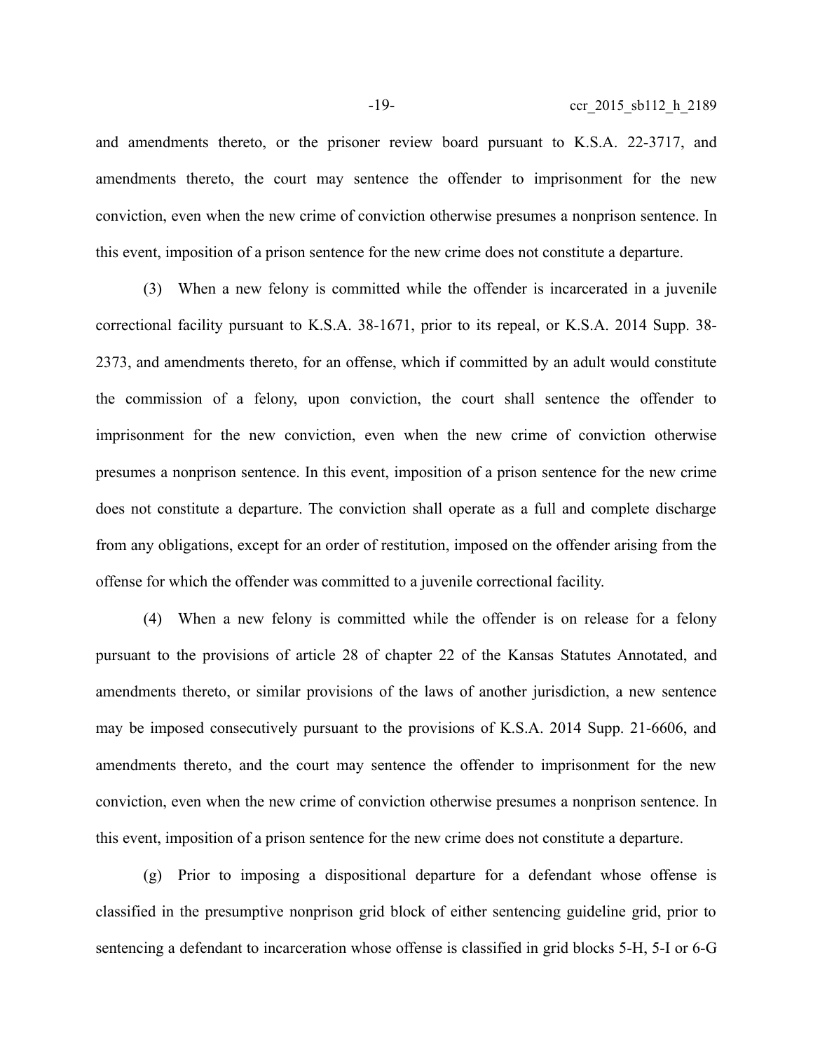and amendments thereto, or the prisoner review board pursuant to K.S.A. 22-3717, and amendments thereto, the court may sentence the offender to imprisonment for the new conviction, even when the new crime of conviction otherwise presumes a nonprison sentence. In this event, imposition of a prison sentence for the new crime does not constitute a departure.

(3) When a new felony is committed while the offender is incarcerated in a juvenile correctional facility pursuant to K.S.A. 38-1671, prior to its repeal, or K.S.A. 2014 Supp. 38-2373, and amendments thereto, for an offense, which if committed by an adult would constitute the commission of a felony, upon conviction, the court shall sentence the offender to imprisonment for the new conviction, even when the new crime of conviction otherwise presumes a nonprison sentence. In this event, imposition of a prison sentence for the new crime does not constitute a departure. The conviction shall operate as a full and complete discharge from any obligations, except for an order of restitution, imposed on the offender arising from the offense for which the offender was committed to a juvenile correctional facility.

(4) When a new felony is committed while the offender is on release for a felony pursuant to the provisions of article 28 of chapter 22 of the Kansas Statutes Annotated, and amendments thereto, or similar provisions of the laws of another jurisdiction, a new sentence may be imposed consecutively pursuant to the provisions of K.S.A. 2014 Supp. 21-6606, and amendments thereto, and the court may sentence the offender to imprisonment for the new conviction, even when the new crime of conviction otherwise presumes a nonprison sentence. In this event, imposition of a prison sentence for the new crime does not constitute a departure.

(g) Prior to imposing a dispositional departure for a defendant whose offense is classified in the presumptive nonprison grid block of either sentencing guideline grid, prior to sentencing a defendant to incarceration whose offense is classified in grid blocks 5-H, 5-I or 6-G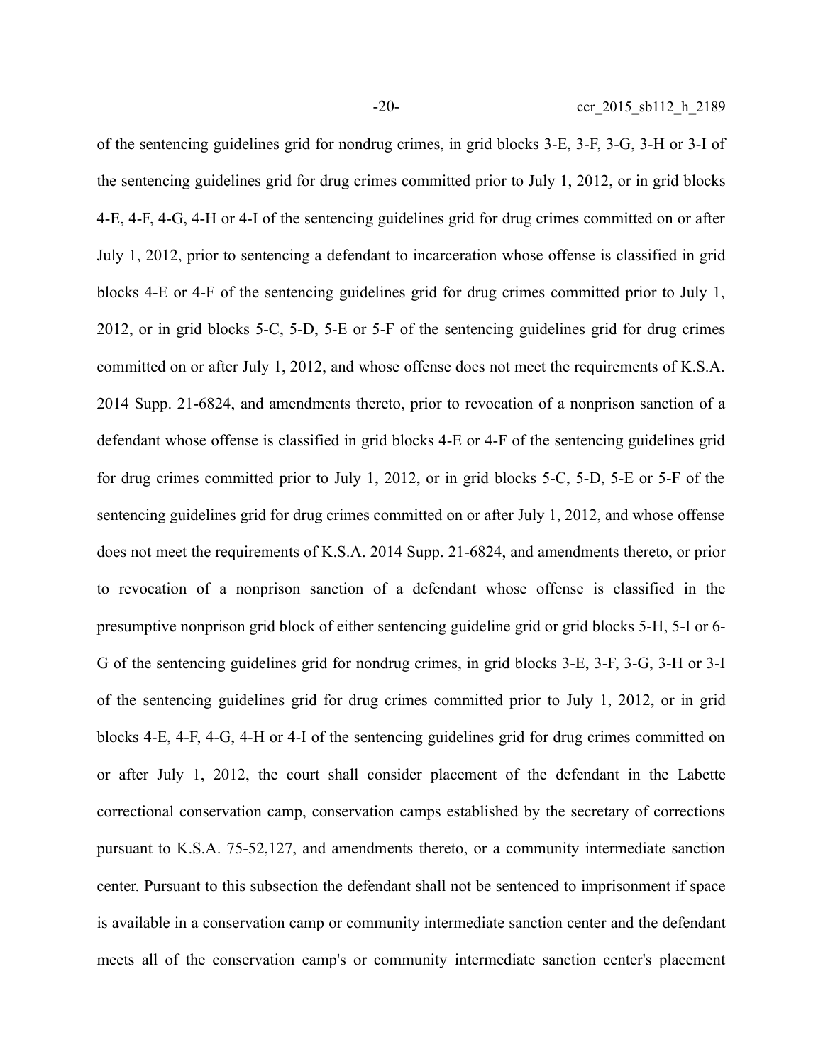of the sentencing guidelines grid for nondrug crimes, in grid blocks 3-E, 3-F, 3-G, 3-H or 3-I of the sentencing guidelines grid for drug crimes committed prior to July 1, 2012, or in grid blocks 4-E, 4-F, 4-G, 4-H or 4-I of the sentencing guidelines grid for drug crimes committed on or after July 1, 2012, prior to sentencing a defendant to incarceration whose offense is classified in grid blocks 4-E or 4-F of the sentencing guidelines grid for drug crimes committed prior to July 1, 2012, or in grid blocks 5-C, 5-D, 5-E or 5-F of the sentencing guidelines grid for drug crimes committed on or after July 1, 2012, and whose offense does not meet the requirements of K.S.A. 2014 Supp. 21-6824, and amendments thereto, prior to revocation of a nonprison sanction of a defendant whose offense is classified in grid blocks 4-E or 4-F of the sentencing guidelines grid for drug crimes committed prior to July 1, 2012, or in grid blocks 5-C, 5-D, 5-E or 5-F of the sentencing guidelines grid for drug crimes committed on or after July 1, 2012, and whose offense does not meet the requirements of K.S.A. 2014 Supp. 21-6824, and amendments thereto, or prior to revocation of a nonprison sanction of a defendant whose offense is classified in the presumptive nonprison grid block of either sentencing guideline grid or grid blocks 5-H, 5-I or 6-G of the sentencing guidelines grid for nondrug crimes, in grid blocks 3-E, 3-F, 3-G, 3-H or 3-I of the sentencing guidelines grid for drug crimes committed prior to July 1, 2012, or in grid blocks 4-E, 4-F, 4-G, 4-H or 4-I of the sentencing guidelines grid for drug crimes committed on or after July 1, 2012, the court shall consider placement of the defendant in the Labette correctional conservation camp, conservation camps established by the secretary of corrections pursuant to K.S.A. 75-52,127, and amendments thereto, or a community intermediate sanction center. Pursuant to this subsection the defendant shall not be sentenced to imprisonment if space is available in a conservation camp or community intermediate sanction center and the defendant meets all of the conservation camp's or community intermediate sanction center's placement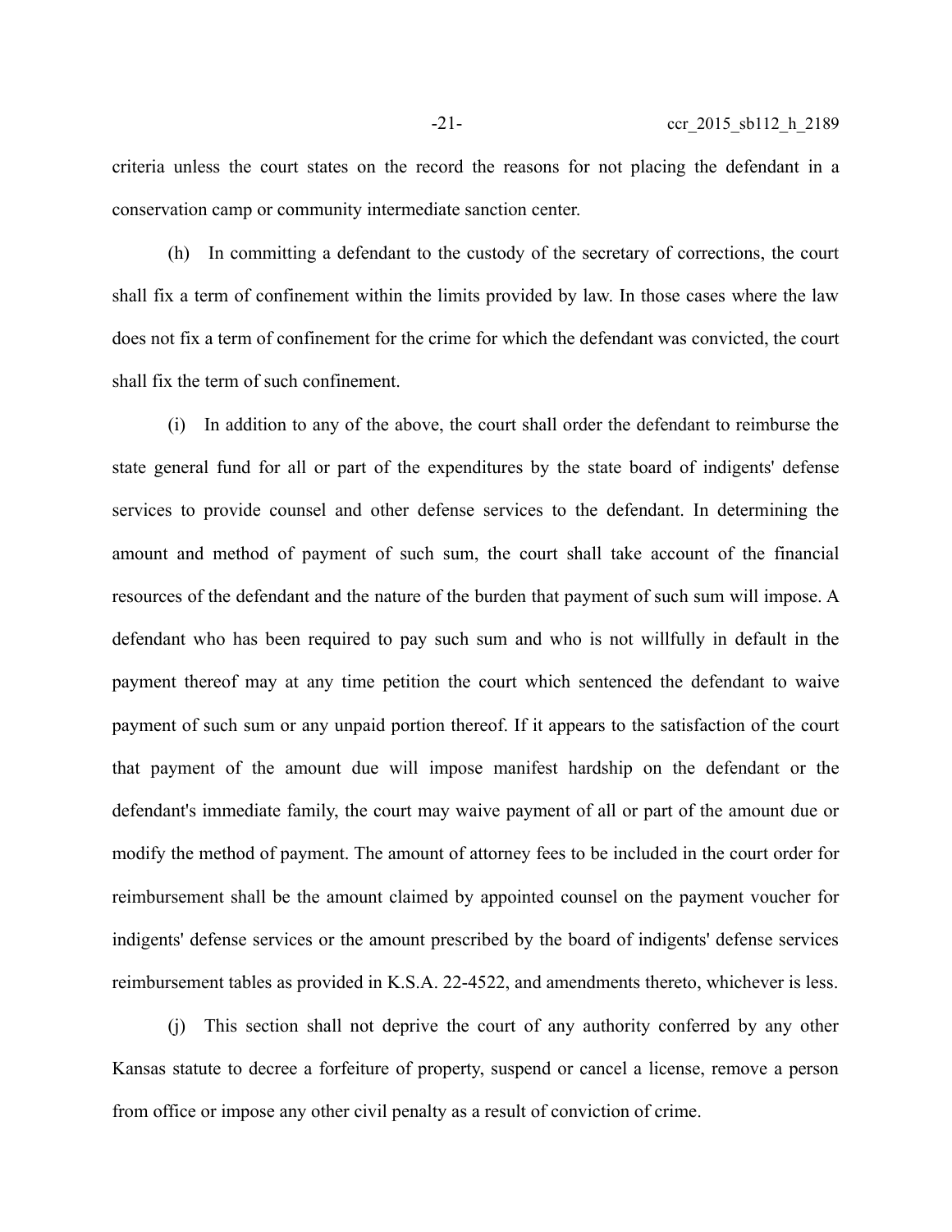criteria unless the court states on the record the reasons for not placing the defendant in a conservation camp or community intermediate sanction center.

(h) In committing a defendant to the custody of the secretary of corrections, the court shall fix a term of confinement within the limits provided by law. In those cases where the law does not fix a term of confinement for the crime for which the defendant was convicted, the court shall fix the term of such confinement.

(i) In addition to any of the above, the court shall order the defendant to reimburse the state general fund for all or part of the expenditures by the state board of indigents' defense services to provide counsel and other defense services to the defendant. In determining the amount and method of payment of such sum, the court shall take account of the financial resources of the defendant and the nature of the burden that payment of such sum will impose. A defendant who has been required to pay such sum and who is not willfully in default in the payment thereof may at any time petition the court which sentenced the defendant to waive payment of such sum or any unpaid portion thereof. If it appears to the satisfaction of the court that payment of the amount due will impose manifest hardship on the defendant or the defendant's immediate family, the court may waive payment of all or part of the amount due or modify the method of payment. The amount of attorney fees to be included in the court order for reimbursement shall be the amount claimed by appointed counsel on the payment voucher for indigents' defense services or the amount prescribed by the board of indigents' defense services reimbursement tables as provided in K.S.A. 22-4522, and amendments thereto, whichever is less.

(j) This section shall not deprive the court of any authority conferred by any other Kansas statute to decree a forfeiture of property, suspend or cancel a license, remove a person from office or impose any other civil penalty as a result of conviction of crime.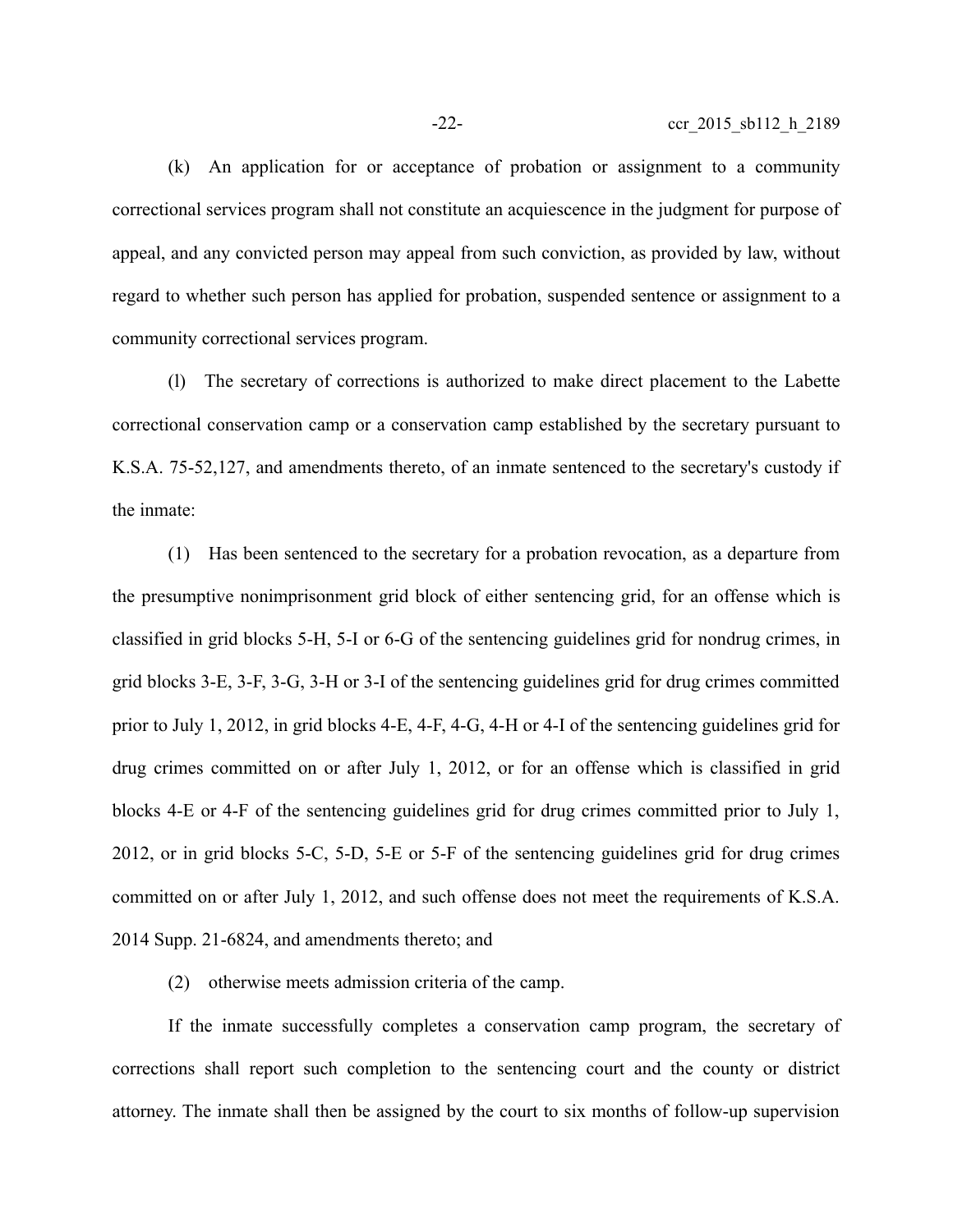(k) An application for or acceptance of probation or assignment to a community correctional services program shall not constitute an acquiescence in the judgment for purpose of appeal, and any convicted person may appeal from such conviction, as provided by law, without regard to whether such person has applied for probation, suspended sentence or assignment to a community correctional services program.

(l) The secretary of corrections is authorized to make direct placement to the Labette correctional conservation camp or a conservation camp established by the secretary pursuant to K.S.A. 75-52,127, and amendments thereto, of an inmate sentenced to the secretary's custody if the inmate:

(1) Has been sentenced to the secretary for a probation revocation, as a departure from the presumptive nonimprisonment grid block of either sentencing grid, for an offense which is classified in grid blocks 5-H, 5-I or 6-G of the sentencing guidelines grid for nondrug crimes, in grid blocks 3-E, 3-F, 3-G, 3-H or 3-I of the sentencing guidelines grid for drug crimes committed prior to July 1, 2012, in grid blocks 4-E, 4-F, 4-G, 4-H or 4-I of the sentencing guidelines grid for drug crimes committed on or after July 1, 2012, or for an offense which is classified in grid blocks 4-E or 4-F of the sentencing guidelines grid for drug crimes committed prior to July 1, 2012, or in grid blocks 5-C, 5-D, 5-E or 5-F of the sentencing guidelines grid for drug crimes committed on or after July 1, 2012, and such offense does not meet the requirements of K.S.A. 2014 Supp. 21-6824, and amendments thereto; and

(2) otherwise meets admission criteria of the camp.

If the inmate successfully completes a conservation camp program, the secretary of corrections shall report such completion to the sentencing court and the county or district attorney. The inmate shall then be assigned by the court to six months of follow-up supervision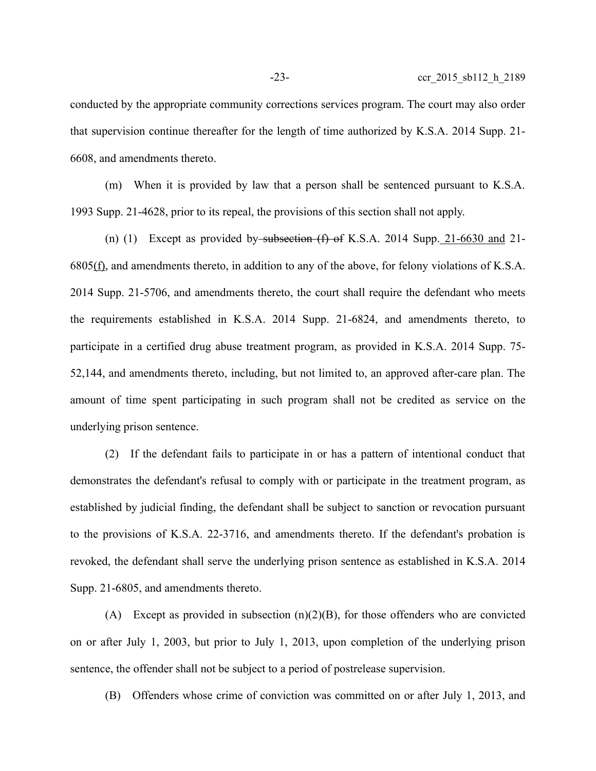conducted by the appropriate community corrections services program. The court may also order that supervision continue thereafter for the length of time authorized by K.S.A. 2014 Supp. 21-6608, and amendments thereto.

(m) When it is provided by law that a person shall be sentenced pursuant to K.S.A. 1993 Supp. 21-4628, prior to its repeal, the provisions of this section shall not apply.

(n) (1) Except as provided by ~~subsection (f) of~~ K.S.A. 2014 Supp. 21-6630 and 21-6805(f), and amendments thereto, in addition to any of the above, for felony violations of K.S.A. 2014 Supp. 21-5706, and amendments thereto, the court shall require the defendant who meets the requirements established in K.S.A. 2014 Supp. 21-6824, and amendments thereto, to participate in a certified drug abuse treatment program, as provided in K.S.A. 2014 Supp. 75-52,144, and amendments thereto, including, but not limited to, an approved after-care plan. The amount of time spent participating in such program shall not be credited as service on the underlying prison sentence.

(2) If the defendant fails to participate in or has a pattern of intentional conduct that demonstrates the defendant's refusal to comply with or participate in the treatment program, as established by judicial finding, the defendant shall be subject to sanction or revocation pursuant to the provisions of K.S.A. 22-3716, and amendments thereto. If the defendant's probation is revoked, the defendant shall serve the underlying prison sentence as established in K.S.A. 2014 Supp. 21-6805, and amendments thereto.

(A) Except as provided in subsection (n)(2)(B), for those offenders who are convicted on or after July 1, 2003, but prior to July 1, 2013, upon completion of the underlying prison sentence, the offender shall not be subject to a period of postrelease supervision.

(B) Offenders whose crime of conviction was committed on or after July 1, 2013, and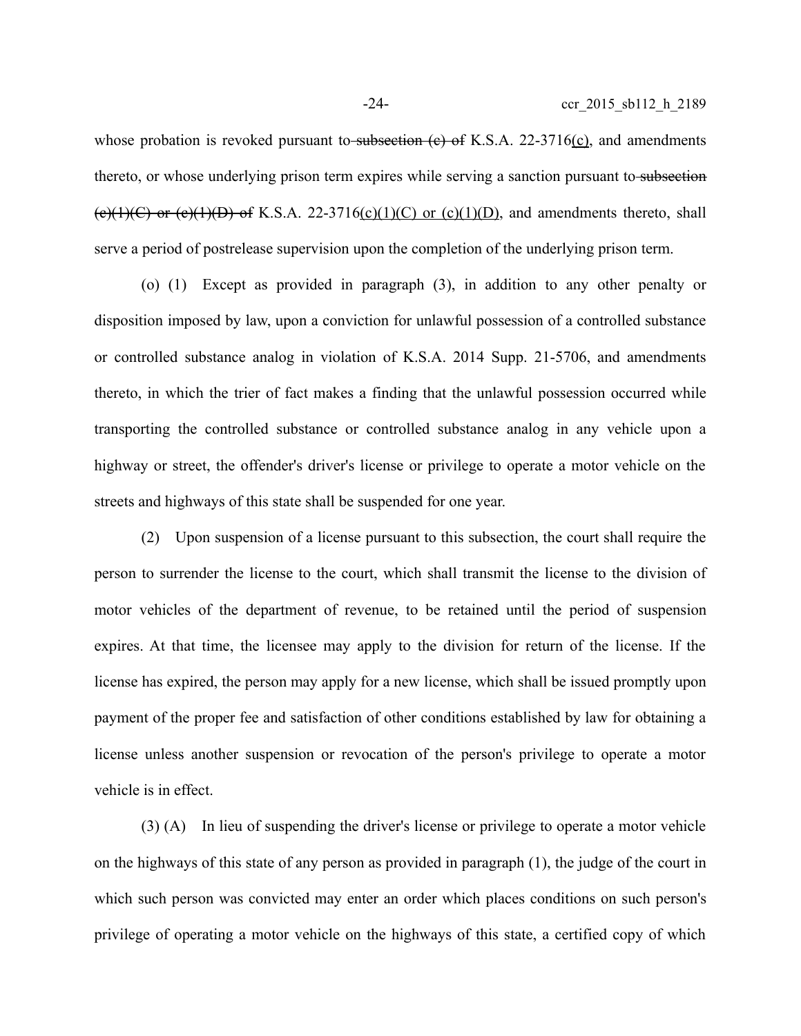whose probation is revoked pursuant to ~~subsection (c) of~~ K.S.A. 22-3716(c), and amendments thereto, or whose underlying prison term expires while serving a sanction pursuant to ~~subsection (c)(1)(C) or (c)(1)(D) of~~ K.S.A. 22-3716(c)(1)(C) or (c)(1)(D), and amendments thereto, shall serve a period of postrelease supervision upon the completion of the underlying prison term.

(o) (1) Except as provided in paragraph (3), in addition to any other penalty or disposition imposed by law, upon a conviction for unlawful possession of a controlled substance or controlled substance analog in violation of K.S.A. 2014 Supp. 21-5706, and amendments thereto, in which the trier of fact makes a finding that the unlawful possession occurred while transporting the controlled substance or controlled substance analog in any vehicle upon a highway or street, the offender's driver's license or privilege to operate a motor vehicle on the streets and highways of this state shall be suspended for one year.

(2) Upon suspension of a license pursuant to this subsection, the court shall require the person to surrender the license to the court, which shall transmit the license to the division of motor vehicles of the department of revenue, to be retained until the period of suspension expires. At that time, the licensee may apply to the division for return of the license. If the license has expired, the person may apply for a new license, which shall be issued promptly upon payment of the proper fee and satisfaction of other conditions established by law for obtaining a license unless another suspension or revocation of the person's privilege to operate a motor vehicle is in effect.

(3) (A) In lieu of suspending the driver's license or privilege to operate a motor vehicle on the highways of this state of any person as provided in paragraph (1), the judge of the court in which such person was convicted may enter an order which places conditions on such person's privilege of operating a motor vehicle on the highways of this state, a certified copy of which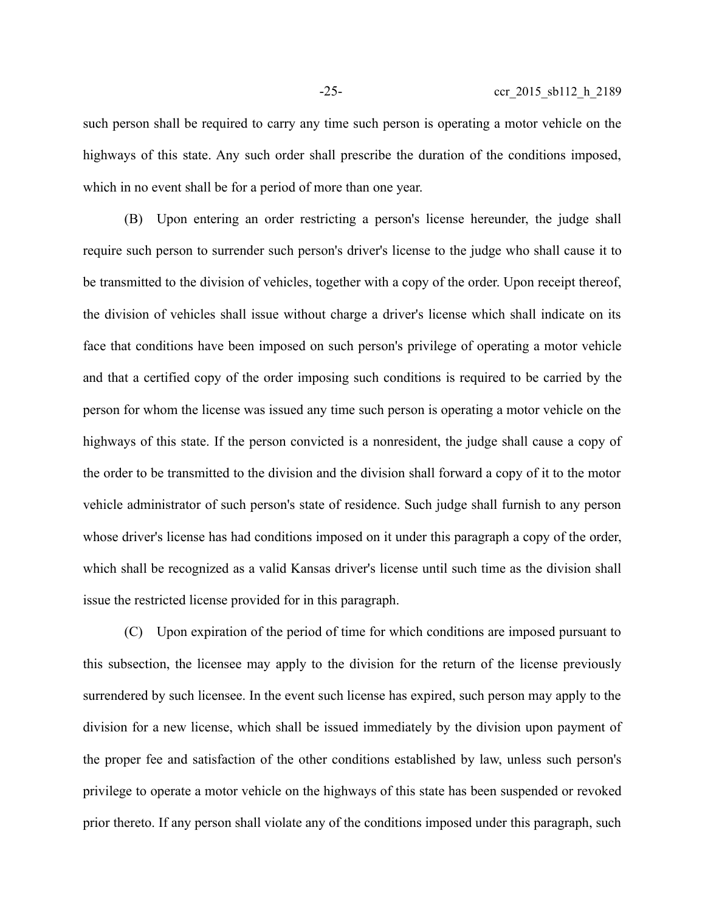such person shall be required to carry any time such person is operating a motor vehicle on the highways of this state. Any such order shall prescribe the duration of the conditions imposed, which in no event shall be for a period of more than one year.

(B) Upon entering an order restricting a person's license hereunder, the judge shall require such person to surrender such person's driver's license to the judge who shall cause it to be transmitted to the division of vehicles, together with a copy of the order. Upon receipt thereof, the division of vehicles shall issue without charge a driver's license which shall indicate on its face that conditions have been imposed on such person's privilege of operating a motor vehicle and that a certified copy of the order imposing such conditions is required to be carried by the person for whom the license was issued any time such person is operating a motor vehicle on the highways of this state. If the person convicted is a nonresident, the judge shall cause a copy of the order to be transmitted to the division and the division shall forward a copy of it to the motor vehicle administrator of such person's state of residence. Such judge shall furnish to any person whose driver's license has had conditions imposed on it under this paragraph a copy of the order, which shall be recognized as a valid Kansas driver's license until such time as the division shall issue the restricted license provided for in this paragraph.

(C) Upon expiration of the period of time for which conditions are imposed pursuant to this subsection, the licensee may apply to the division for the return of the license previously surrendered by such licensee. In the event such license has expired, such person may apply to the division for a new license, which shall be issued immediately by the division upon payment of the proper fee and satisfaction of the other conditions established by law, unless such person's privilege to operate a motor vehicle on the highways of this state has been suspended or revoked prior thereto. If any person shall violate any of the conditions imposed under this paragraph, such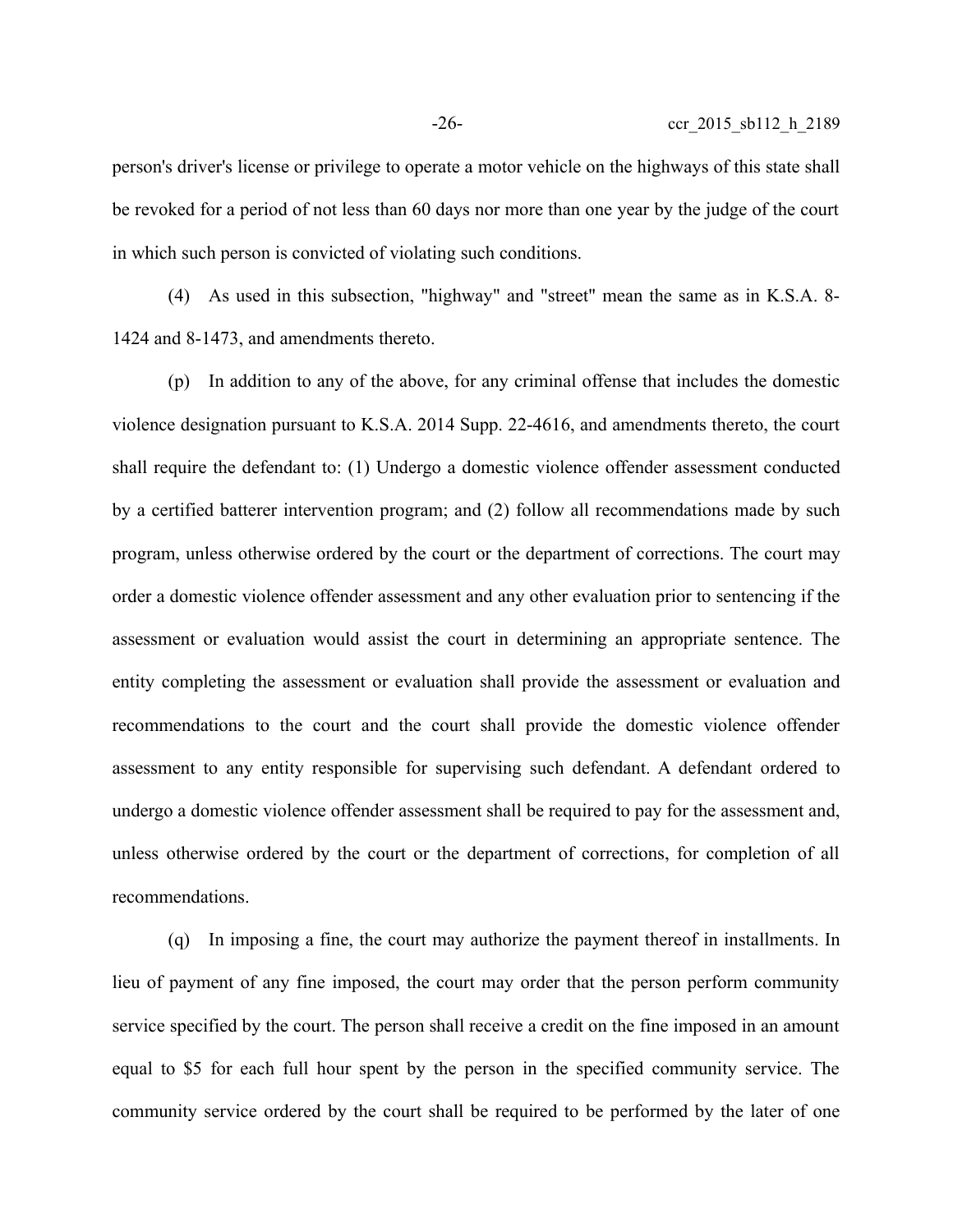person's driver's license or privilege to operate a motor vehicle on the highways of this state shall be revoked for a period of not less than 60 days nor more than one year by the judge of the court in which such person is convicted of violating such conditions.

(4) As used in this subsection, "highway" and "street" mean the same as in K.S.A. 8-1424 and 8-1473, and amendments thereto.

(p) In addition to any of the above, for any criminal offense that includes the domestic violence designation pursuant to K.S.A. 2014 Supp. 22-4616, and amendments thereto, the court shall require the defendant to: (1) Undergo a domestic violence offender assessment conducted by a certified batterer intervention program; and (2) follow all recommendations made by such program, unless otherwise ordered by the court or the department of corrections. The court may order a domestic violence offender assessment and any other evaluation prior to sentencing if the assessment or evaluation would assist the court in determining an appropriate sentence. The entity completing the assessment or evaluation shall provide the assessment or evaluation and recommendations to the court and the court shall provide the domestic violence offender assessment to any entity responsible for supervising such defendant. A defendant ordered to undergo a domestic violence offender assessment shall be required to pay for the assessment and, unless otherwise ordered by the court or the department of corrections, for completion of all recommendations.

(q) In imposing a fine, the court may authorize the payment thereof in installments. In lieu of payment of any fine imposed, the court may order that the person perform community service specified by the court. The person shall receive a credit on the fine imposed in an amount equal to $5 for each full hour spent by the person in the specified community service. The community service ordered by the court shall be required to be performed by the later of one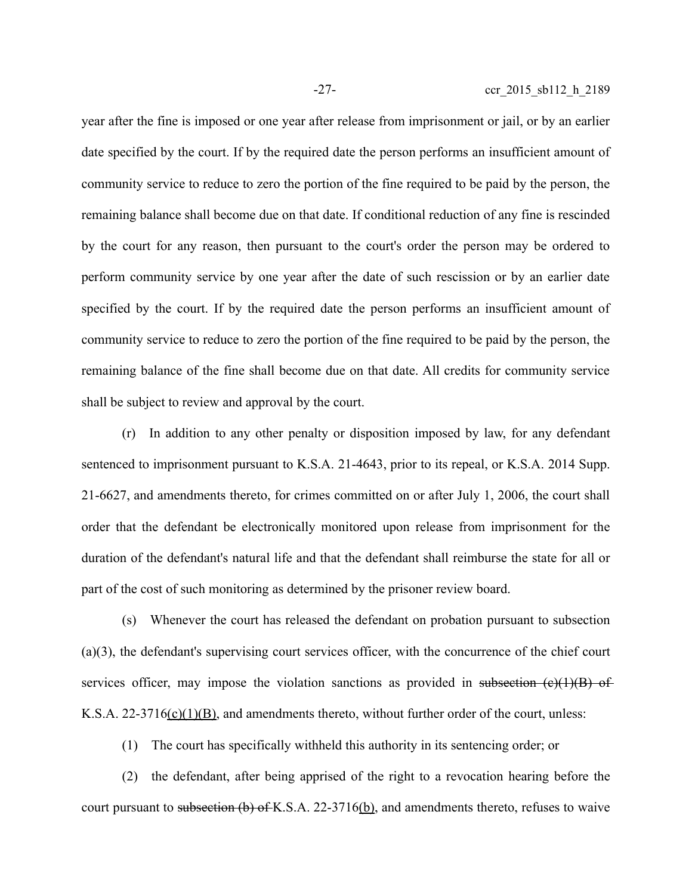year after the fine is imposed or one year after release from imprisonment or jail, or by an earlier date specified by the court. If by the required date the person performs an insufficient amount of community service to reduce to zero the portion of the fine required to be paid by the person, the remaining balance shall become due on that date. If conditional reduction of any fine is rescinded by the court for any reason, then pursuant to the court's order the person may be ordered to perform community service by one year after the date of such rescission or by an earlier date specified by the court. If by the required date the person performs an insufficient amount of community service to reduce to zero the portion of the fine required to be paid by the person, the remaining balance of the fine shall become due on that date. All credits for community service shall be subject to review and approval by the court.

(r) In addition to any other penalty or disposition imposed by law, for any defendant sentenced to imprisonment pursuant to K.S.A. 21-4643, prior to its repeal, or K.S.A. 2014 Supp. 21-6627, and amendments thereto, for crimes committed on or after July 1, 2006, the court shall order that the defendant be electronically monitored upon release from imprisonment for the duration of the defendant's natural life and that the defendant shall reimburse the state for all or part of the cost of such monitoring as determined by the prisoner review board.

(s) Whenever the court has released the defendant on probation pursuant to subsection (a)(3), the defendant's supervising court services officer, with the concurrence of the chief court services officer, may impose the violation sanctions as provided in ~~subsection (c)(1)(B) of~~ K.S.A. 22-3716(c)(1)(B), and amendments thereto, without further order of the court, unless:

(1) The court has specifically withheld this authority in its sentencing order; or

(2) the defendant, after being apprised of the right to a revocation hearing before the court pursuant to ~~subsection (b) of~~ K.S.A. 22-3716(b), and amendments thereto, refuses to waive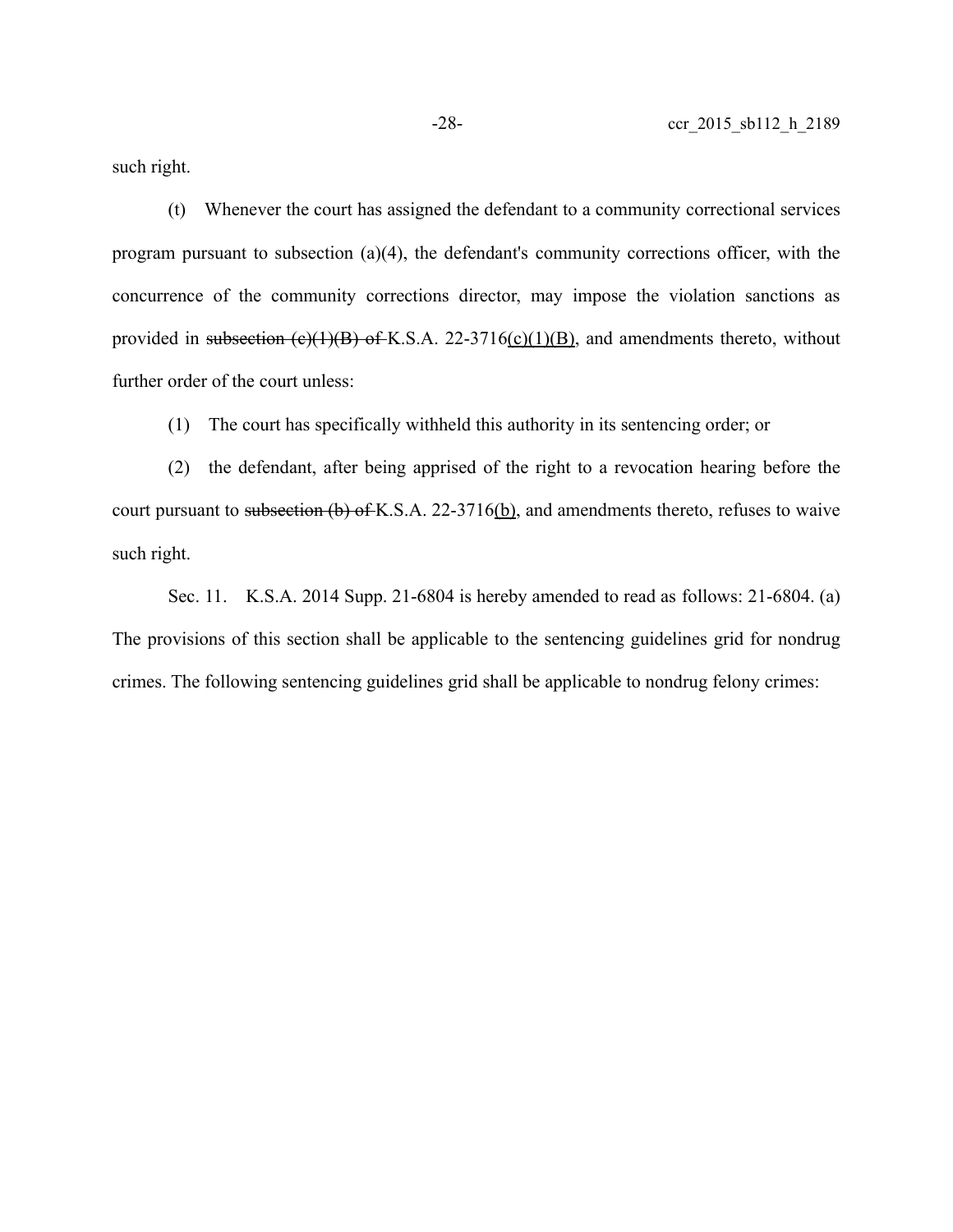such right.

(t) Whenever the court has assigned the defendant to a community correctional services program pursuant to subsection (a)(4), the defendant's community corrections officer, with the concurrence of the community corrections director, may impose the violation sanctions as provided in ~~subsection (c)(1)(B) of~~ K.S.A. 22-3716(c)(1)(B), and amendments thereto, without further order of the court unless:

(1) The court has specifically withheld this authority in its sentencing order; or

(2) the defendant, after being apprised of the right to a revocation hearing before the court pursuant to ~~subsection (b) of~~ K.S.A. 22-3716(b), and amendments thereto, refuses to waive such right.

Sec. 11. K.S.A. 2014 Supp. 21-6804 is hereby amended to read as follows: 21-6804. (a) The provisions of this section shall be applicable to the sentencing guidelines grid for nondrug crimes. The following sentencing guidelines grid shall be applicable to nondrug felony crimes: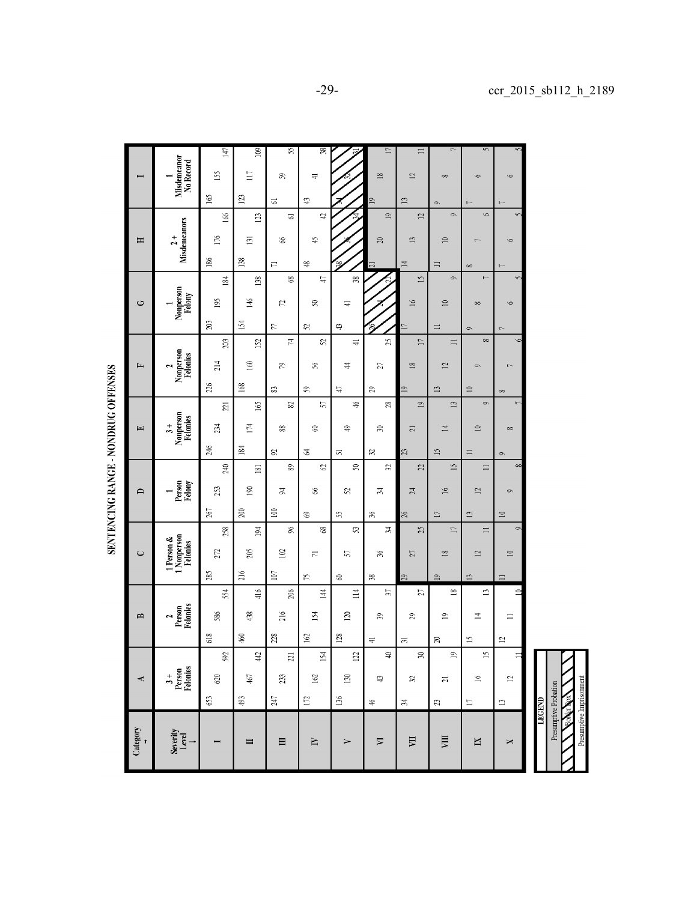# SENTENCING RANGE - NONDRUG OFFENSES

| Category → / Severity Level ↓ | A<br>3 + Person Felonies | B<br>2 Person Felonies | C<br>1 Person & 1 Nonperson Felonies | D<br>1 Person Felony | E<br>3 + Nonperson Felonies | F<br>2 Nonperson Felonies | G<br>1 Nonperson Felony | H<br>2 + Misdemeanors | I<br>1 Misdemeanor No Record |
|---|---|---|---|---|---|---|---|---|---|
| I | 653 620 592 | 618 586 554 | 285 272 258 | 267 253 240 | 246 234 221 | 226 214 203 | 203 195 184 | 186 176 166 | 165 155 147 |
| II | 493 467 442 | 460 438 416 | 216 205 194 | 200 190 181 | 184 174 165 | 168 160 152 | 154 146 138 | 138 131 123 | 123 117 109 |
| III | 247 233 221 | 228 216 206 | 107 102 96 | 100 94 89 | 92 88 82 | 83 79 74 | 77 72 68 | 71 66 61 | 61 59 55 |
| IV | 172 162 154 | 162 154 144 | 75 71 68 | 69 66 62 | 64 60 57 | 59 56 52 | 52 50 47 | 48 45 42 | 43 41 38 |
| V | 136 130 122 | 128 120 114 | 60 57 53 | 55 52 50 | 51 49 46 | 47 44 41 | 43 41 38 | 38 36 34 | 34 32 31 |
| VI | 46 43 40 | 41 39 37 | 38 36 34 | 36 34 32 | 32 30 28 | 29 27 25 | 26 24 22 | 21 20 19 | 19 18 17 |
| VII | 34 32 30 | 31 29 27 | 29 27 25 | 26 24 22 | 23 21 19 | 19 18 17 | 17 16 15 | 14 13 12 | 13 12 11 |
| VIII | 23 21 19 | 20 19 18 | 19 18 17 | 17 16 15 | 15 14 13 | 13 12 11 | 11 10 9 | 11 10 9 | 9 8 7 |
| IX | 17 16 15 | 15 14 13 | 13 12 11 | 13 12 11 | 11 10 9 | 10 9 8 | 9 8 7 | 8 7 6 | 7 6 5 |
| X | 13 12 11 | 12 11 10 | 11 10 9 | 10 9 8 | 9 8 7 | 8 7 6 | 7 6 5 | 7 6 5 | 7 6 5 |

**LEGEND**

- Presumptive Probation
- Border Box
- Presumptive Imprisonment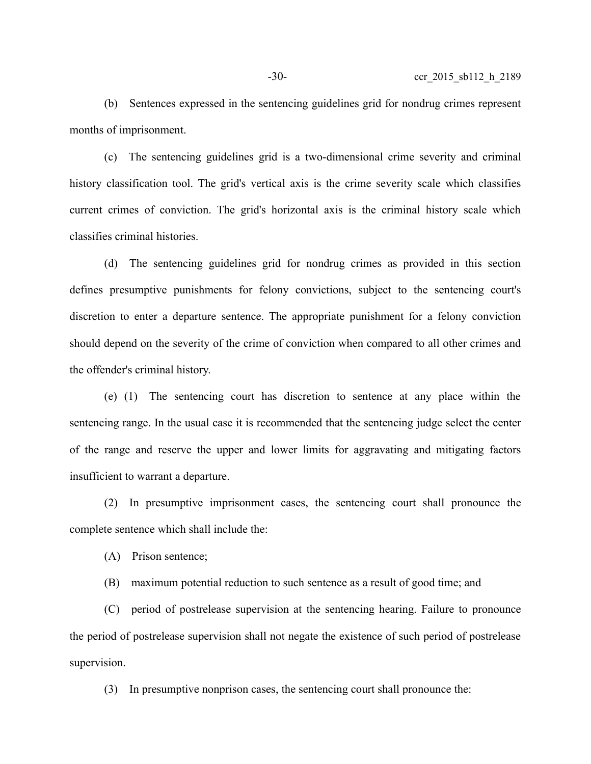(b) Sentences expressed in the sentencing guidelines grid for nondrug crimes represent months of imprisonment.

(c) The sentencing guidelines grid is a two-dimensional crime severity and criminal history classification tool. The grid's vertical axis is the crime severity scale which classifies current crimes of conviction. The grid's horizontal axis is the criminal history scale which classifies criminal histories.

(d) The sentencing guidelines grid for nondrug crimes as provided in this section defines presumptive punishments for felony convictions, subject to the sentencing court's discretion to enter a departure sentence. The appropriate punishment for a felony conviction should depend on the severity of the crime of conviction when compared to all other crimes and the offender's criminal history.

(e) (1) The sentencing court has discretion to sentence at any place within the sentencing range. In the usual case it is recommended that the sentencing judge select the center of the range and reserve the upper and lower limits for aggravating and mitigating factors insufficient to warrant a departure.

(2) In presumptive imprisonment cases, the sentencing court shall pronounce the complete sentence which shall include the:

(A) Prison sentence;

(B) maximum potential reduction to such sentence as a result of good time; and

(C) period of postrelease supervision at the sentencing hearing. Failure to pronounce the period of postrelease supervision shall not negate the existence of such period of postrelease supervision.

(3) In presumptive nonprison cases, the sentencing court shall pronounce the: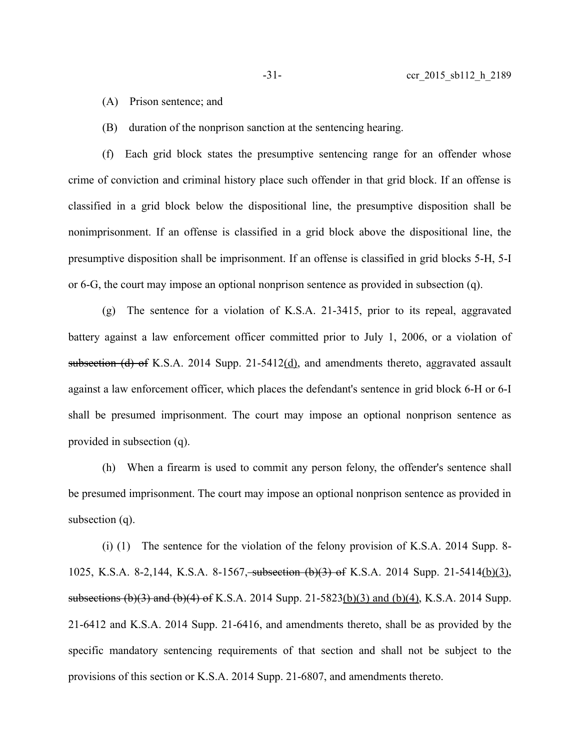(A) Prison sentence; and

(B) duration of the nonprison sanction at the sentencing hearing.

(f) Each grid block states the presumptive sentencing range for an offender whose crime of conviction and criminal history place such offender in that grid block. If an offense is classified in a grid block below the dispositional line, the presumptive disposition shall be nonimprisonment. If an offense is classified in a grid block above the dispositional line, the presumptive disposition shall be imprisonment. If an offense is classified in grid blocks 5-H, 5-I or 6-G, the court may impose an optional nonprison sentence as provided in subsection (q).

(g) The sentence for a violation of K.S.A. 21-3415, prior to its repeal, aggravated battery against a law enforcement officer committed prior to July 1, 2006, or a violation of ~~subsection (d) of~~ K.S.A. 2014 Supp. 21-5412(d), and amendments thereto, aggravated assault against a law enforcement officer, which places the defendant's sentence in grid block 6-H or 6-I shall be presumed imprisonment. The court may impose an optional nonprison sentence as provided in subsection (q).

(h) When a firearm is used to commit any person felony, the offender's sentence shall be presumed imprisonment. The court may impose an optional nonprison sentence as provided in subsection (q).

(i) (1) The sentence for the violation of the felony provision of K.S.A. 2014 Supp. 8-1025, K.S.A. 8-2,144, K.S.A. 8-1567~~, subsection (b)(3) of~~ K.S.A. 2014 Supp. 21-5414(b)(3), ~~subsections (b)(3) and (b)(4) of~~ K.S.A. 2014 Supp. 21-5823(b)(3) and (b)(4), K.S.A. 2014 Supp. 21-6412 and K.S.A. 2014 Supp. 21-6416, and amendments thereto, shall be as provided by the specific mandatory sentencing requirements of that section and shall not be subject to the provisions of this section or K.S.A. 2014 Supp. 21-6807, and amendments thereto.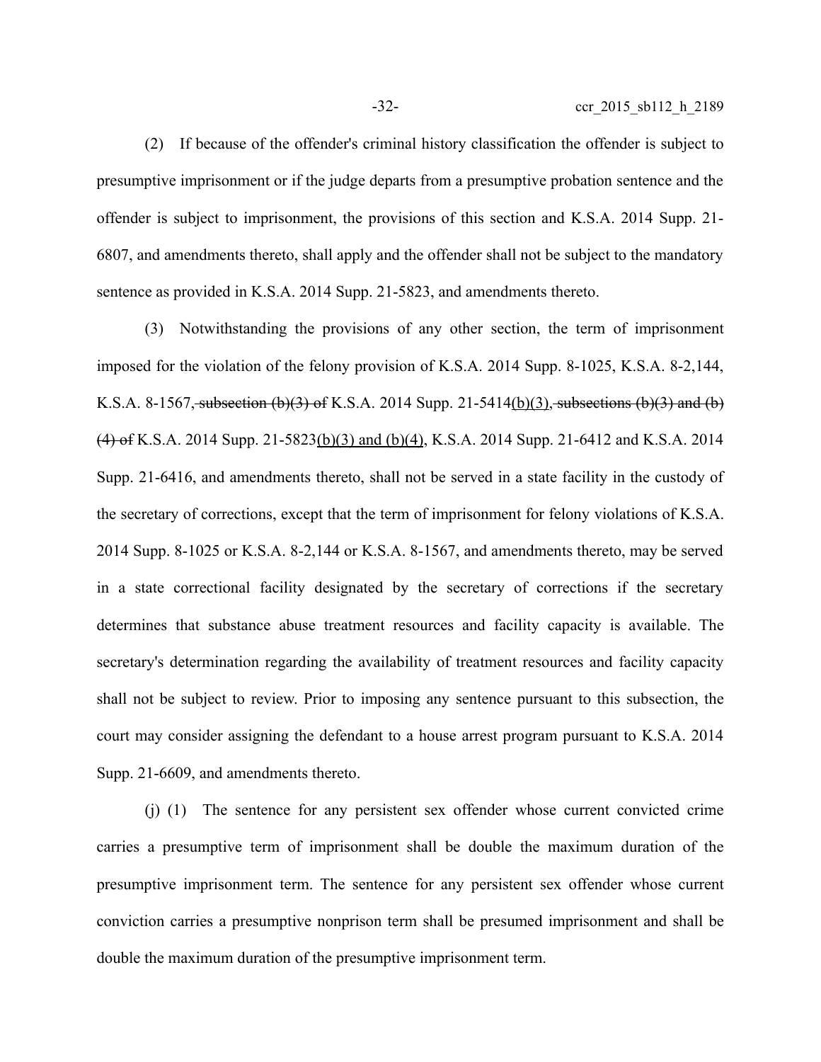(2) If because of the offender's criminal history classification the offender is subject to presumptive imprisonment or if the judge departs from a presumptive probation sentence and the offender is subject to imprisonment, the provisions of this section and K.S.A. 2014 Supp. 21-6807, and amendments thereto, shall apply and the offender shall not be subject to the mandatory sentence as provided in K.S.A. 2014 Supp. 21-5823, and amendments thereto.

(3) Notwithstanding the provisions of any other section, the term of imprisonment imposed for the violation of the felony provision of K.S.A. 2014 Supp. 8-1025, K.S.A. 8-2,144, K.S.A. 8-1567~~, subsection (b)(3) of~~ K.S.A. 2014 Supp. 21-5414(b)(3)~~, subsections (b)(3) and (b)(4) of~~ K.S.A. 2014 Supp. 21-5823(b)(3) and (b)(4), K.S.A. 2014 Supp. 21-6412 and K.S.A. 2014 Supp. 21-6416, and amendments thereto, shall not be served in a state facility in the custody of the secretary of corrections, except that the term of imprisonment for felony violations of K.S.A. 2014 Supp. 8-1025 or K.S.A. 8-2,144 or K.S.A. 8-1567, and amendments thereto, may be served in a state correctional facility designated by the secretary of corrections if the secretary determines that substance abuse treatment resources and facility capacity is available. The secretary's determination regarding the availability of treatment resources and facility capacity shall not be subject to review. Prior to imposing any sentence pursuant to this subsection, the court may consider assigning the defendant to a house arrest program pursuant to K.S.A. 2014 Supp. 21-6609, and amendments thereto.

(j) (1) The sentence for any persistent sex offender whose current convicted crime carries a presumptive term of imprisonment shall be double the maximum duration of the presumptive imprisonment term. The sentence for any persistent sex offender whose current conviction carries a presumptive nonprison term shall be presumed imprisonment and shall be double the maximum duration of the presumptive imprisonment term.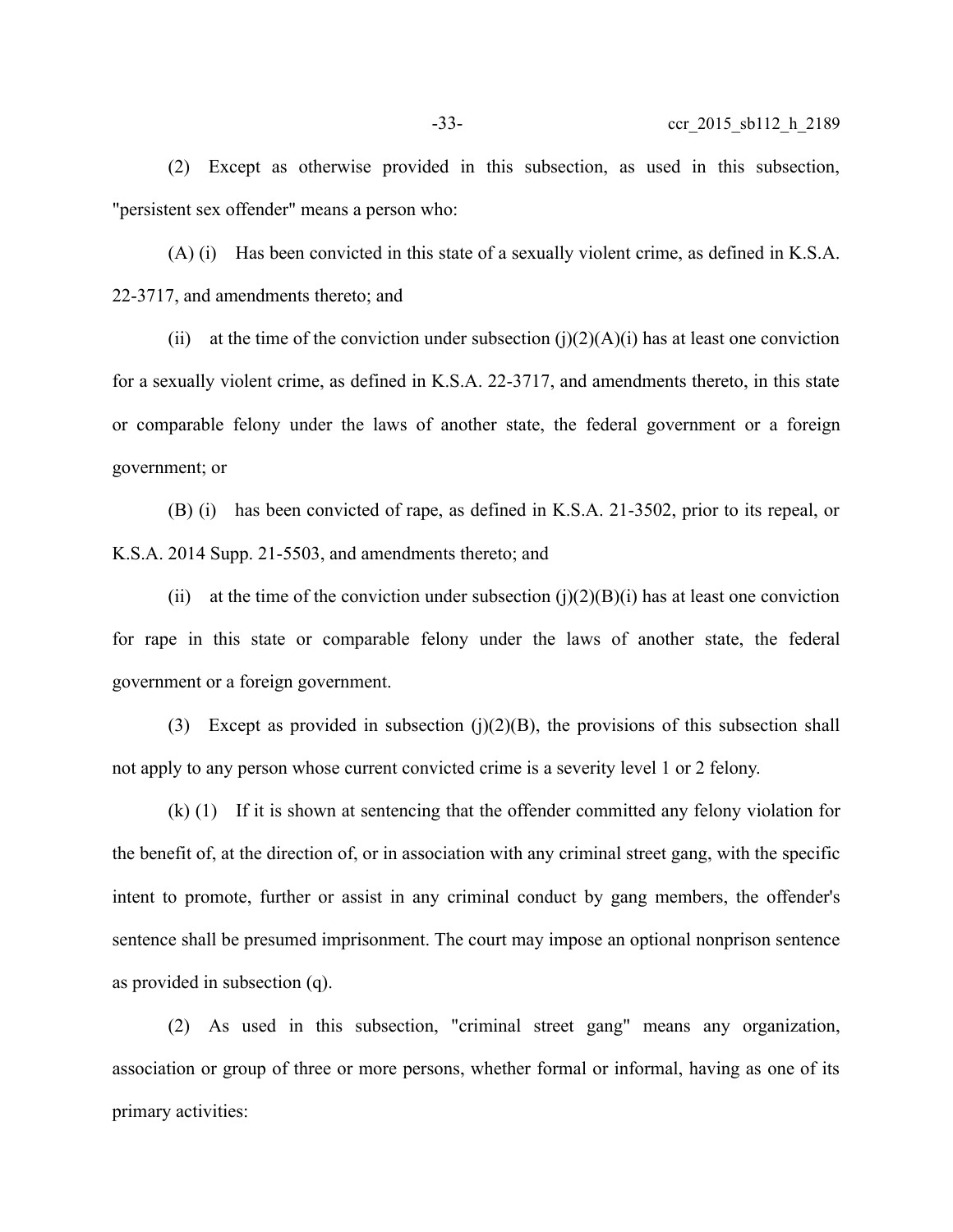(2) Except as otherwise provided in this subsection, as used in this subsection, "persistent sex offender" means a person who:

(A) (i) Has been convicted in this state of a sexually violent crime, as defined in K.S.A. 22-3717, and amendments thereto; and

(ii) at the time of the conviction under subsection (j)(2)(A)(i) has at least one conviction for a sexually violent crime, as defined in K.S.A. 22-3717, and amendments thereto, in this state or comparable felony under the laws of another state, the federal government or a foreign government; or

(B) (i) has been convicted of rape, as defined in K.S.A. 21-3502, prior to its repeal, or K.S.A. 2014 Supp. 21-5503, and amendments thereto; and

(ii) at the time of the conviction under subsection (j)(2)(B)(i) has at least one conviction for rape in this state or comparable felony under the laws of another state, the federal government or a foreign government.

(3) Except as provided in subsection (j)(2)(B), the provisions of this subsection shall not apply to any person whose current convicted crime is a severity level 1 or 2 felony.

(k) (1) If it is shown at sentencing that the offender committed any felony violation for the benefit of, at the direction of, or in association with any criminal street gang, with the specific intent to promote, further or assist in any criminal conduct by gang members, the offender's sentence shall be presumed imprisonment. The court may impose an optional nonprison sentence as provided in subsection (q).

(2) As used in this subsection, "criminal street gang" means any organization, association or group of three or more persons, whether formal or informal, having as one of its primary activities: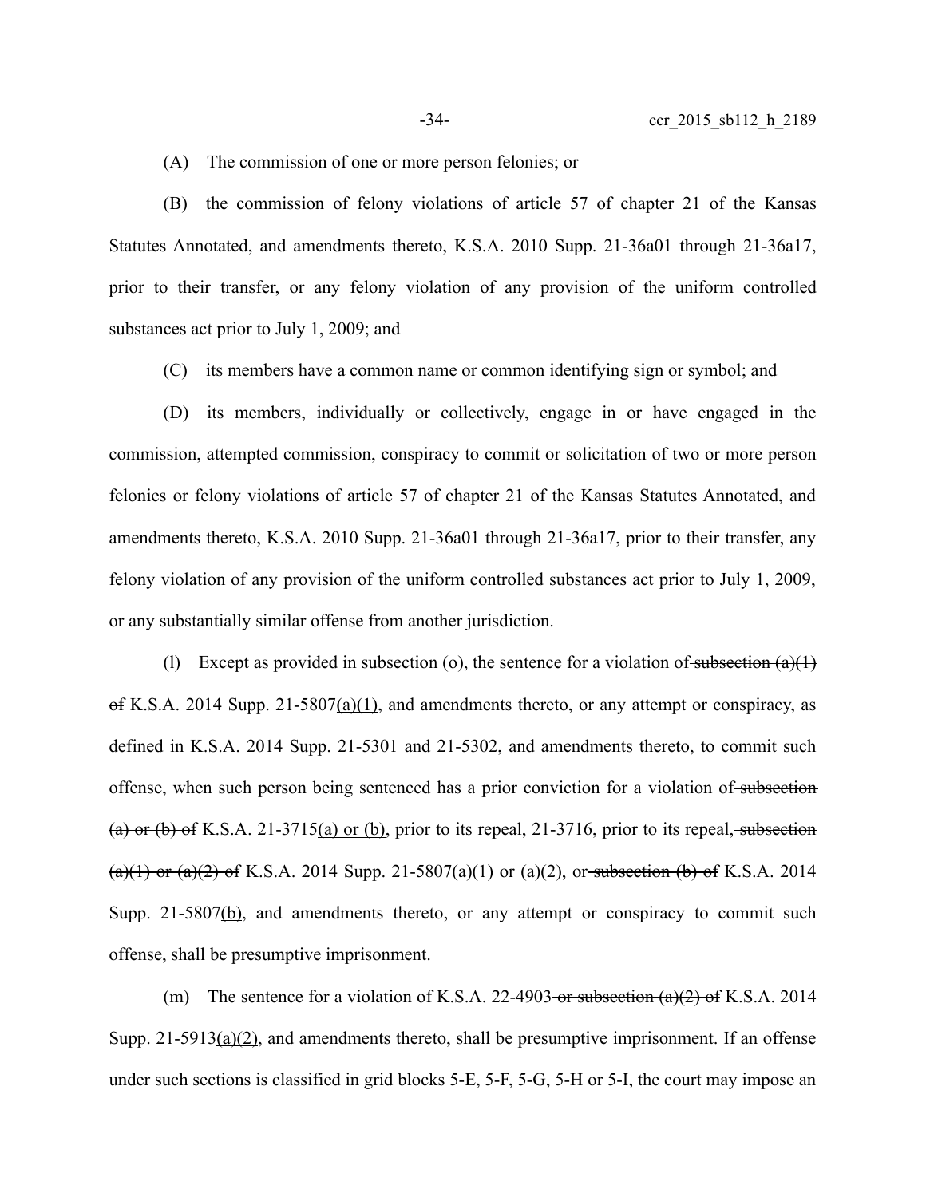(A) The commission of one or more person felonies; or

(B) the commission of felony violations of article 57 of chapter 21 of the Kansas Statutes Annotated, and amendments thereto, K.S.A. 2010 Supp. 21-36a01 through 21-36a17, prior to their transfer, or any felony violation of any provision of the uniform controlled substances act prior to July 1, 2009; and

(C) its members have a common name or common identifying sign or symbol; and

(D) its members, individually or collectively, engage in or have engaged in the commission, attempted commission, conspiracy to commit or solicitation of two or more person felonies or felony violations of article 57 of chapter 21 of the Kansas Statutes Annotated, and amendments thereto, K.S.A. 2010 Supp. 21-36a01 through 21-36a17, prior to their transfer, any felony violation of any provision of the uniform controlled substances act prior to July 1, 2009, or any substantially similar offense from another jurisdiction.

(l) Except as provided in subsection (o), the sentence for a violation of ~~subsection (a)(1) of~~ K.S.A. 2014 Supp. 21-5807<u>(a)(1)</u>, and amendments thereto, or any attempt or conspiracy, as defined in K.S.A. 2014 Supp. 21-5301 and 21-5302, and amendments thereto, to commit such offense, when such person being sentenced has a prior conviction for a violation of ~~subsection (a) or (b) of~~ K.S.A. 21-3715<u>(a) or (b)</u>, prior to its repeal, 21-3716, prior to its repeal, ~~subsection (a)(1) or (a)(2) of~~ K.S.A. 2014 Supp. 21-5807<u>(a)(1) or (a)(2)</u>, or ~~subsection (b) of~~ K.S.A. 2014 Supp. 21-5807<u>(b)</u>, and amendments thereto, or any attempt or conspiracy to commit such offense, shall be presumptive imprisonment.

(m) The sentence for a violation of K.S.A. 22-4903 ~~or subsection (a)(2) of~~ K.S.A. 2014 Supp. 21-5913<u>(a)(2)</u>, and amendments thereto, shall be presumptive imprisonment. If an offense under such sections is classified in grid blocks 5-E, 5-F, 5-G, 5-H or 5-I, the court may impose an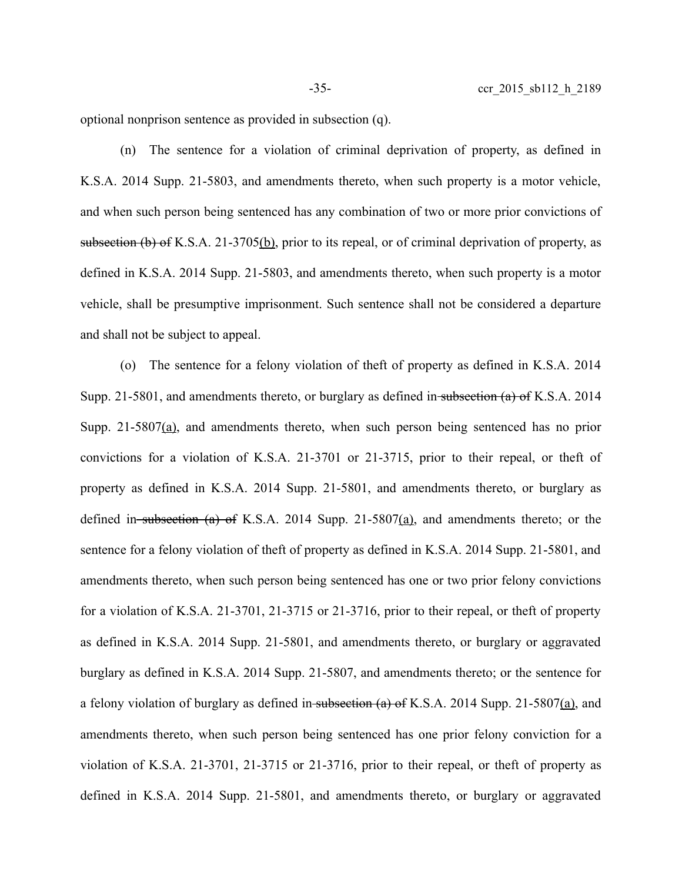optional nonprison sentence as provided in subsection (q).

(n) The sentence for a violation of criminal deprivation of property, as defined in K.S.A. 2014 Supp. 21-5803, and amendments thereto, when such property is a motor vehicle, and when such person being sentenced has any combination of two or more prior convictions of ~~subsection (b) of~~ K.S.A. 21-3705(b), prior to its repeal, or of criminal deprivation of property, as defined in K.S.A. 2014 Supp. 21-5803, and amendments thereto, when such property is a motor vehicle, shall be presumptive imprisonment. Such sentence shall not be considered a departure and shall not be subject to appeal.

(o) The sentence for a felony violation of theft of property as defined in K.S.A. 2014 Supp. 21-5801, and amendments thereto, or burglary as defined in ~~subsection (a) of~~ K.S.A. 2014 Supp. 21-5807(a), and amendments thereto, when such person being sentenced has no prior convictions for a violation of K.S.A. 21-3701 or 21-3715, prior to their repeal, or theft of property as defined in K.S.A. 2014 Supp. 21-5801, and amendments thereto, or burglary as defined in ~~subsection (a) of~~ K.S.A. 2014 Supp. 21-5807(a), and amendments thereto; or the sentence for a felony violation of theft of property as defined in K.S.A. 2014 Supp. 21-5801, and amendments thereto, when such person being sentenced has one or two prior felony convictions for a violation of K.S.A. 21-3701, 21-3715 or 21-3716, prior to their repeal, or theft of property as defined in K.S.A. 2014 Supp. 21-5801, and amendments thereto, or burglary or aggravated burglary as defined in K.S.A. 2014 Supp. 21-5807, and amendments thereto; or the sentence for a felony violation of burglary as defined in ~~subsection (a) of~~ K.S.A. 2014 Supp. 21-5807(a), and amendments thereto, when such person being sentenced has one prior felony conviction for a violation of K.S.A. 21-3701, 21-3715 or 21-3716, prior to their repeal, or theft of property as defined in K.S.A. 2014 Supp. 21-5801, and amendments thereto, or burglary or aggravated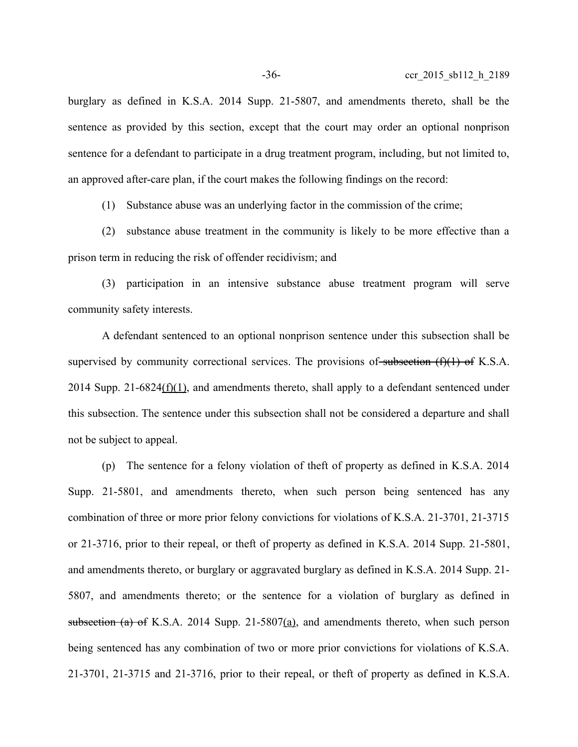burglary as defined in K.S.A. 2014 Supp. 21-5807, and amendments thereto, shall be the sentence as provided by this section, except that the court may order an optional nonprison sentence for a defendant to participate in a drug treatment program, including, but not limited to, an approved after-care plan, if the court makes the following findings on the record:

(1) Substance abuse was an underlying factor in the commission of the crime;

(2) substance abuse treatment in the community is likely to be more effective than a prison term in reducing the risk of offender recidivism; and

(3) participation in an intensive substance abuse treatment program will serve community safety interests.

A defendant sentenced to an optional nonprison sentence under this subsection shall be supervised by community correctional services. The provisions of ~~subsection (f)(1) of~~ K.S.A. 2014 Supp. 21-6824(f)(1), and amendments thereto, shall apply to a defendant sentenced under this subsection. The sentence under this subsection shall not be considered a departure and shall not be subject to appeal.

(p) The sentence for a felony violation of theft of property as defined in K.S.A. 2014 Supp. 21-5801, and amendments thereto, when such person being sentenced has any combination of three or more prior felony convictions for violations of K.S.A. 21-3701, 21-3715 or 21-3716, prior to their repeal, or theft of property as defined in K.S.A. 2014 Supp. 21-5801, and amendments thereto, or burglary or aggravated burglary as defined in K.S.A. 2014 Supp. 21-5807, and amendments thereto; or the sentence for a violation of burglary as defined in ~~subsection (a) of~~ K.S.A. 2014 Supp. 21-5807(a), and amendments thereto, when such person being sentenced has any combination of two or more prior convictions for violations of K.S.A. 21-3701, 21-3715 and 21-3716, prior to their repeal, or theft of property as defined in K.S.A.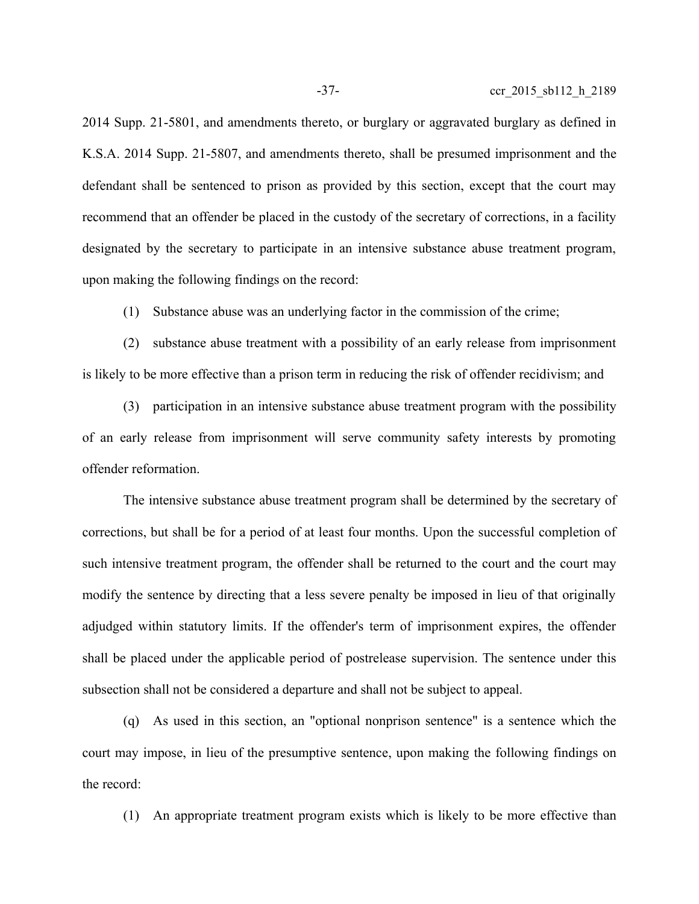2014 Supp. 21-5801, and amendments thereto, or burglary or aggravated burglary as defined in K.S.A. 2014 Supp. 21-5807, and amendments thereto, shall be presumed imprisonment and the defendant shall be sentenced to prison as provided by this section, except that the court may recommend that an offender be placed in the custody of the secretary of corrections, in a facility designated by the secretary to participate in an intensive substance abuse treatment program, upon making the following findings on the record:

(1) Substance abuse was an underlying factor in the commission of the crime;

(2) substance abuse treatment with a possibility of an early release from imprisonment is likely to be more effective than a prison term in reducing the risk of offender recidivism; and

(3) participation in an intensive substance abuse treatment program with the possibility of an early release from imprisonment will serve community safety interests by promoting offender reformation.

The intensive substance abuse treatment program shall be determined by the secretary of corrections, but shall be for a period of at least four months. Upon the successful completion of such intensive treatment program, the offender shall be returned to the court and the court may modify the sentence by directing that a less severe penalty be imposed in lieu of that originally adjudged within statutory limits. If the offender's term of imprisonment expires, the offender shall be placed under the applicable period of postrelease supervision. The sentence under this subsection shall not be considered a departure and shall not be subject to appeal.

(q) As used in this section, an "optional nonprison sentence" is a sentence which the court may impose, in lieu of the presumptive sentence, upon making the following findings on the record:

(1) An appropriate treatment program exists which is likely to be more effective than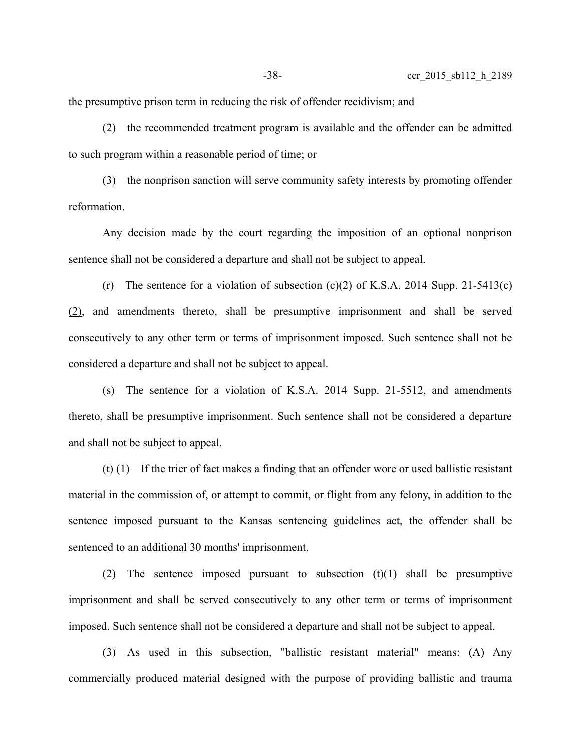the presumptive prison term in reducing the risk of offender recidivism; and

(2) the recommended treatment program is available and the offender can be admitted to such program within a reasonable period of time; or

(3) the nonprison sanction will serve community safety interests by promoting offender reformation.

Any decision made by the court regarding the imposition of an optional nonprison sentence shall not be considered a departure and shall not be subject to appeal.

(r) The sentence for a violation of ~~subsection (c)(2) of~~ K.S.A. 2014 Supp. 21-5413(c)(2), and amendments thereto, shall be presumptive imprisonment and shall be served consecutively to any other term or terms of imprisonment imposed. Such sentence shall not be considered a departure and shall not be subject to appeal.

(s) The sentence for a violation of K.S.A. 2014 Supp. 21-5512, and amendments thereto, shall be presumptive imprisonment. Such sentence shall not be considered a departure and shall not be subject to appeal.

(t) (1) If the trier of fact makes a finding that an offender wore or used ballistic resistant material in the commission of, or attempt to commit, or flight from any felony, in addition to the sentence imposed pursuant to the Kansas sentencing guidelines act, the offender shall be sentenced to an additional 30 months' imprisonment.

(2) The sentence imposed pursuant to subsection (t)(1) shall be presumptive imprisonment and shall be served consecutively to any other term or terms of imprisonment imposed. Such sentence shall not be considered a departure and shall not be subject to appeal.

(3) As used in this subsection, "ballistic resistant material" means: (A) Any commercially produced material designed with the purpose of providing ballistic and trauma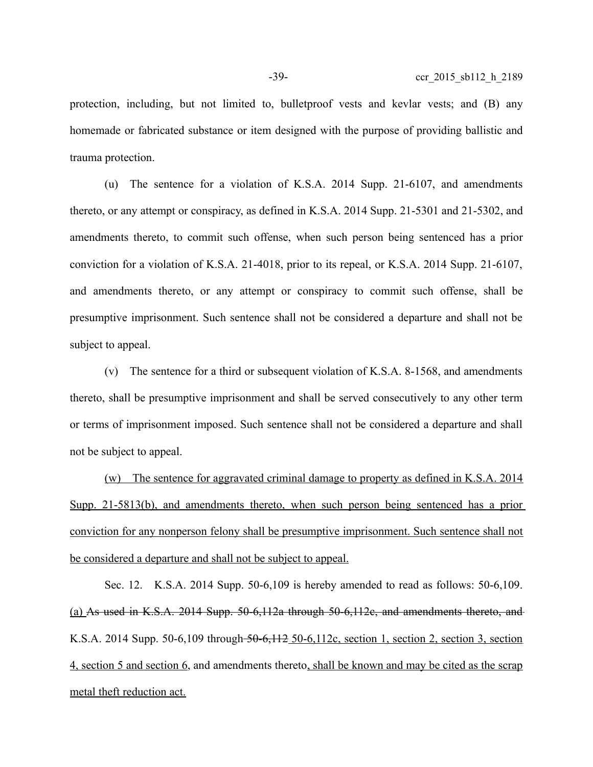protection, including, but not limited to, bulletproof vests and kevlar vests; and (B) any homemade or fabricated substance or item designed with the purpose of providing ballistic and trauma protection.

(u) The sentence for a violation of K.S.A. 2014 Supp. 21-6107, and amendments thereto, or any attempt or conspiracy, as defined in K.S.A. 2014 Supp. 21-5301 and 21-5302, and amendments thereto, to commit such offense, when such person being sentenced has a prior conviction for a violation of K.S.A. 21-4018, prior to its repeal, or K.S.A. 2014 Supp. 21-6107, and amendments thereto, or any attempt or conspiracy to commit such offense, shall be presumptive imprisonment. Such sentence shall not be considered a departure and shall not be subject to appeal.

(v) The sentence for a third or subsequent violation of K.S.A. 8-1568, and amendments thereto, shall be presumptive imprisonment and shall be served consecutively to any other term or terms of imprisonment imposed. Such sentence shall not be considered a departure and shall not be subject to appeal.

<u>(w) The sentence for aggravated criminal damage to property as defined in K.S.A. 2014 Supp. 21-5813(b), and amendments thereto, when such person being sentenced has a prior conviction for any nonperson felony shall be presumptive imprisonment. Such sentence shall not be considered a departure and shall not be subject to appeal.</u>

Sec. 12. K.S.A. 2014 Supp. 50-6,109 is hereby amended to read as follows: 50-6,109. <u>(a)</u> ~~As used in K.S.A. 2014 Supp. 50-6,112a through 50-6,112c, and amendments thereto, and~~ K.S.A. 2014 Supp. 50-6,109 through ~~50-6,112~~ <u>50-6,112c, section 1, section 2, section 3, section 4, section 5 and section 6</u>, and amendments thereto<u>, shall be known and may be cited as the scrap metal theft reduction act.</u>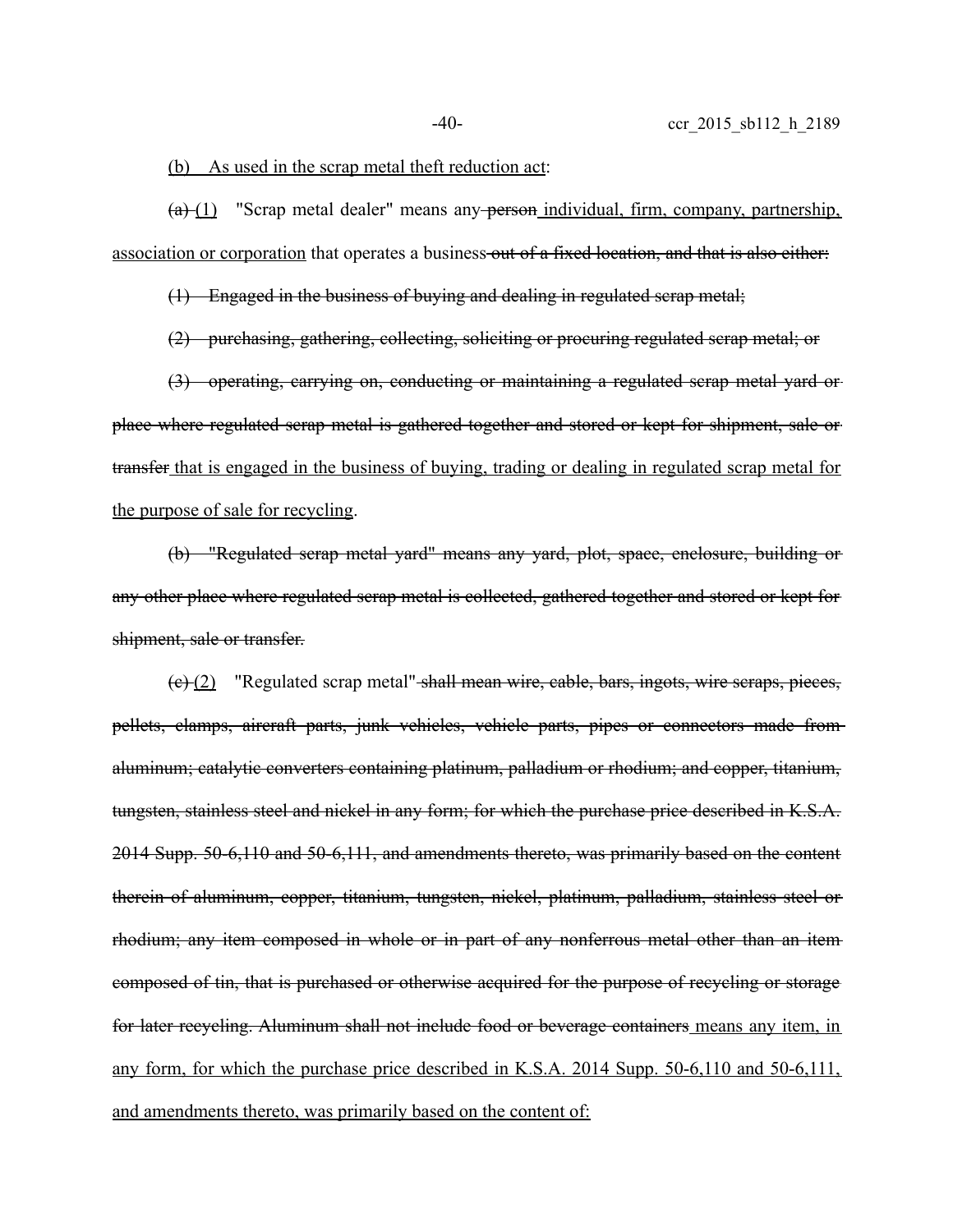(b) As used in the scrap metal theft reduction act:

~~(a)~~ (1) "Scrap metal dealer" means any ~~person~~ individual, firm, company, partnership, association or corporation that operates a business ~~out of a fixed location, and that is also either:~~

~~(1) Engaged in the business of buying and dealing in regulated scrap metal;~~

~~(2) purchasing, gathering, collecting, soliciting or procuring regulated scrap metal; or~~

~~(3) operating, carrying on, conducting or maintaining a regulated scrap metal yard or place where regulated scrap metal is gathered together and stored or kept for shipment, sale or transfer~~ that is engaged in the business of buying, trading or dealing in regulated scrap metal for the purpose of sale for recycling.

~~(b) "Regulated scrap metal yard" means any yard, plot, space, enclosure, building or any other place where regulated scrap metal is collected, gathered together and stored or kept for shipment, sale or transfer.~~

~~(c)~~ (2) "Regulated scrap metal" ~~shall mean wire, cable, bars, ingots, wire scraps, pieces, pellets, clamps, aircraft parts, junk vehicles, vehicle parts, pipes or connectors made from aluminum; catalytic converters containing platinum, palladium or rhodium; and copper, titanium, tungsten, stainless steel and nickel in any form; for which the purchase price described in K.S.A. 2014 Supp. 50-6,110 and 50-6,111, and amendments thereto, was primarily based on the content therein of aluminum, copper, titanium, tungsten, nickel, platinum, palladium, stainless steel or rhodium; any item composed in whole or in part of any nonferrous metal other than an item composed of tin, that is purchased or otherwise acquired for the purpose of recycling or storage for later recycling. Aluminum shall not include food or beverage containers~~ means any item, in any form, for which the purchase price described in K.S.A. 2014 Supp. 50-6,110 and 50-6,111, and amendments thereto, was primarily based on the content of: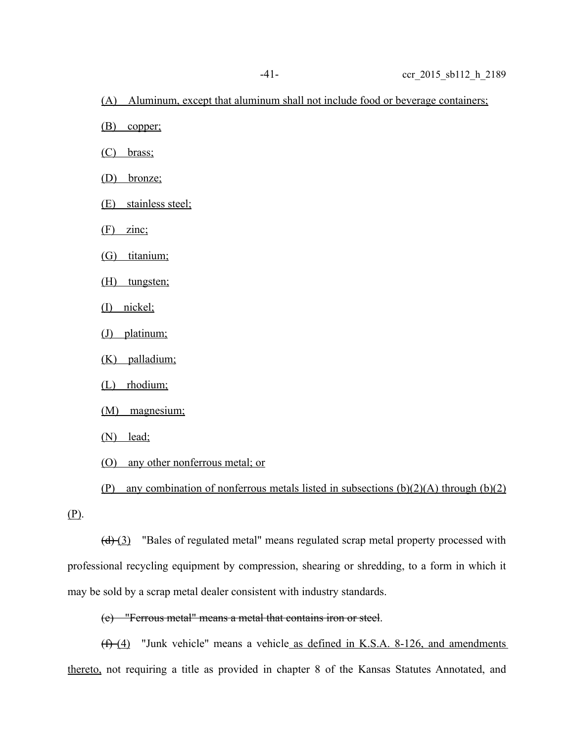(A) Aluminum, except that aluminum shall not include food or beverage containers;

(B) copper;

(C) brass;

(D) bronze;

(E) stainless steel;

(F) zinc;

(G) titanium;

(H) tungsten;

(I) nickel;

(J) platinum;

(K) palladium;

(L) rhodium;

(M) magnesium;

(N) lead;

(O) any other nonferrous metal; or

(P) any combination of nonferrous metals listed in subsections (b)(2)(A) through (b)(2)(P).

~~(d)~~ (3) "Bales of regulated metal" means regulated scrap metal property processed with professional recycling equipment by compression, shearing or shredding, to a form in which it may be sold by a scrap metal dealer consistent with industry standards.

~~(e) "Ferrous metal" means a metal that contains iron or steel.~~

~~(f)~~ (4) "Junk vehicle" means a vehicle as defined in K.S.A. 8-126, and amendments thereto, not requiring a title as provided in chapter 8 of the Kansas Statutes Annotated, and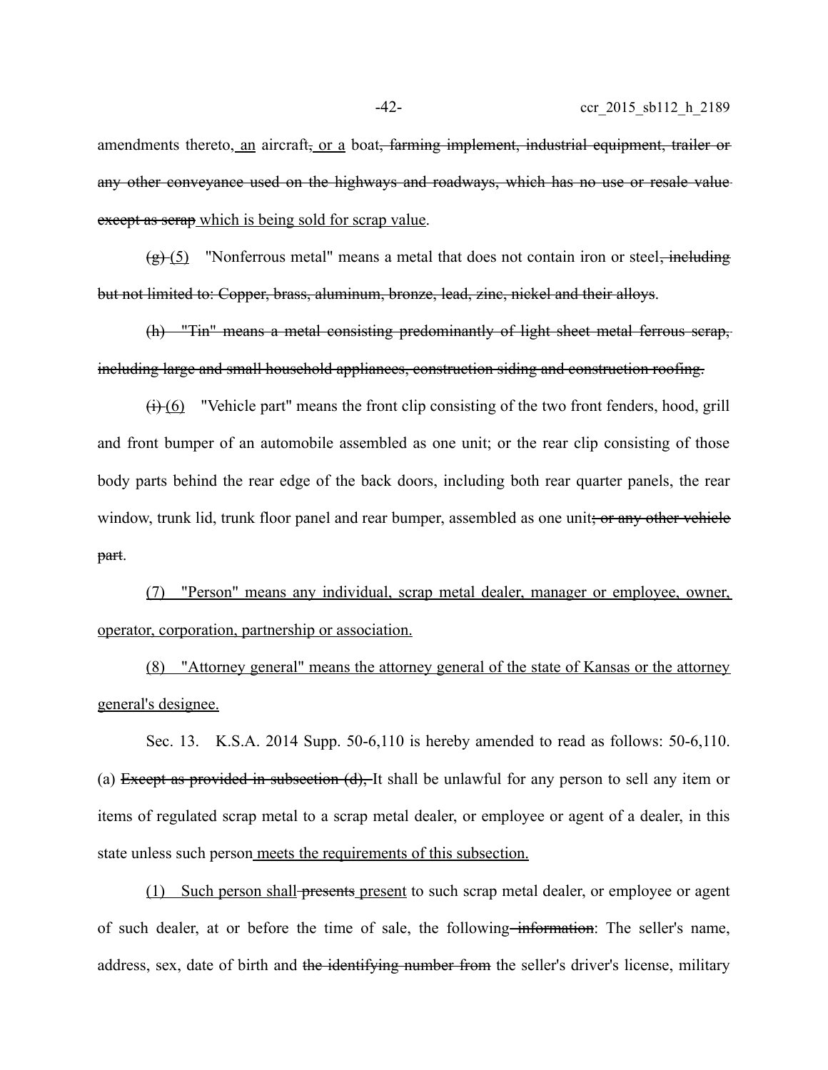amendments thereto, an aircraft, or a boat, farming implement, industrial equipment, trailer or any other conveyance used on the highways and roadways, which has no use or resale value except as scrap which is being sold for scrap value.

(g) (5) "Nonferrous metal" means a metal that does not contain iron or steel, including but not limited to: Copper, brass, aluminum, bronze, lead, zinc, nickel and their alloys.

(h) "Tin" means a metal consisting predominantly of light sheet metal ferrous scrap, including large and small household appliances, construction siding and construction roofing.

(i) (6) "Vehicle part" means the front clip consisting of the two front fenders, hood, grill and front bumper of an automobile assembled as one unit; or the rear clip consisting of those body parts behind the rear edge of the back doors, including both rear quarter panels, the rear window, trunk lid, trunk floor panel and rear bumper, assembled as one unit; or any other vehicle part.

(7) "Person" means any individual, scrap metal dealer, manager or employee, owner, operator, corporation, partnership or association.

(8) "Attorney general" means the attorney general of the state of Kansas or the attorney general's designee.

Sec. 13. K.S.A. 2014 Supp. 50-6,110 is hereby amended to read as follows: 50-6,110. (a) Except as provided in subsection (d), It shall be unlawful for any person to sell any item or items of regulated scrap metal to a scrap metal dealer, or employee or agent of a dealer, in this state unless such person meets the requirements of this subsection.

(1) Such person shall presents present to such scrap metal dealer, or employee or agent of such dealer, at or before the time of sale, the following information: The seller's name, address, sex, date of birth and the identifying number from the seller's driver's license, military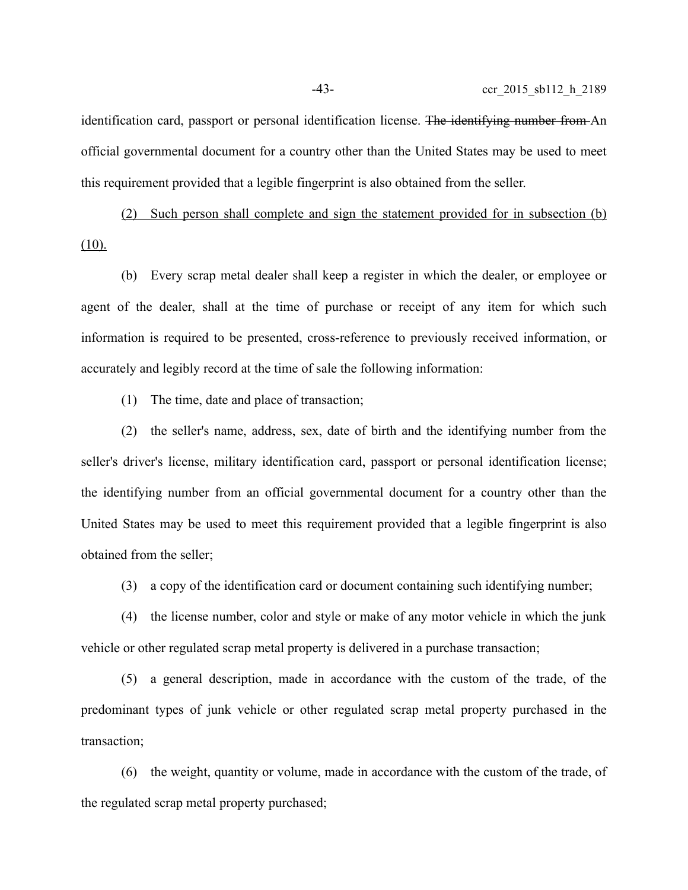identification card, passport or personal identification license. ~~The identifying number from~~ An official governmental document for a country other than the United States may be used to meet this requirement provided that a legible fingerprint is also obtained from the seller.

<u>(2) Such person shall complete and sign the statement provided for in subsection (b)(10).</u>

(b) Every scrap metal dealer shall keep a register in which the dealer, or employee or agent of the dealer, shall at the time of purchase or receipt of any item for which such information is required to be presented, cross-reference to previously received information, or accurately and legibly record at the time of sale the following information:

(1) The time, date and place of transaction;

(2) the seller's name, address, sex, date of birth and the identifying number from the seller's driver's license, military identification card, passport or personal identification license; the identifying number from an official governmental document for a country other than the United States may be used to meet this requirement provided that a legible fingerprint is also obtained from the seller;

(3) a copy of the identification card or document containing such identifying number;

(4) the license number, color and style or make of any motor vehicle in which the junk vehicle or other regulated scrap metal property is delivered in a purchase transaction;

(5) a general description, made in accordance with the custom of the trade, of the predominant types of junk vehicle or other regulated scrap metal property purchased in the transaction;

(6) the weight, quantity or volume, made in accordance with the custom of the trade, of the regulated scrap metal property purchased;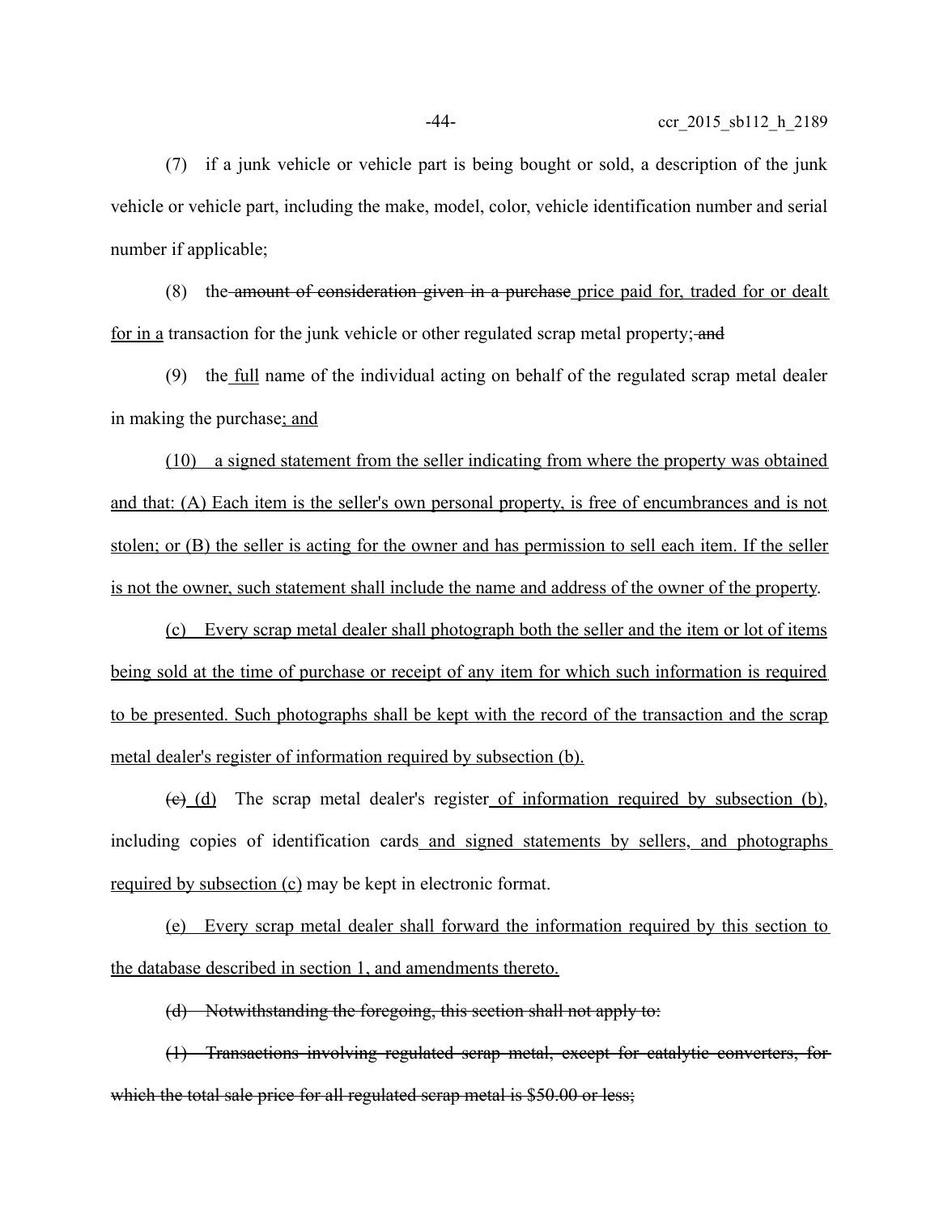(7) if a junk vehicle or vehicle part is being bought or sold, a description of the junk vehicle or vehicle part, including the make, model, color, vehicle identification number and serial number if applicable;

(8) the ~~amount of consideration given in a purchase~~ price paid for, traded for or dealt for in a transaction for the junk vehicle or other regulated scrap metal property; ~~and~~

(9) the full name of the individual acting on behalf of the regulated scrap metal dealer in making the purchase; and

(10) a signed statement from the seller indicating from where the property was obtained and that: (A) Each item is the seller's own personal property, is free of encumbrances and is not stolen; or (B) the seller is acting for the owner and has permission to sell each item. If the seller is not the owner, such statement shall include the name and address of the owner of the property.

(c) Every scrap metal dealer shall photograph both the seller and the item or lot of items being sold at the time of purchase or receipt of any item for which such information is required to be presented. Such photographs shall be kept with the record of the transaction and the scrap metal dealer's register of information required by subsection (b).

~~(c)~~ (d) The scrap metal dealer's register of information required by subsection (b), including copies of identification cards and signed statements by sellers, and photographs required by subsection (c) may be kept in electronic format.

(e) Every scrap metal dealer shall forward the information required by this section to the database described in section 1, and amendments thereto.

~~(d) Notwithstanding the foregoing, this section shall not apply to:~~

~~(1) Transactions involving regulated scrap metal, except for catalytic converters, for which the total sale price for all regulated scrap metal is $50.00 or less;~~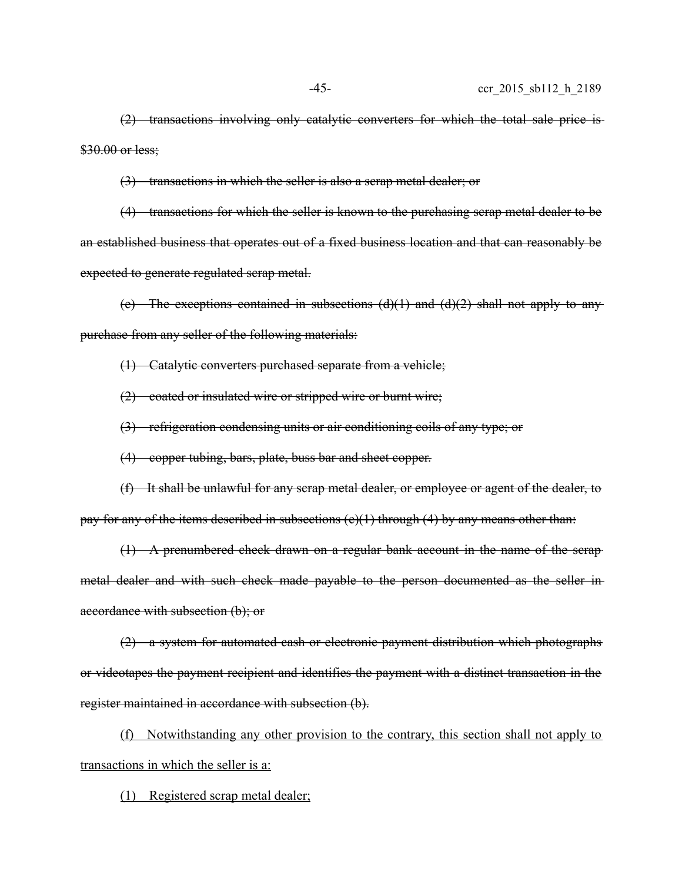~~(2) transactions involving only catalytic converters for which the total sale price is $30.00 or less;~~

~~(3) transactions in which the seller is also a scrap metal dealer; or~~

~~(4) transactions for which the seller is known to the purchasing scrap metal dealer to be an established business that operates out of a fixed business location and that can reasonably be expected to generate regulated scrap metal.~~

~~(e) The exceptions contained in subsections (d)(1) and (d)(2) shall not apply to any purchase from any seller of the following materials:~~

~~(1) Catalytic converters purchased separate from a vehicle;~~

~~(2) coated or insulated wire or stripped wire or burnt wire;~~

~~(3) refrigeration condensing units or air conditioning coils of any type; or~~

~~(4) copper tubing, bars, plate, buss bar and sheet copper.~~

~~(f) It shall be unlawful for any scrap metal dealer, or employee or agent of the dealer, to pay for any of the items described in subsections (e)(1) through (4) by any means other than:~~

~~(1) A prenumbered check drawn on a regular bank account in the name of the scrap metal dealer and with such check made payable to the person documented as the seller in accordance with subsection (b); or~~

~~(2) a system for automated cash or electronic payment distribution which photographs or videotapes the payment recipient and identifies the payment with a distinct transaction in the register maintained in accordance with subsection (b).~~

<u>(f) Notwithstanding any other provision to the contrary, this section shall not apply to transactions in which the seller is a:</u>

<u>(1) Registered scrap metal dealer;</u>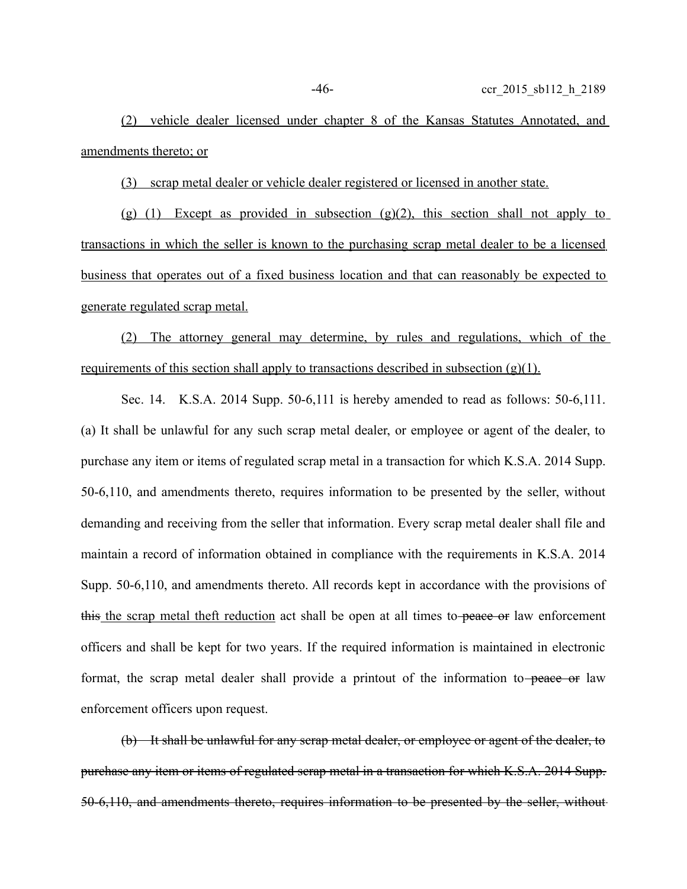(2) vehicle dealer licensed under chapter 8 of the Kansas Statutes Annotated, and amendments thereto; or

(3) scrap metal dealer or vehicle dealer registered or licensed in another state.

(g) (1) Except as provided in subsection (g)(2), this section shall not apply to transactions in which the seller is known to the purchasing scrap metal dealer to be a licensed business that operates out of a fixed business location and that can reasonably be expected to generate regulated scrap metal.

(2) The attorney general may determine, by rules and regulations, which of the requirements of this section shall apply to transactions described in subsection (g)(1).

Sec. 14. K.S.A. 2014 Supp. 50-6,111 is hereby amended to read as follows: 50-6,111. (a) It shall be unlawful for any such scrap metal dealer, or employee or agent of the dealer, to purchase any item or items of regulated scrap metal in a transaction for which K.S.A. 2014 Supp. 50-6,110, and amendments thereto, requires information to be presented by the seller, without demanding and receiving from the seller that information. Every scrap metal dealer shall file and maintain a record of information obtained in compliance with the requirements in K.S.A. 2014 Supp. 50-6,110, and amendments thereto. All records kept in accordance with the provisions of ~~this~~ the scrap metal theft reduction act shall be open at all times to ~~peace or~~ law enforcement officers and shall be kept for two years. If the required information is maintained in electronic format, the scrap metal dealer shall provide a printout of the information to ~~peace or~~ law enforcement officers upon request.

~~(b) It shall be unlawful for any scrap metal dealer, or employee or agent of the dealer, to purchase any item or items of regulated scrap metal in a transaction for which K.S.A. 2014 Supp. 50-6,110, and amendments thereto, requires information to be presented by the seller, without~~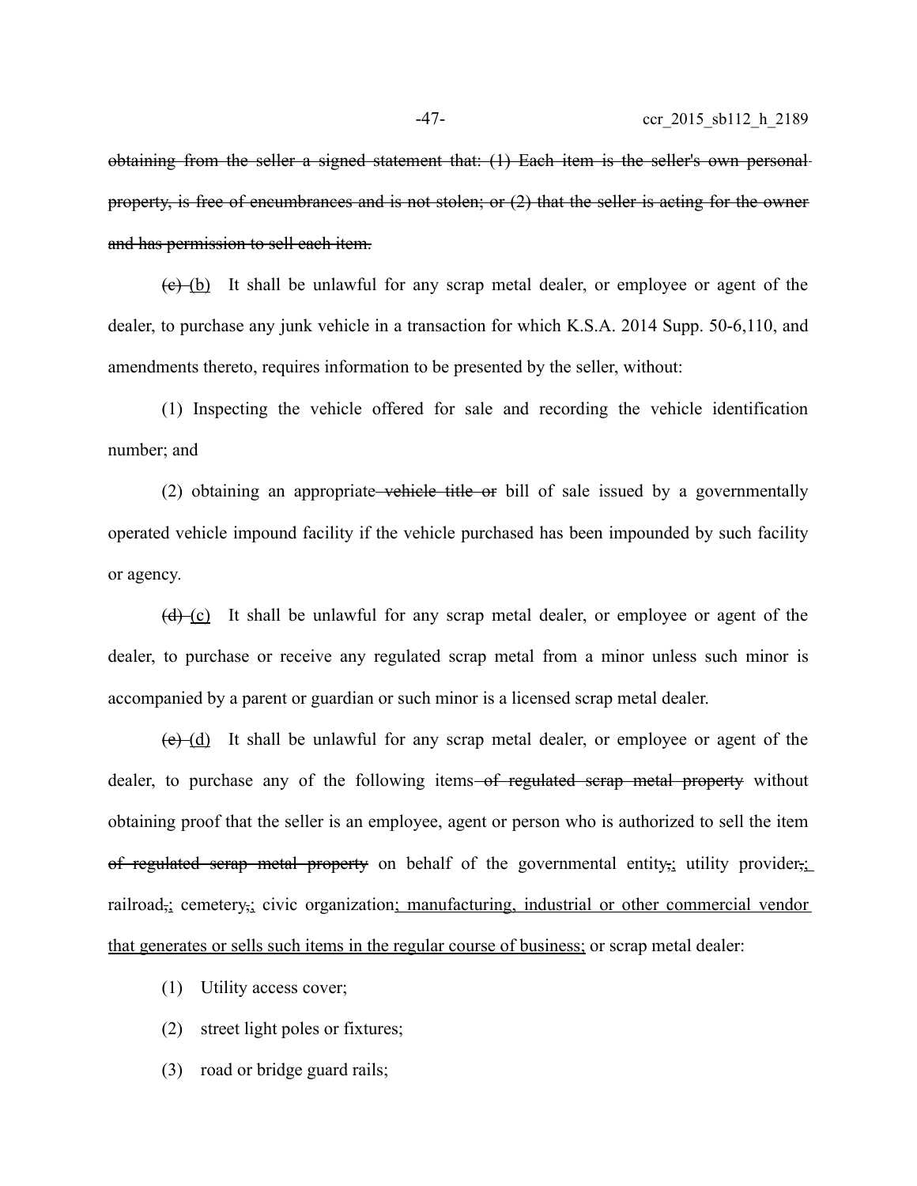~~obtaining from the seller a signed statement that: (1) Each item is the seller's own personal property, is free of encumbrances and is not stolen; or (2) that the seller is acting for the owner and has permission to sell each item.~~

~~(c)~~ <u>(b)</u> It shall be unlawful for any scrap metal dealer, or employee or agent of the dealer, to purchase any junk vehicle in a transaction for which K.S.A. 2014 Supp. 50-6,110, and amendments thereto, requires information to be presented by the seller, without:

(1) Inspecting the vehicle offered for sale and recording the vehicle identification number; and

(2) obtaining an appropriate ~~vehicle title or~~ bill of sale issued by a governmentally operated vehicle impound facility if the vehicle purchased has been impounded by such facility or agency.

~~(d)~~ <u>(c)</u> It shall be unlawful for any scrap metal dealer, or employee or agent of the dealer, to purchase or receive any regulated scrap metal from a minor unless such minor is accompanied by a parent or guardian or such minor is a licensed scrap metal dealer.

~~(e)~~ <u>(d)</u> It shall be unlawful for any scrap metal dealer, or employee or agent of the dealer, to purchase any of the following items ~~of regulated scrap metal property~~ without obtaining proof that the seller is an employee, agent or person who is authorized to sell the item ~~of regulated scrap metal property~~ on behalf of the governmental entity~~,~~<u>;</u> utility provider~~,~~<u>;</u> railroad~~,~~<u>;</u> cemetery~~,~~<u>;</u> civic organization<u>; manufacturing, industrial or other commercial vendor that generates or sells such items in the regular course of business;</u> or scrap metal dealer:

(1) Utility access cover;

(2) street light poles or fixtures;

(3) road or bridge guard rails;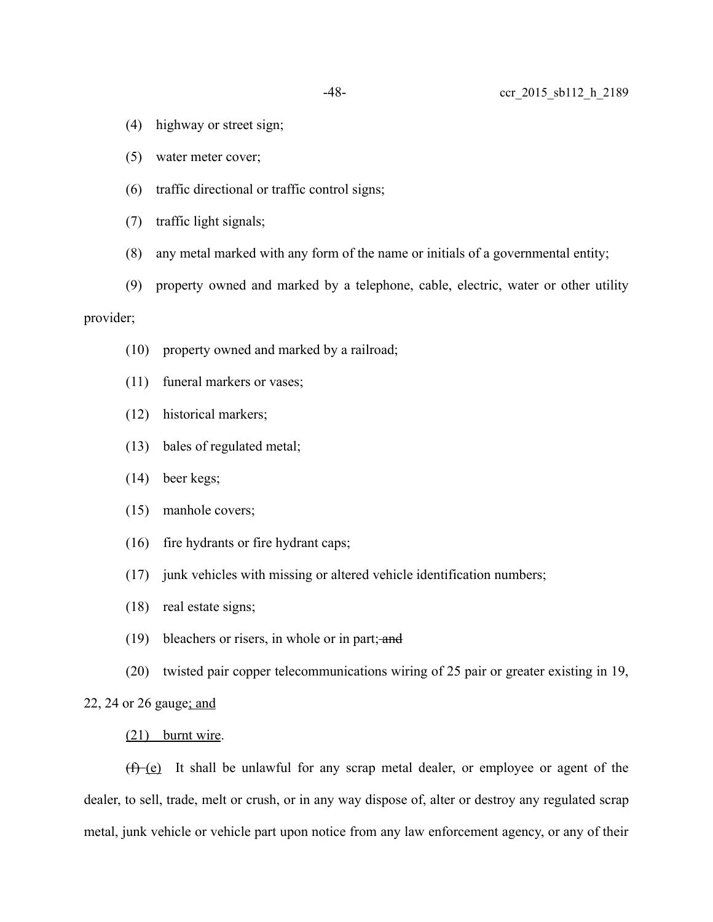(4) highway or street sign;

(5) water meter cover;

(6) traffic directional or traffic control signs;

(7) traffic light signals;

(8) any metal marked with any form of the name or initials of a governmental entity;

(9) property owned and marked by a telephone, cable, electric, water or other utility provider;

(10) property owned and marked by a railroad;

(11) funeral markers or vases;

(12) historical markers;

(13) bales of regulated metal;

(14) beer kegs;

(15) manhole covers;

(16) fire hydrants or fire hydrant caps;

(17) junk vehicles with missing or altered vehicle identification numbers;

(18) real estate signs;

(19) bleachers or risers, in whole or in part; ~~and~~

(20) twisted pair copper telecommunications wiring of 25 pair or greater existing in 19, 22, 24 or 26 gauge<u>; and</u>

<u>(21) burnt wire</u>.

~~(f)~~ <u>(e)</u> It shall be unlawful for any scrap metal dealer, or employee or agent of the dealer, to sell, trade, melt or crush, or in any way dispose of, alter or destroy any regulated scrap metal, junk vehicle or vehicle part upon notice from any law enforcement agency, or any of their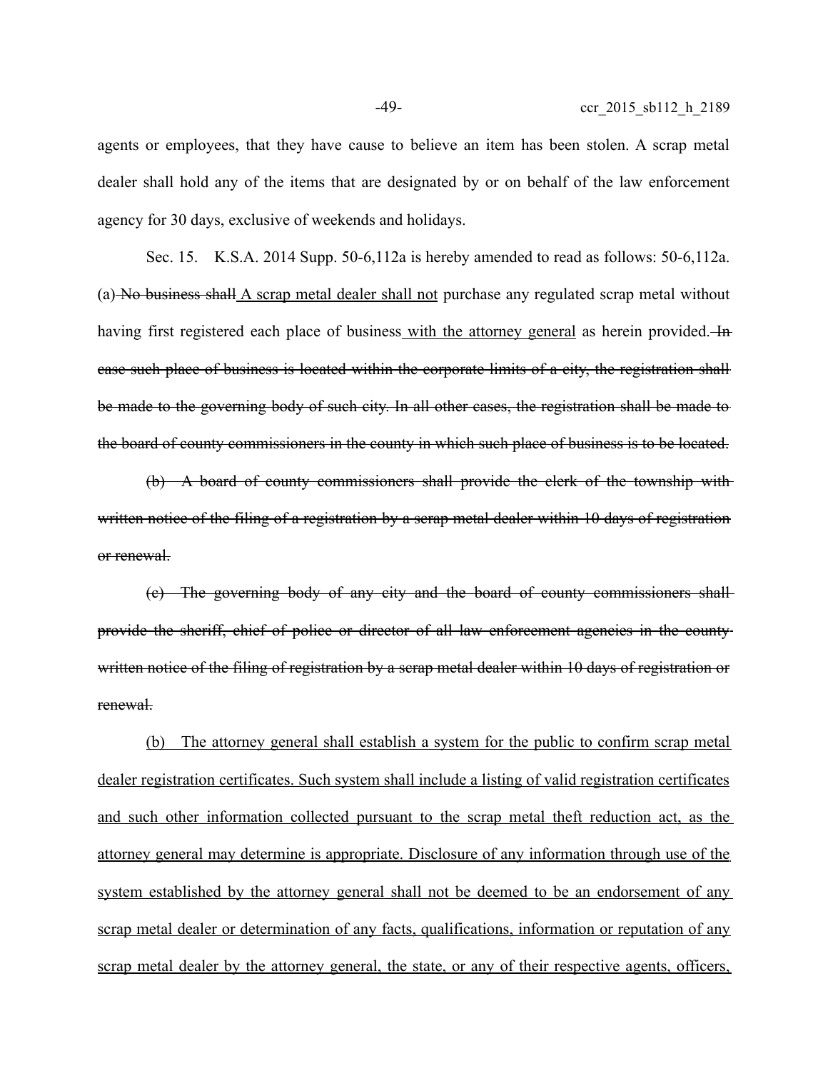agents or employees, that they have cause to believe an item has been stolen. A scrap metal dealer shall hold any of the items that are designated by or on behalf of the law enforcement agency for 30 days, exclusive of weekends and holidays.

Sec. 15. K.S.A. 2014 Supp. 50-6,112a is hereby amended to read as follows: 50-6,112a. (a) ~~No business shall~~ <u>A scrap metal dealer shall not</u> purchase any regulated scrap metal without having first registered each place of business <u>with the attorney general</u> as herein provided. ~~In case such place of business is located within the corporate limits of a city, the registration shall be made to the governing body of such city. In all other cases, the registration shall be made to the board of county commissioners in the county in which such place of business is to be located.~~

~~(b) A board of county commissioners shall provide the clerk of the township with written notice of the filing of a registration by a scrap metal dealer within 10 days of registration or renewal.~~

~~(c) The governing body of any city and the board of county commissioners shall provide the sheriff, chief of police or director of all law enforcement agencies in the county written notice of the filing of registration by a scrap metal dealer within 10 days of registration or renewal.~~

<u>(b) The attorney general shall establish a system for the public to confirm scrap metal dealer registration certificates. Such system shall include a listing of valid registration certificates and such other information collected pursuant to the scrap metal theft reduction act, as the attorney general may determine is appropriate. Disclosure of any information through use of the system established by the attorney general shall not be deemed to be an endorsement of any scrap metal dealer or determination of any facts, qualifications, information or reputation of any scrap metal dealer by the attorney general, the state, or any of their respective agents, officers,</u>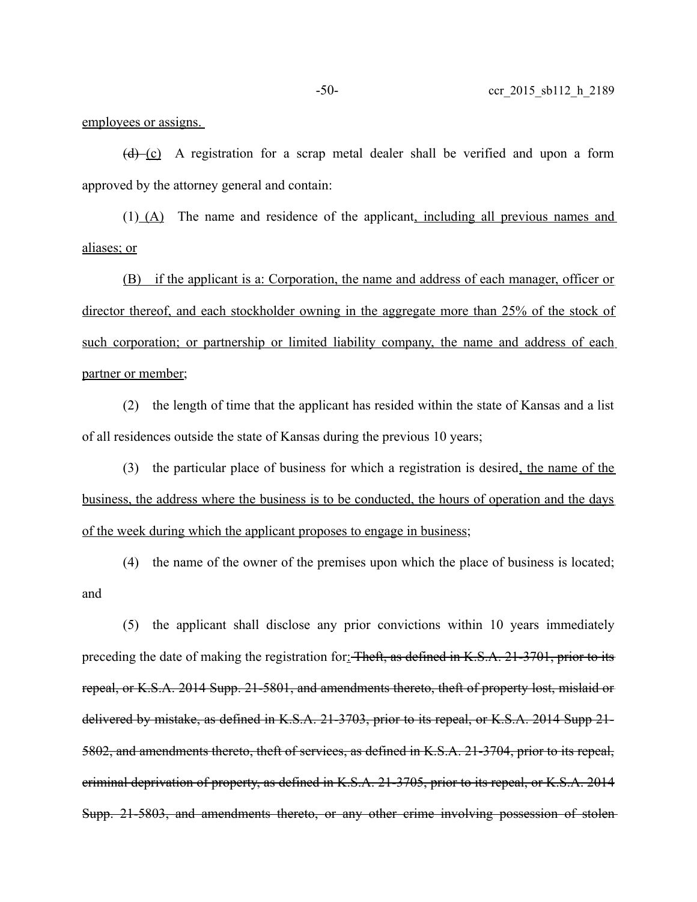employees or assigns.

~~(d)~~ (c) A registration for a scrap metal dealer shall be verified and upon a form approved by the attorney general and contain:

~~(1)~~ (A) The name and residence of the applicant, including all previous names and aliases; or

(B) if the applicant is a: Corporation, the name and address of each manager, officer or director thereof, and each stockholder owning in the aggregate more than 25% of the stock of such corporation; or partnership or limited liability company, the name and address of each partner or member;

(2) the length of time that the applicant has resided within the state of Kansas and a list of all residences outside the state of Kansas during the previous 10 years;

(3) the particular place of business for which a registration is desired, the name of the business, the address where the business is to be conducted, the hours of operation and the days of the week during which the applicant proposes to engage in business;

(4) the name of the owner of the premises upon which the place of business is located; and

(5) the applicant shall disclose any prior convictions within 10 years immediately preceding the date of making the registration for: ~~Theft, as defined in K.S.A. 21-3701, prior to its repeal, or K.S.A. 2014 Supp. 21-5801, and amendments thereto, theft of property lost, mislaid or delivered by mistake, as defined in K.S.A. 21-3703, prior to its repeal, or K.S.A. 2014 Supp 21-5802, and amendments thereto, theft of services, as defined in K.S.A. 21-3704, prior to its repeal, criminal deprivation of property, as defined in K.S.A. 21-3705, prior to its repeal, or K.S.A. 2014 Supp. 21-5803, and amendments thereto, or any other crime involving possession of stolen~~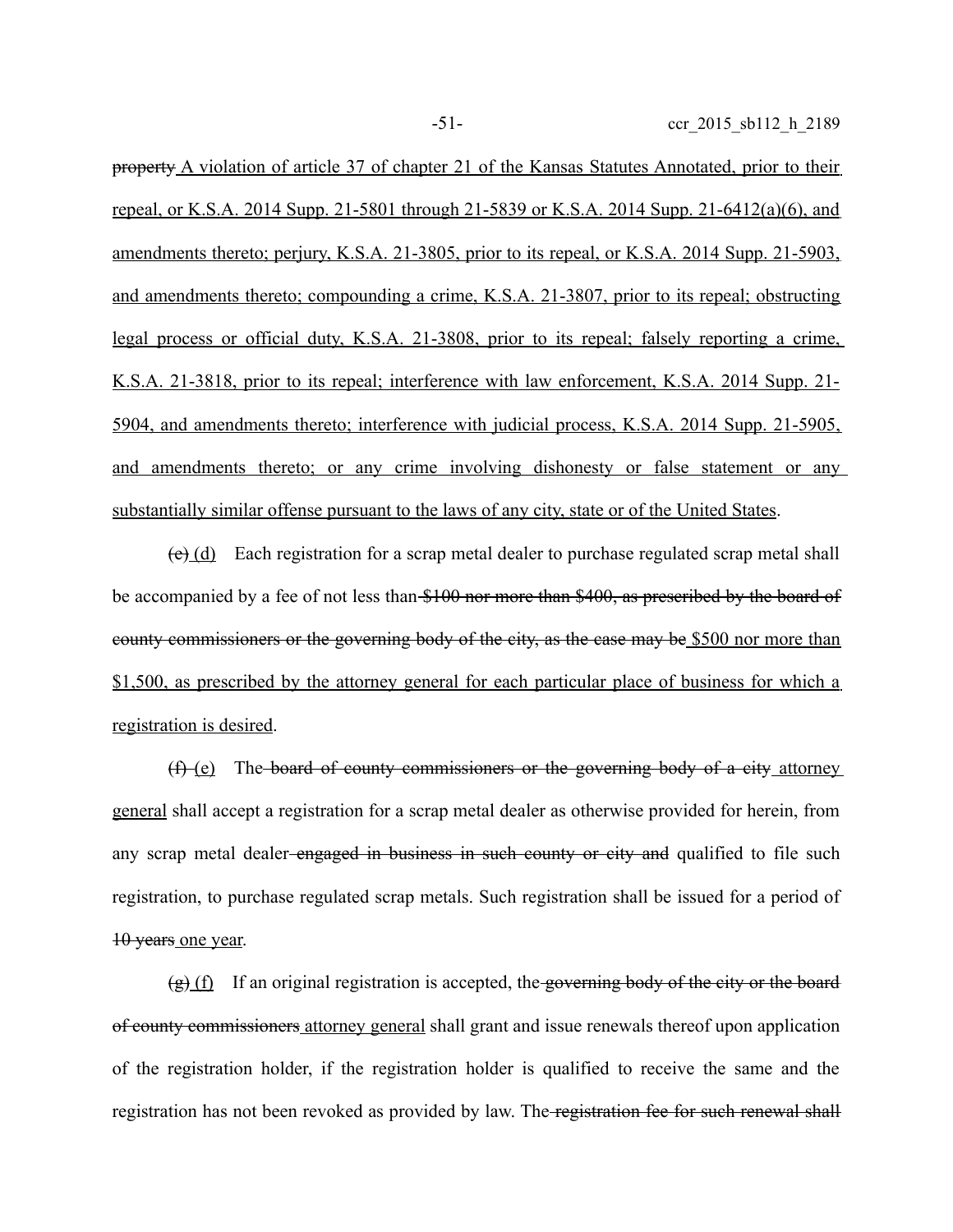~~property~~ <u>A violation of article 37 of chapter 21 of the Kansas Statutes Annotated, prior to their repeal, or K.S.A. 2014 Supp. 21-5801 through 21-5839 or K.S.A. 2014 Supp. 21-6412(a)(6), and amendments thereto; perjury, K.S.A. 21-3805, prior to its repeal, or K.S.A. 2014 Supp. 21-5903, and amendments thereto; compounding a crime, K.S.A. 21-3807, prior to its repeal; obstructing legal process or official duty, K.S.A. 21-3808, prior to its repeal; falsely reporting a crime, K.S.A. 21-3818, prior to its repeal; interference with law enforcement, K.S.A. 2014 Supp. 21-5904, and amendments thereto; interference with judicial process, K.S.A. 2014 Supp. 21-5905, and amendments thereto; or any crime involving dishonesty or false statement or any substantially similar offense pursuant to the laws of any city, state or of the United States</u>.

~~(e)~~ <u>(d)</u> Each registration for a scrap metal dealer to purchase regulated scrap metal shall be accompanied by a fee of not less than ~~$100 nor more than $400, as prescribed by the board of county commissioners or the governing body of the city, as the case may be~~ <u>$500 nor more than $1,500, as prescribed by the attorney general for each particular place of business for which a registration is desired</u>.

~~(f)~~ <u>(e)</u> The ~~board of county commissioners or the governing body of a city~~ <u>attorney general</u> shall accept a registration for a scrap metal dealer as otherwise provided for herein, from any scrap metal dealer ~~engaged in business in such county or city and~~ qualified to file such registration, to purchase regulated scrap metals. Such registration shall be issued for a period of ~~10 years~~ <u>one year</u>.

~~(g)~~ <u>(f)</u> If an original registration is accepted, the ~~governing body of the city or the board of county commissioners~~ <u>attorney general</u> shall grant and issue renewals thereof upon application of the registration holder, if the registration holder is qualified to receive the same and the registration has not been revoked as provided by law. The ~~registration fee for such renewal shall~~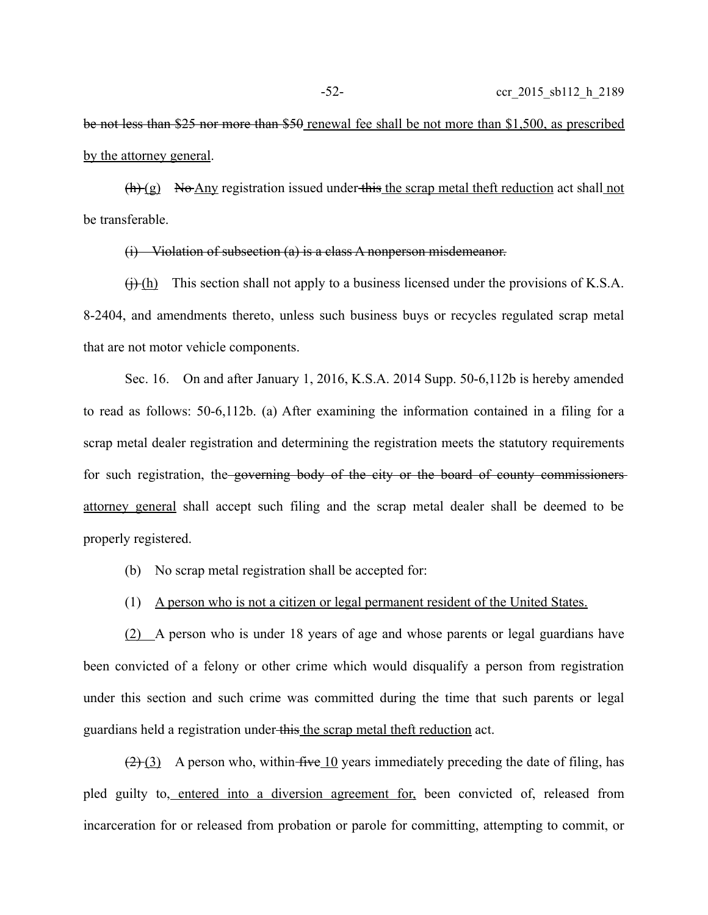~~be not less than $25 nor more than $50~~ renewal fee shall be not more than $1,500, as prescribed by the attorney general.

~~(h)~~ (g) ~~No~~ Any registration issued under ~~this~~ the scrap metal theft reduction act shall not be transferable.

~~(i) Violation of subsection (a) is a class A nonperson misdemeanor.~~

~~(j)~~ (h) This section shall not apply to a business licensed under the provisions of K.S.A. 8-2404, and amendments thereto, unless such business buys or recycles regulated scrap metal that are not motor vehicle components.

Sec. 16. On and after January 1, 2016, K.S.A. 2014 Supp. 50-6,112b is hereby amended to read as follows: 50-6,112b. (a) After examining the information contained in a filing for a scrap metal dealer registration and determining the registration meets the statutory requirements for such registration, the ~~governing body of the city or the board of county commissioners~~ attorney general shall accept such filing and the scrap metal dealer shall be deemed to be properly registered.

(b) No scrap metal registration shall be accepted for:

(1) A person who is not a citizen or legal permanent resident of the United States.

(2) A person who is under 18 years of age and whose parents or legal guardians have been convicted of a felony or other crime which would disqualify a person from registration under this section and such crime was committed during the time that such parents or legal guardians held a registration under ~~this~~ the scrap metal theft reduction act.

~~(2)~~ (3) A person who, within ~~five~~ 10 years immediately preceding the date of filing, has pled guilty to, entered into a diversion agreement for, been convicted of, released from incarceration for or released from probation or parole for committing, attempting to commit, or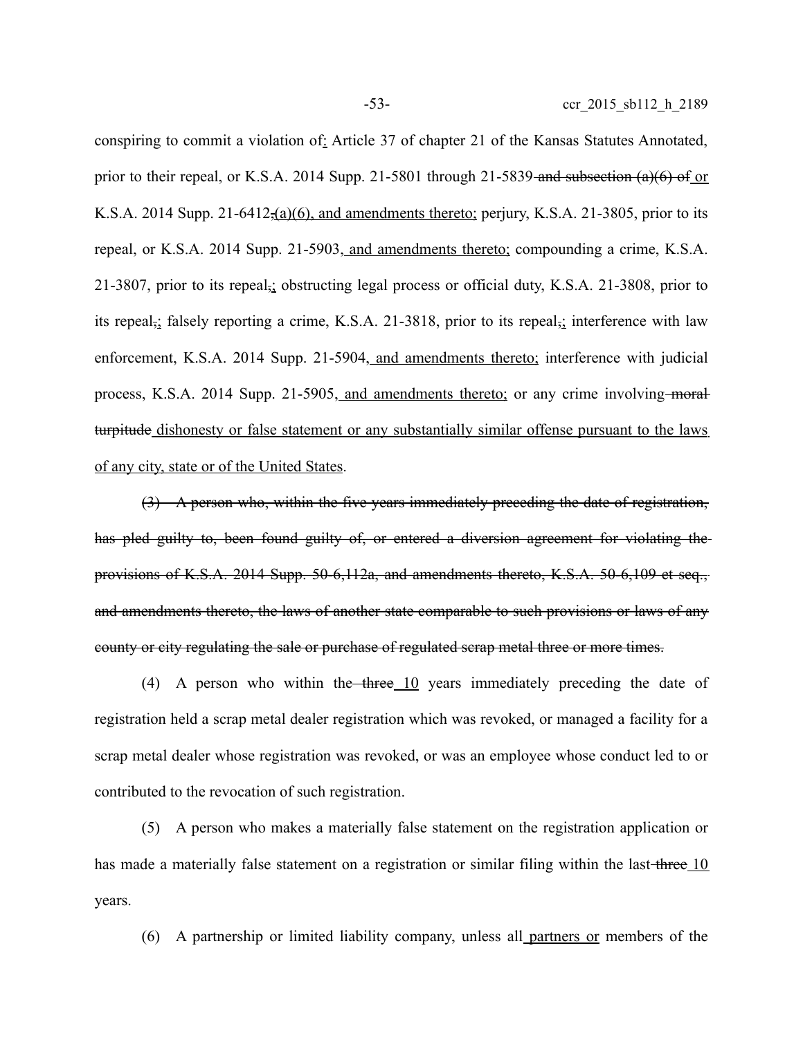conspiring to commit a violation of: Article 37 of chapter 21 of the Kansas Statutes Annotated, prior to their repeal, or K.S.A. 2014 Supp. 21-5801 through 21-5839 ~~and subsection (a)(6) of~~ or K.S.A. 2014 Supp. 21-6412~~,~~(a)(6), and amendments thereto; perjury, K.S.A. 21-3805, prior to its repeal, or K.S.A. 2014 Supp. 21-5903, and amendments thereto; compounding a crime, K.S.A. 21-3807, prior to its repeal~~,~~; obstructing legal process or official duty, K.S.A. 21-3808, prior to its repeal~~,~~; falsely reporting a crime, K.S.A. 21-3818, prior to its repeal~~,~~; interference with law enforcement, K.S.A. 2014 Supp. 21-5904, and amendments thereto; interference with judicial process, K.S.A. 2014 Supp. 21-5905, and amendments thereto; or any crime involving ~~moral turpitude~~ dishonesty or false statement or any substantially similar offense pursuant to the laws of any city, state or of the United States.

~~(3) A person who, within the five years immediately preceding the date of registration, has pled guilty to, been found guilty of, or entered a diversion agreement for violating the provisions of K.S.A. 2014 Supp. 50-6,112a, and amendments thereto, K.S.A. 50-6,109 et seq., and amendments thereto, the laws of another state comparable to such provisions or laws of any county or city regulating the sale or purchase of regulated scrap metal three or more times.~~

(4) A person who within the ~~three~~ 10 years immediately preceding the date of registration held a scrap metal dealer registration which was revoked, or managed a facility for a scrap metal dealer whose registration was revoked, or was an employee whose conduct led to or contributed to the revocation of such registration.

(5) A person who makes a materially false statement on the registration application or has made a materially false statement on a registration or similar filing within the last ~~three~~ 10 years.

(6) A partnership or limited liability company, unless all partners or members of the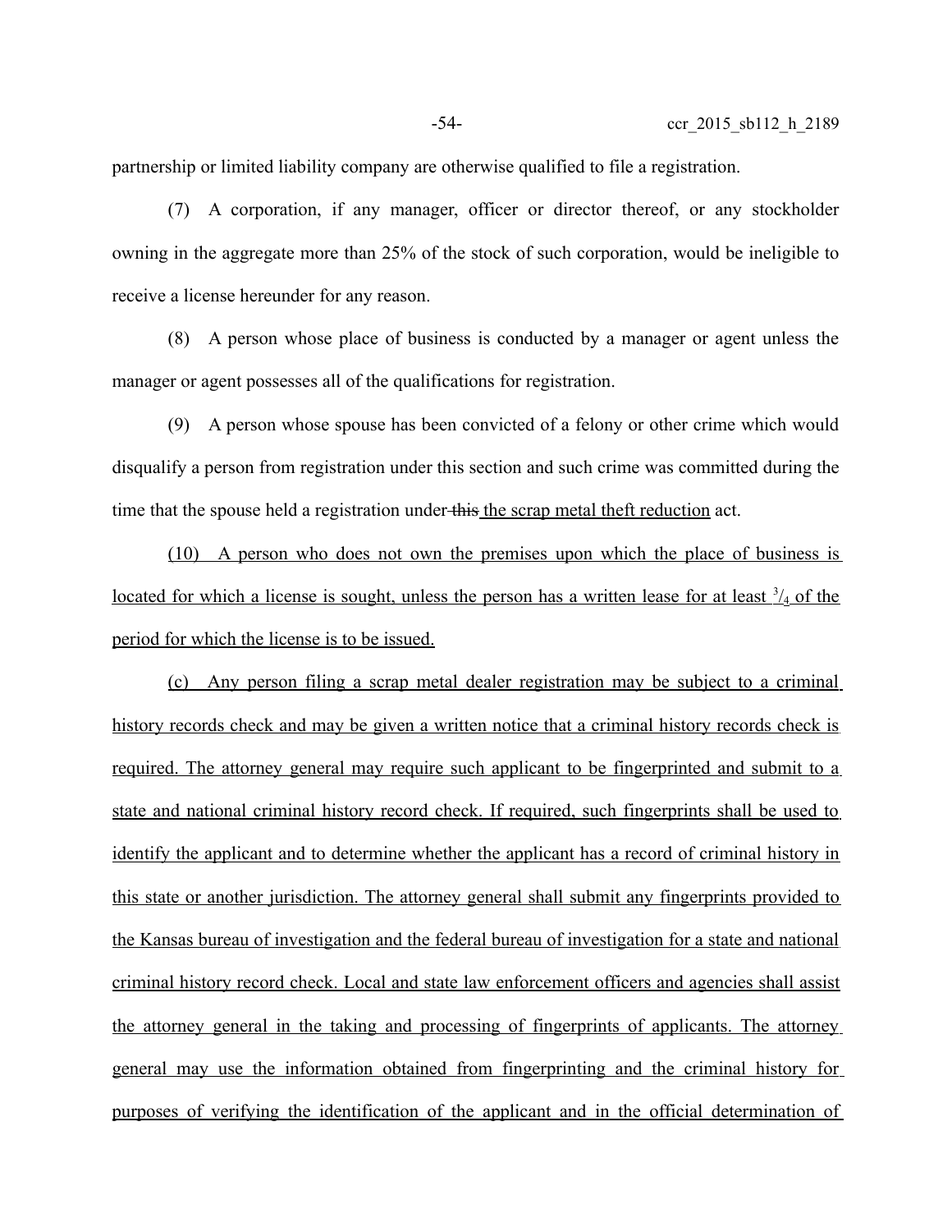partnership or limited liability company are otherwise qualified to file a registration.

(7) A corporation, if any manager, officer or director thereof, or any stockholder owning in the aggregate more than 25% of the stock of such corporation, would be ineligible to receive a license hereunder for any reason.

(8) A person whose place of business is conducted by a manager or agent unless the manager or agent possesses all of the qualifications for registration.

(9) A person whose spouse has been convicted of a felony or other crime which would disqualify a person from registration under this section and such crime was committed during the time that the spouse held a registration under ~~this~~ the scrap metal theft reduction act.

(10) A person who does not own the premises upon which the place of business is located for which a license is sought, unless the person has a written lease for at least $^3/_4$ of the period for which the license is to be issued.

(c) Any person filing a scrap metal dealer registration may be subject to a criminal history records check and may be given a written notice that a criminal history records check is required. The attorney general may require such applicant to be fingerprinted and submit to a state and national criminal history record check. If required, such fingerprints shall be used to identify the applicant and to determine whether the applicant has a record of criminal history in this state or another jurisdiction. The attorney general shall submit any fingerprints provided to the Kansas bureau of investigation and the federal bureau of investigation for a state and national criminal history record check. Local and state law enforcement officers and agencies shall assist the attorney general in the taking and processing of fingerprints of applicants. The attorney general may use the information obtained from fingerprinting and the criminal history for purposes of verifying the identification of the applicant and in the official determination of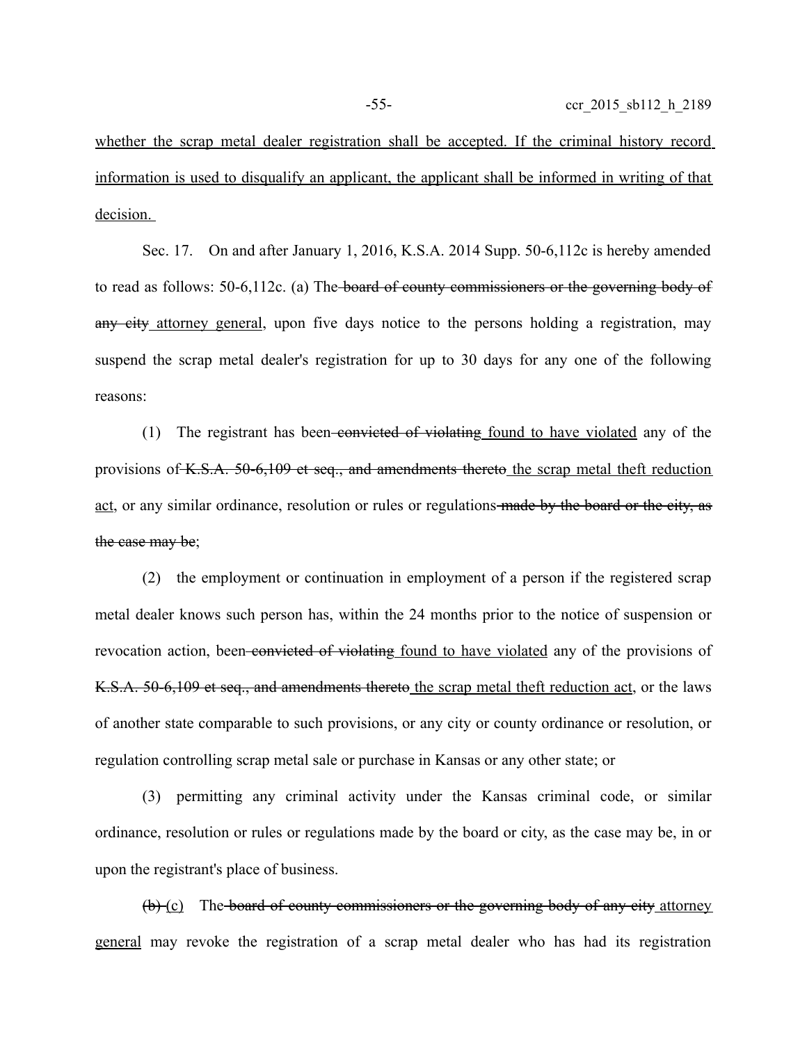whether the scrap metal dealer registration shall be accepted. If the criminal history record information is used to disqualify an applicant, the applicant shall be informed in writing of that decision.

Sec. 17. On and after January 1, 2016, K.S.A. 2014 Supp. 50-6,112c is hereby amended to read as follows: 50-6,112c. (a) The ~~board of county commissioners or the governing body of any city~~ attorney general, upon five days notice to the persons holding a registration, may suspend the scrap metal dealer's registration for up to 30 days for any one of the following reasons:

(1) The registrant has been ~~convicted of violating~~ found to have violated any of the provisions of ~~K.S.A. 50-6,109 et seq., and amendments thereto~~ the scrap metal theft reduction act, or any similar ordinance, resolution or rules or regulations ~~made by the board or the city, as the case may be~~;

(2) the employment or continuation in employment of a person if the registered scrap metal dealer knows such person has, within the 24 months prior to the notice of suspension or revocation action, been ~~convicted of violating~~ found to have violated any of the provisions of ~~K.S.A. 50-6,109 et seq., and amendments thereto~~ the scrap metal theft reduction act, or the laws of another state comparable to such provisions, or any city or county ordinance or resolution, or regulation controlling scrap metal sale or purchase in Kansas or any other state; or

(3) permitting any criminal activity under the Kansas criminal code, or similar ordinance, resolution or rules or regulations made by the board or city, as the case may be, in or upon the registrant's place of business.

~~(b)~~ (c) The ~~board of county commissioners or the governing body of any city~~ attorney general may revoke the registration of a scrap metal dealer who has had its registration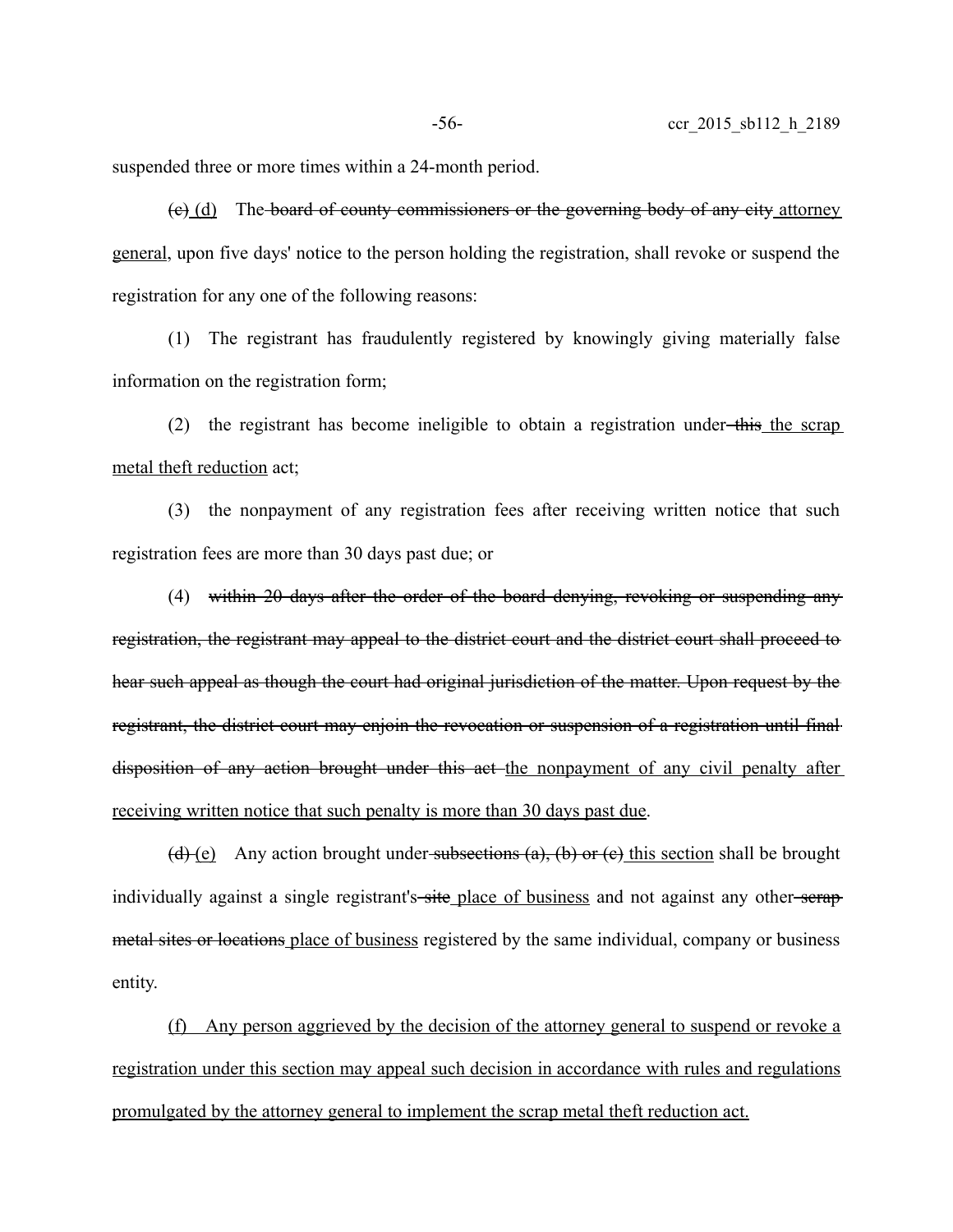suspended three or more times within a 24-month period.

~~(c)~~ <u>(d)</u> The ~~board of county commissioners or the governing body of any city~~ <u>attorney general</u>, upon five days' notice to the person holding the registration, shall revoke or suspend the registration for any one of the following reasons:

(1) The registrant has fraudulently registered by knowingly giving materially false information on the registration form;

(2) the registrant has become ineligible to obtain a registration under ~~this~~ <u>the scrap metal theft reduction</u> act;

(3) the nonpayment of any registration fees after receiving written notice that such registration fees are more than 30 days past due; or

(4) ~~within 20 days after the order of the board denying, revoking or suspending any registration, the registrant may appeal to the district court and the district court shall proceed to hear such appeal as though the court had original jurisdiction of the matter. Upon request by the registrant, the district court may enjoin the revocation or suspension of a registration until final disposition of any action brought under this act~~ <u>the nonpayment of any civil penalty after receiving written notice that such penalty is more than 30 days past due</u>.

~~(d)~~ <u>(e)</u> Any action brought under ~~subsections (a), (b) or (c)~~ <u>this section</u> shall be brought individually against a single registrant's ~~site~~ <u>place of business</u> and not against any other ~~scrap metal sites or locations~~ <u>place of business</u> registered by the same individual, company or business entity.

<u>(f) Any person aggrieved by the decision of the attorney general to suspend or revoke a registration under this section may appeal such decision in accordance with rules and regulations promulgated by the attorney general to implement the scrap metal theft reduction act.</u>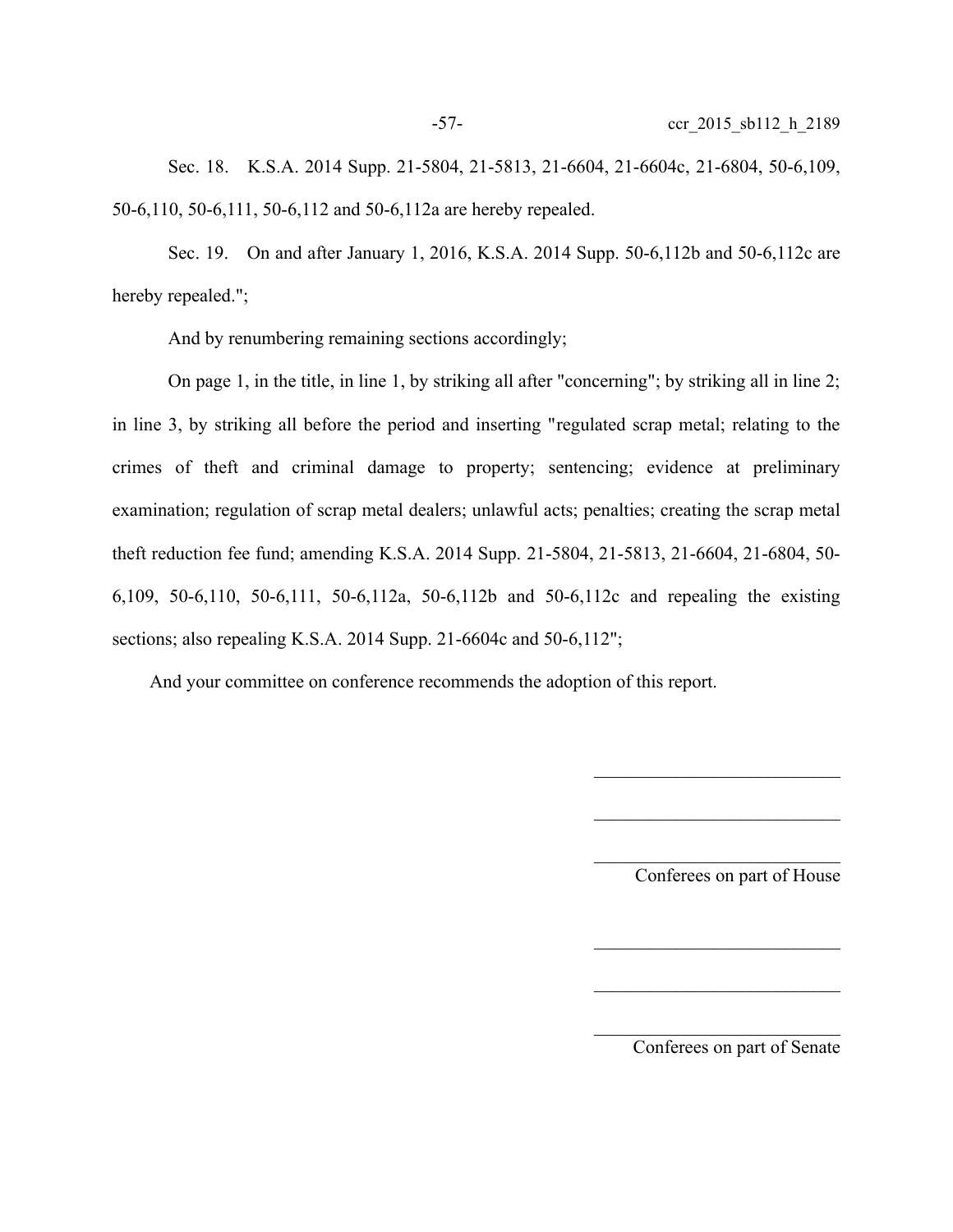Sec. 18. K.S.A. 2014 Supp. 21-5804, 21-5813, 21-6604, 21-6604c, 21-6804, 50-6,109, 50-6,110, 50-6,111, 50-6,112 and 50-6,112a are hereby repealed.

Sec. 19. On and after January 1, 2016, K.S.A. 2014 Supp. 50-6,112b and 50-6,112c are hereby repealed.";

And by renumbering remaining sections accordingly;

On page 1, in the title, in line 1, by striking all after "concerning"; by striking all in line 2; in line 3, by striking all before the period and inserting "regulated scrap metal; relating to the crimes of theft and criminal damage to property; sentencing; evidence at preliminary examination; regulation of scrap metal dealers; unlawful acts; penalties; creating the scrap metal theft reduction fee fund; amending K.S.A. 2014 Supp. 21-5804, 21-5813, 21-6604, 21-6804, 50-6,109, 50-6,110, 50-6,111, 50-6,112a, 50-6,112b and 50-6,112c and repealing the existing sections; also repealing K.S.A. 2014 Supp. 21-6604c and 50-6,112";

And your committee on conference recommends the adoption of this report.

\_\_\_\_\_\_\_\_\_\_\_\_\_\_\_\_\_\_\_\_\_\_\_\_\_\_\_

\_\_\_\_\_\_\_\_\_\_\_\_\_\_\_\_\_\_\_\_\_\_\_\_\_\_\_

\_\_\_\_\_\_\_\_\_\_\_\_\_\_\_\_\_\_\_\_\_\_\_\_\_\_\_

Conferees on part of House

\_\_\_\_\_\_\_\_\_\_\_\_\_\_\_\_\_\_\_\_\_\_\_\_\_\_\_

\_\_\_\_\_\_\_\_\_\_\_\_\_\_\_\_\_\_\_\_\_\_\_\_\_\_\_

\_\_\_\_\_\_\_\_\_\_\_\_\_\_\_\_\_\_\_\_\_\_\_\_\_\_\_

Conferees on part of Senate